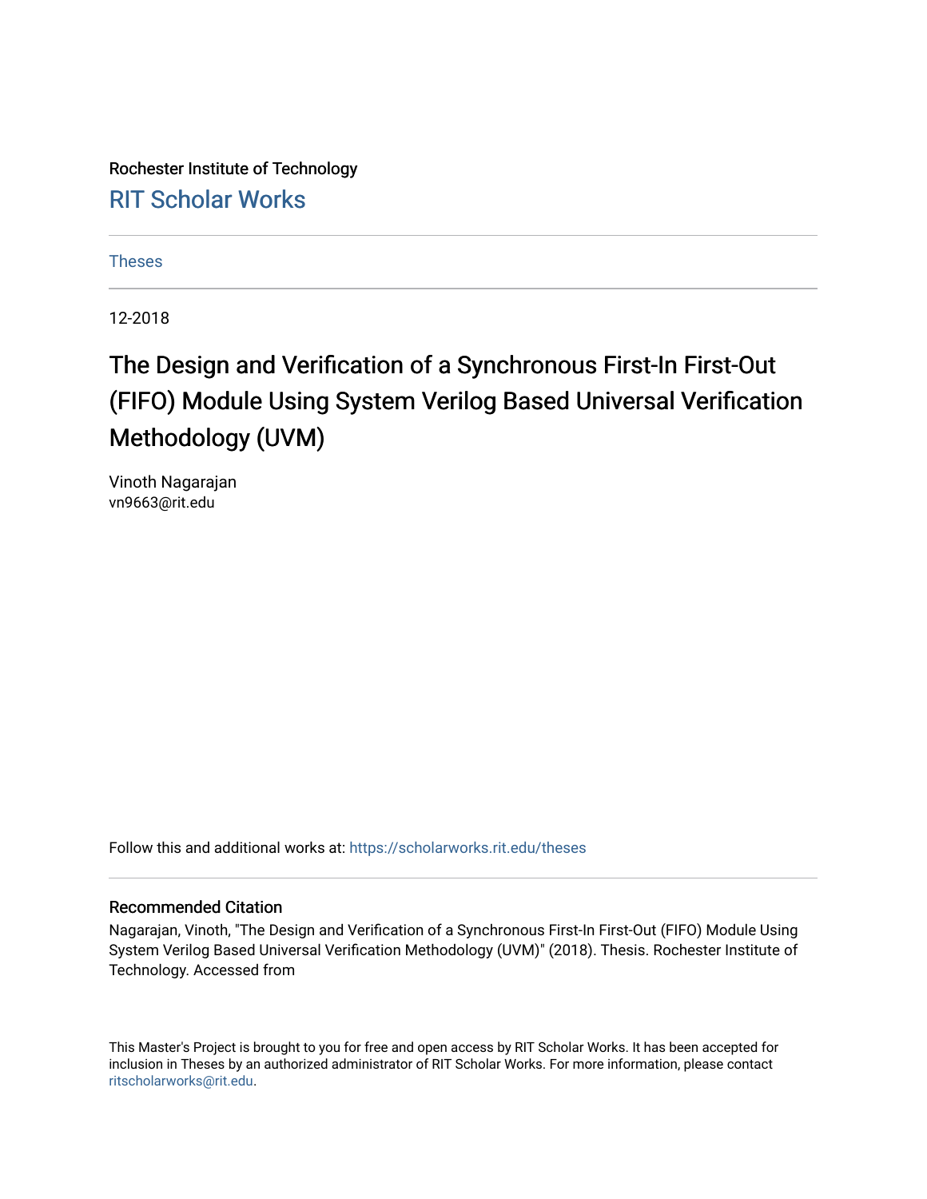Rochester Institute of Technology

RIT Scholar Works

Theses

12-2018

# The Design and Verification of a Synchronous First-In First-Out (FIFO) Module Using System Verilog Based Universal Verification Methodology (UVM)

Vinoth Nagarajan
vn9663@rit.edu

Follow this and additional works at: https://scholarworks.rit.edu/theses

### Recommended Citation

Nagarajan, Vinoth, "The Design and Verification of a Synchronous First-In First-Out (FIFO) Module Using System Verilog Based Universal Verification Methodology (UVM)" (2018). Thesis. Rochester Institute of Technology. Accessed from

This Master's Project is brought to you for free and open access by RIT Scholar Works. It has been accepted for inclusion in Theses by an authorized administrator of RIT Scholar Works. For more information, please contact ritscholarworks@rit.edu.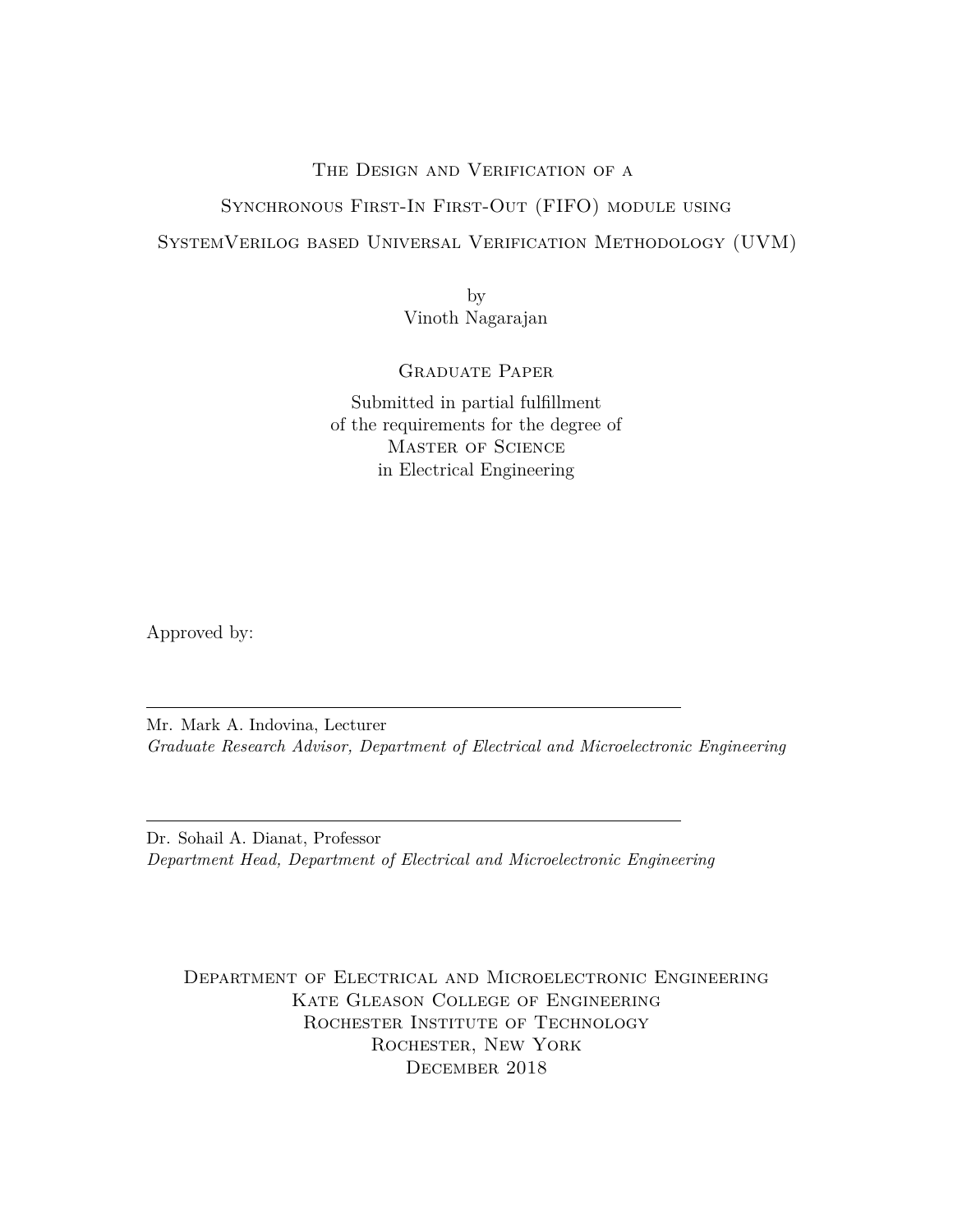# The Design and Verification of a Synchronous First-In First-Out (FIFO) module using SystemVerilog based Universal Verification Methodology (UVM)

by
Vinoth Nagarajan

Graduate Paper

Submitted in partial fulfillment
of the requirements for the degree of
Master of Science
in Electrical Engineering

Approved by:

---

Mr. Mark A. Indovina, Lecturer
*Graduate Research Advisor, Department of Electrical and Microelectronic Engineering*

---

Dr. Sohail A. Dianat, Professor
*Department Head, Department of Electrical and Microelectronic Engineering*

Department of Electrical and Microelectronic Engineering
Kate Gleason College of Engineering
Rochester Institute of Technology
Rochester, New York
December 2018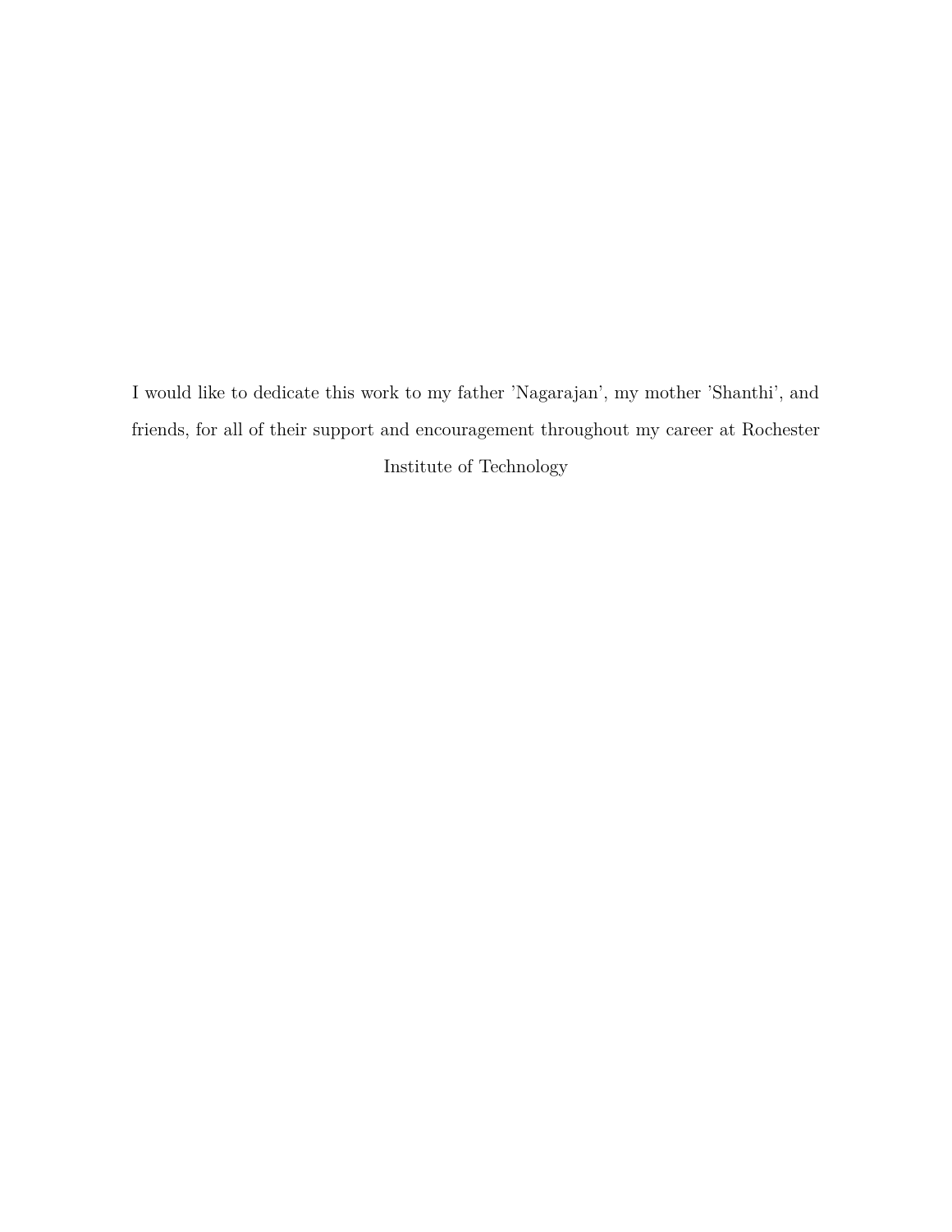I would like to dedicate this work to my father 'Nagarajan', my mother 'Shanthi', and friends, for all of their support and encouragement throughout my career at Rochester Institute of Technology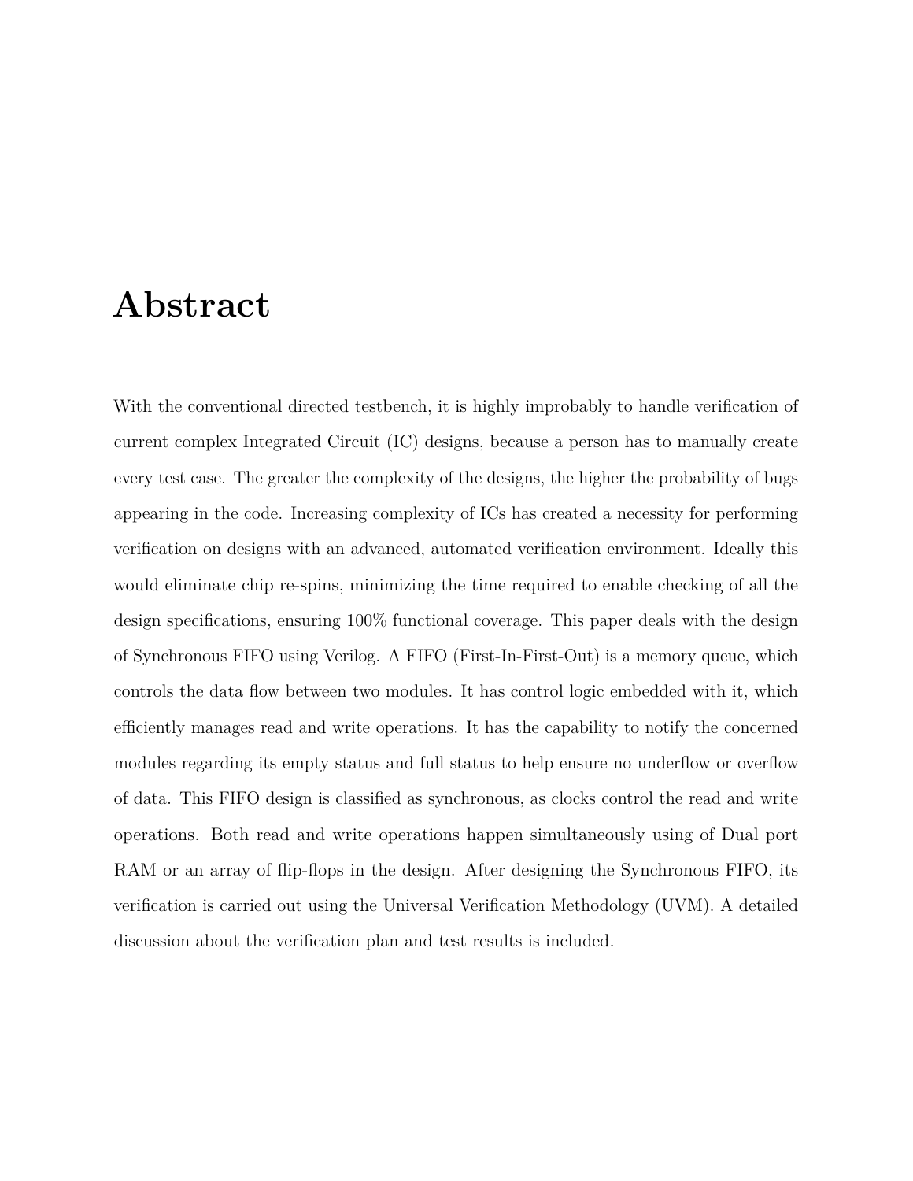# Abstract

With the conventional directed testbench, it is highly improbably to handle verification of current complex Integrated Circuit (IC) designs, because a person has to manually create every test case. The greater the complexity of the designs, the higher the probability of bugs appearing in the code. Increasing complexity of ICs has created a necessity for performing verification on designs with an advanced, automated verification environment. Ideally this would eliminate chip re-spins, minimizing the time required to enable checking of all the design specifications, ensuring 100% functional coverage. This paper deals with the design of Synchronous FIFO using Verilog. A FIFO (First-In-First-Out) is a memory queue, which controls the data flow between two modules. It has control logic embedded with it, which efficiently manages read and write operations. It has the capability to notify the concerned modules regarding its empty status and full status to help ensure no underflow or overflow of data. This FIFO design is classified as synchronous, as clocks control the read and write operations. Both read and write operations happen simultaneously using of Dual port RAM or an array of flip-flops in the design. After designing the Synchronous FIFO, its verification is carried out using the Universal Verification Methodology (UVM). A detailed discussion about the verification plan and test results is included.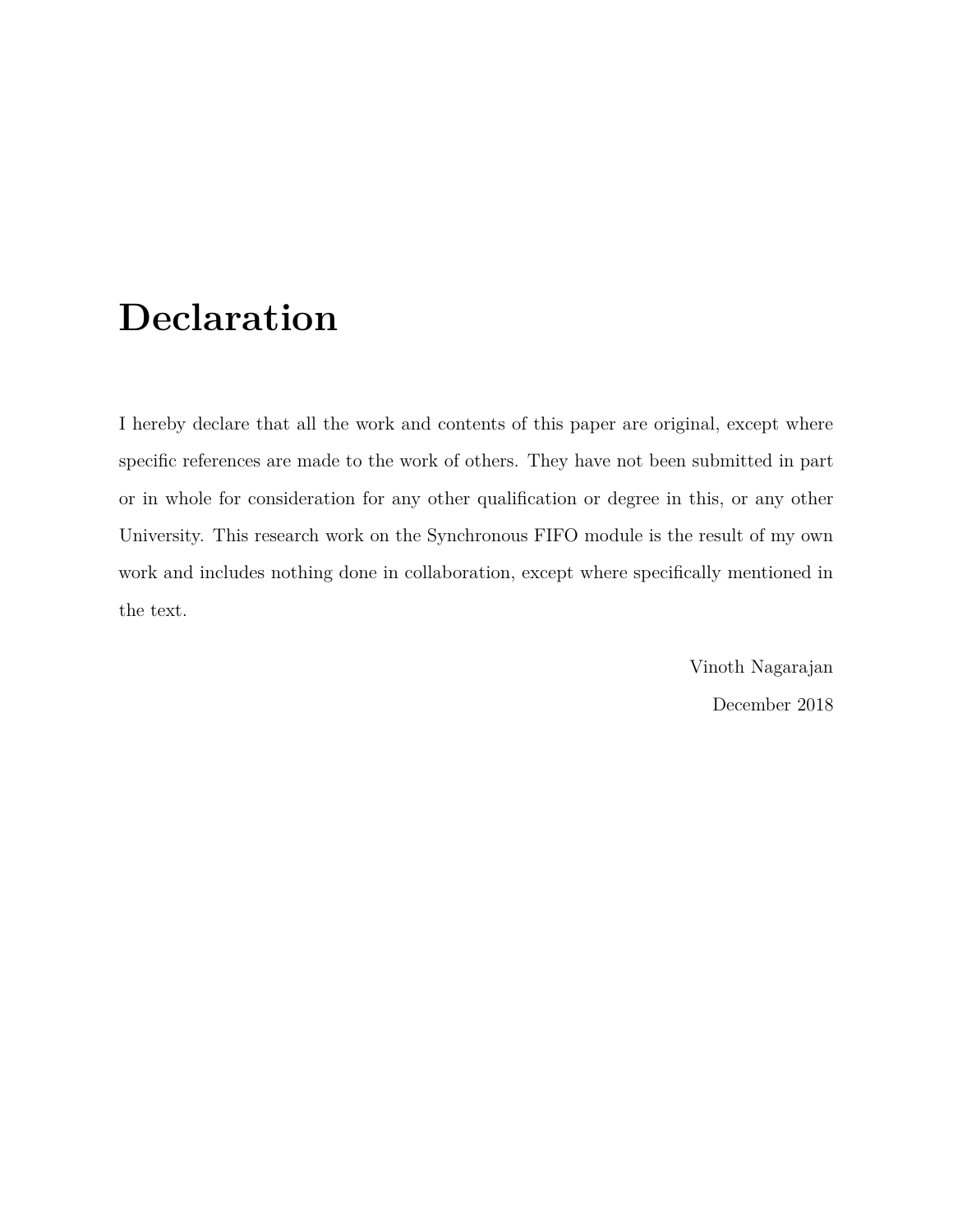# Declaration

I hereby declare that all the work and contents of this paper are original, except where specific references are made to the work of others. They have not been submitted in part or in whole for consideration for any other qualification or degree in this, or any other University. This research work on the Synchronous FIFO module is the result of my own work and includes nothing done in collaboration, except where specifically mentioned in the text.

Vinoth Nagarajan

December 2018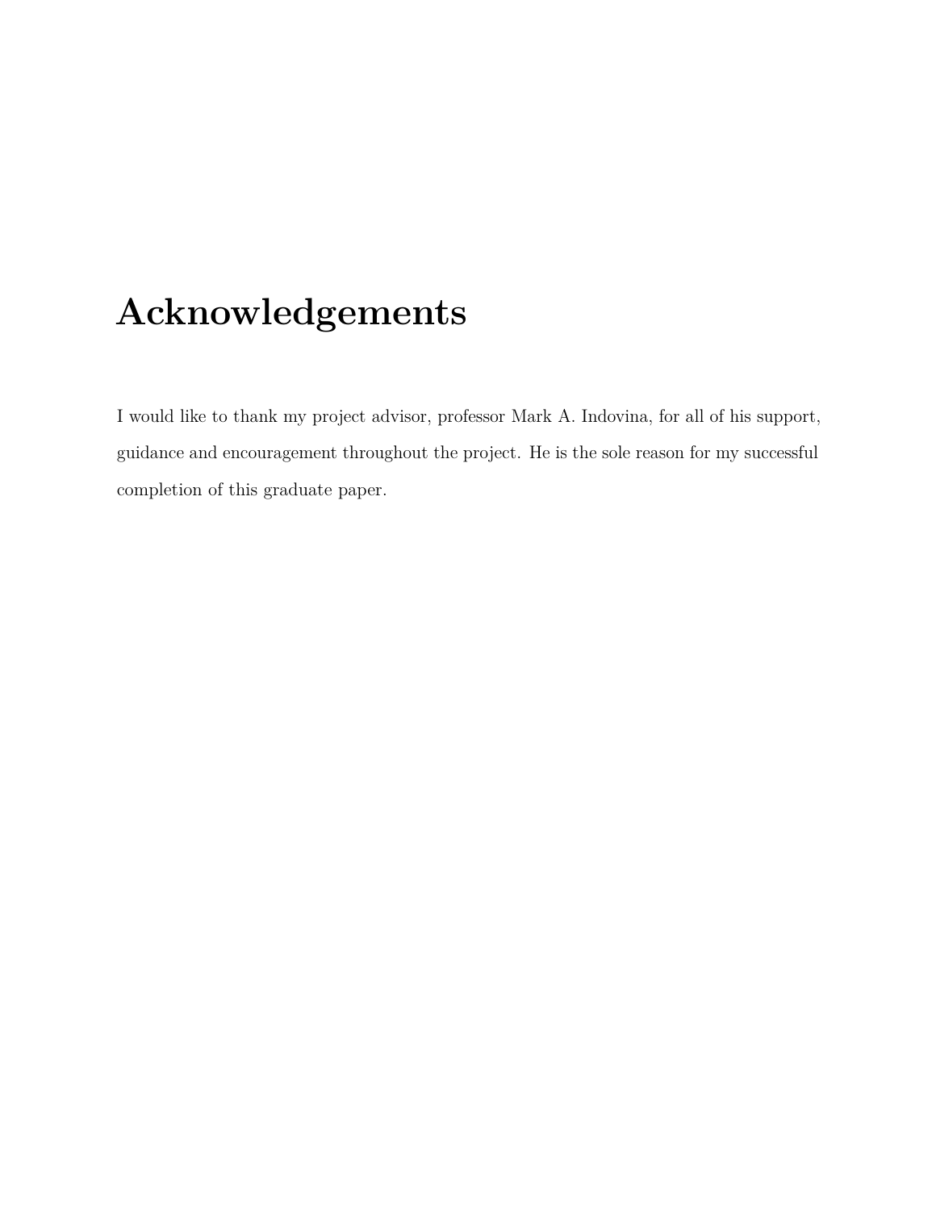# Acknowledgements

I would like to thank my project advisor, professor Mark A. Indovina, for all of his support, guidance and encouragement throughout the project. He is the sole reason for my successful completion of this graduate paper.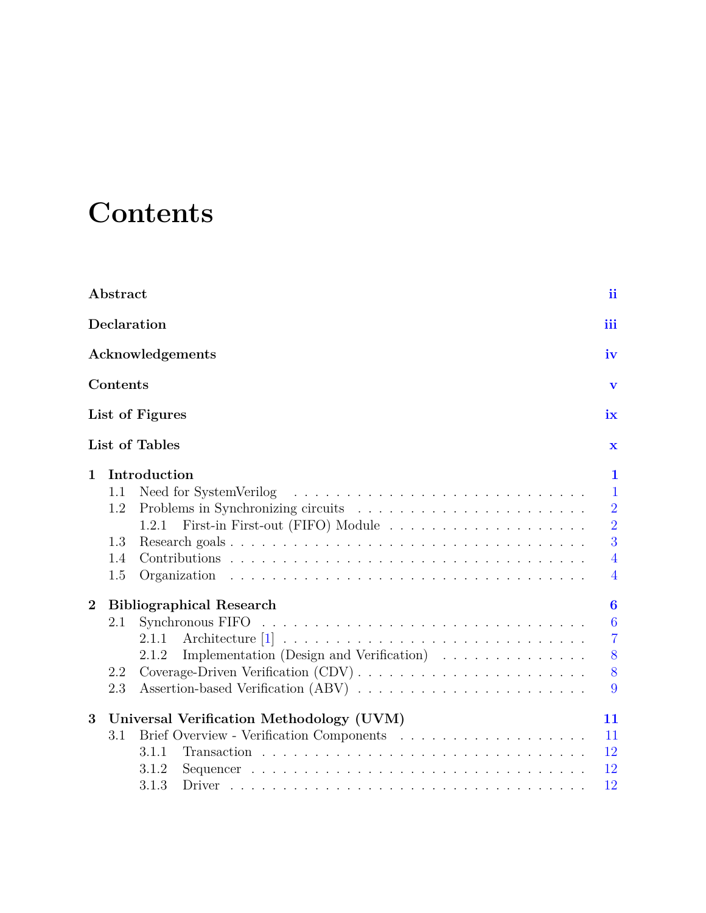# Contents

**Abstract** ii

**Declaration** iii

**Acknowledgements** iv

**Contents** v

**List of Figures** ix

**List of Tables** x

**1 Introduction** 1
- 1.1 Need for SystemVerilog . . . . . . . . . . 1
- 1.2 Problems in Synchronizing circuits . . . . . . . . . . 2
  - 1.2.1 First-in First-out (FIFO) Module . . . . . . . . . . 2
- 1.3 Research goals . . . . . . . . . . 3
- 1.4 Contributions . . . . . . . . . . 4
- 1.5 Organization . . . . . . . . . . 4

**2 Bibliographical Research** 6
- 2.1 Synchronous FIFO . . . . . . . . . . 6
  - 2.1.1 Architecture [1] . . . . . . . . . . 7
  - 2.1.2 Implementation (Design and Verification) . . . . . . . . . . 8
- 2.2 Coverage-Driven Verification (CDV) . . . . . . . . . . 8
- 2.3 Assertion-based Verification (ABV) . . . . . . . . . . 9

**3 Universal Verification Methodology (UVM)** 11
- 3.1 Brief Overview - Verification Components . . . . . . . . . . 11
  - 3.1.1 Transaction . . . . . . . . . . 12
  - 3.1.2 Sequencer . . . . . . . . . . 12
  - 3.1.3 Driver . . . . . . . . . . 12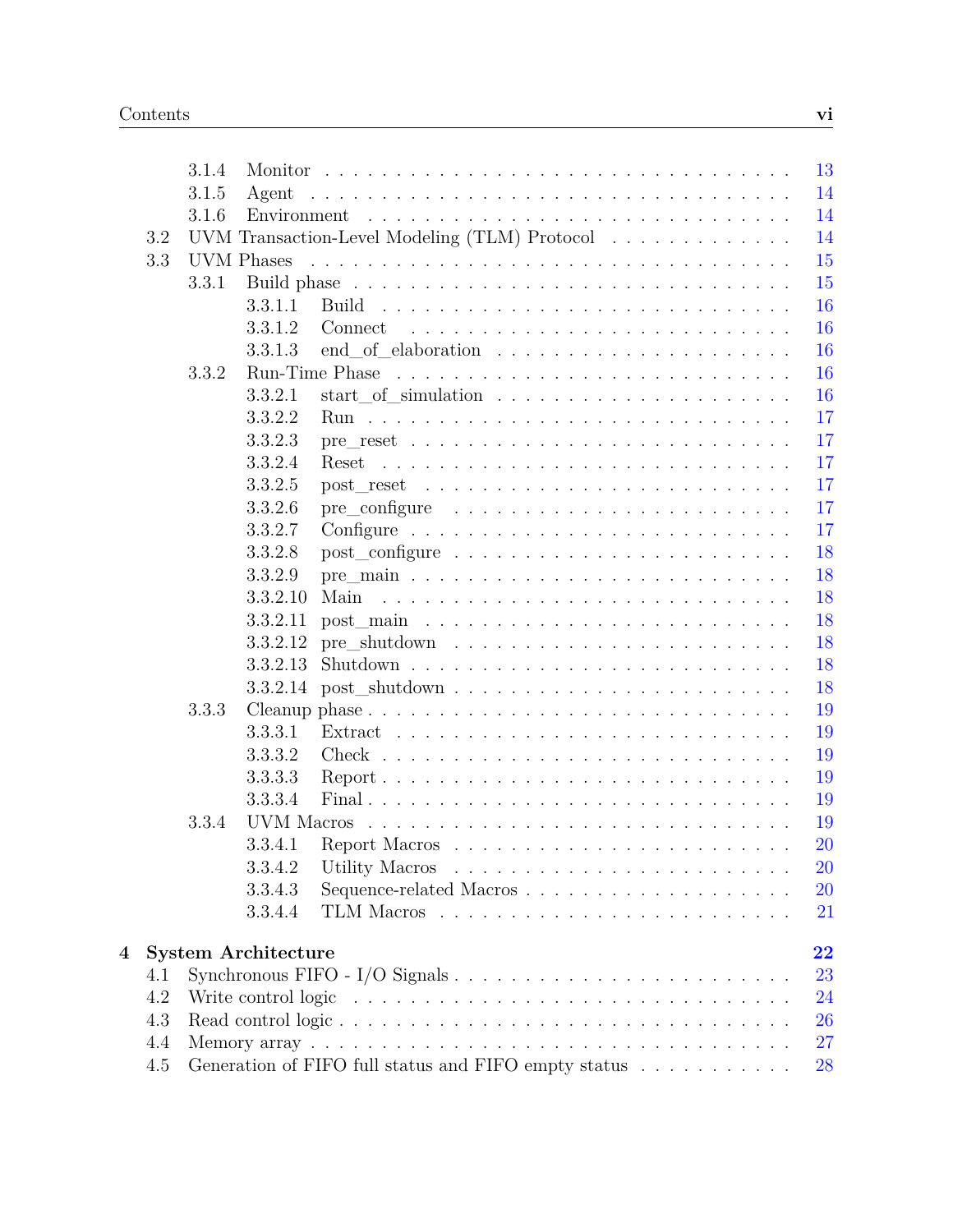3.1.4 Monitor . . . . . . . . . . . . . . . . . . . . . . . . . . . . . 13
3.1.5 Agent . . . . . . . . . . . . . . . . . . . . . . . . . . . . . . 14
3.1.6 Environment . . . . . . . . . . . . . . . . . . . . . . . . . . 14
3.2 UVM Transaction-Level Modeling (TLM) Protocol . . . . . . . . . . . . . 14
3.3 UVM Phases . . . . . . . . . . . . . . . . . . . . . . . . . . . . . . 15
3.3.1 Build phase . . . . . . . . . . . . . . . . . . . . . . . . . . . 15
3.3.1.1 Build . . . . . . . . . . . . . . . . . . . . . . . . . . 16
3.3.1.2 Connect . . . . . . . . . . . . . . . . . . . . . . . . . 16
3.3.1.3 end_of_elaboration . . . . . . . . . . . . . . . . . . . 16
3.3.2 Run-Time Phase . . . . . . . . . . . . . . . . . . . . . . . . . 16
3.3.2.1 start_of_simulation . . . . . . . . . . . . . . . . . . . 16
3.3.2.2 Run . . . . . . . . . . . . . . . . . . . . . . . . . . . 17
3.3.2.3 pre_reset . . . . . . . . . . . . . . . . . . . . . . . . 17
3.3.2.4 Reset . . . . . . . . . . . . . . . . . . . . . . . . . . 17
3.3.2.5 post_reset . . . . . . . . . . . . . . . . . . . . . . . 17
3.3.2.6 pre_configure . . . . . . . . . . . . . . . . . . . . . . 17
3.3.2.7 Configure . . . . . . . . . . . . . . . . . . . . . . . . 17
3.3.2.8 post_configure . . . . . . . . . . . . . . . . . . . . . . 18
3.3.2.9 pre_main . . . . . . . . . . . . . . . . . . . . . . . . 18
3.3.2.10 Main . . . . . . . . . . . . . . . . . . . . . . . . . . 18
3.3.2.11 post_main . . . . . . . . . . . . . . . . . . . . . . . . 18
3.3.2.12 pre_shutdown . . . . . . . . . . . . . . . . . . . . . . 18
3.3.2.13 Shutdown . . . . . . . . . . . . . . . . . . . . . . . . 18
3.3.2.14 post_shutdown . . . . . . . . . . . . . . . . . . . . . 18
3.3.3 Cleanup phase . . . . . . . . . . . . . . . . . . . . . . . . . . 19
3.3.3.1 Extract . . . . . . . . . . . . . . . . . . . . . . . . . 19
3.3.3.2 Check . . . . . . . . . . . . . . . . . . . . . . . . . . 19
3.3.3.3 Report . . . . . . . . . . . . . . . . . . . . . . . . . . 19
3.3.3.4 Final . . . . . . . . . . . . . . . . . . . . . . . . . . 19
3.3.4 UVM Macros . . . . . . . . . . . . . . . . . . . . . . . . . . . 19
3.3.4.1 Report Macros . . . . . . . . . . . . . . . . . . . . . . 20
3.3.4.2 Utility Macros . . . . . . . . . . . . . . . . . . . . . . 20
3.3.4.3 Sequence-related Macros . . . . . . . . . . . . . . . . 20
3.3.4.4 TLM Macros . . . . . . . . . . . . . . . . . . . . . . 21

**4 System Architecture** **22**
4.1 Synchronous FIFO - I/O Signals . . . . . . . . . . . . . . . . . . . . . 23
4.2 Write control logic . . . . . . . . . . . . . . . . . . . . . . . . . . . . 24
4.3 Read control logic . . . . . . . . . . . . . . . . . . . . . . . . . . . . 26
4.4 Memory array . . . . . . . . . . . . . . . . . . . . . . . . . . . . . . 27
4.5 Generation of FIFO full status and FIFO empty status . . . . . . . . . . . 28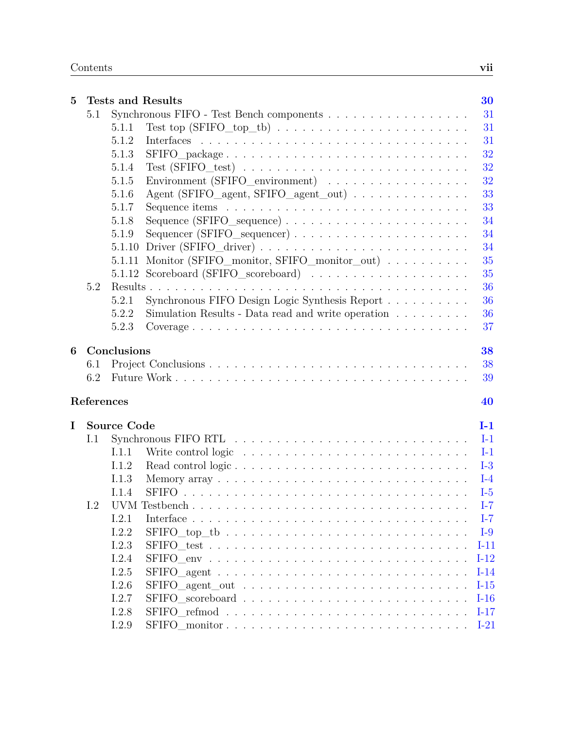| | | |
|---|---|---|
| **5** | **Tests and Results** | **30** |
| 5.1 | Synchronous FIFO - Test Bench components | 31 |
| 5.1.1 | Test top (SFIFO_top_tb) | 31 |
| 5.1.2 | Interfaces | 31 |
| 5.1.3 | SFIFO_package | 32 |
| 5.1.4 | Test (SFIFO_test) | 32 |
| 5.1.5 | Environment (SFIFO_environment) | 32 |
| 5.1.6 | Agent (SFIFO_agent, SFIFO_agent_out) | 33 |
| 5.1.7 | Sequence items | 33 |
| 5.1.8 | Sequence (SFIFO_sequence) | 34 |
| 5.1.9 | Sequencer (SFIFO_sequencer) | 34 |
| 5.1.10 | Driver (SFIFO_driver) | 34 |
| 5.1.11 | Monitor (SFIFO_monitor, SFIFO_monitor_out) | 35 |
| 5.1.12 | Scoreboard (SFIFO_scoreboard) | 35 |
| 5.2 | Results | 36 |
| 5.2.1 | Synchronous FIFO Design Logic Synthesis Report | 36 |
| 5.2.2 | Simulation Results - Data read and write operation | 36 |
| 5.2.3 | Coverage | 37 |
| **6** | **Conclusions** | **38** |
| 6.1 | Project Conclusions | 38 |
| 6.2 | Future Work | 39 |
| | **References** | **40** |
| **I** | **Source Code** | **I-1** |
| I.1 | Synchronous FIFO RTL | I-1 |
| I.1.1 | Write control logic | I-1 |
| I.1.2 | Read control logic | I-3 |
| I.1.3 | Memory array | I-4 |
| I.1.4 | SFIFO | I-5 |
| I.2 | UVM Testbench | I-7 |
| I.2.1 | Interface | I-7 |
| I.2.2 | SFIFO_top_tb | I-9 |
| I.2.3 | SFIFO_test | I-11 |
| I.2.4 | SFIFO_env | I-12 |
| I.2.5 | SFIFO_agent | I-14 |
| I.2.6 | SFIFO_agent_out | I-15 |
| I.2.7 | SFIFO_scoreboard | I-16 |
| I.2.8 | SFIFO_refmod | I-17 |
| I.2.9 | SFIFO_monitor | I-21 |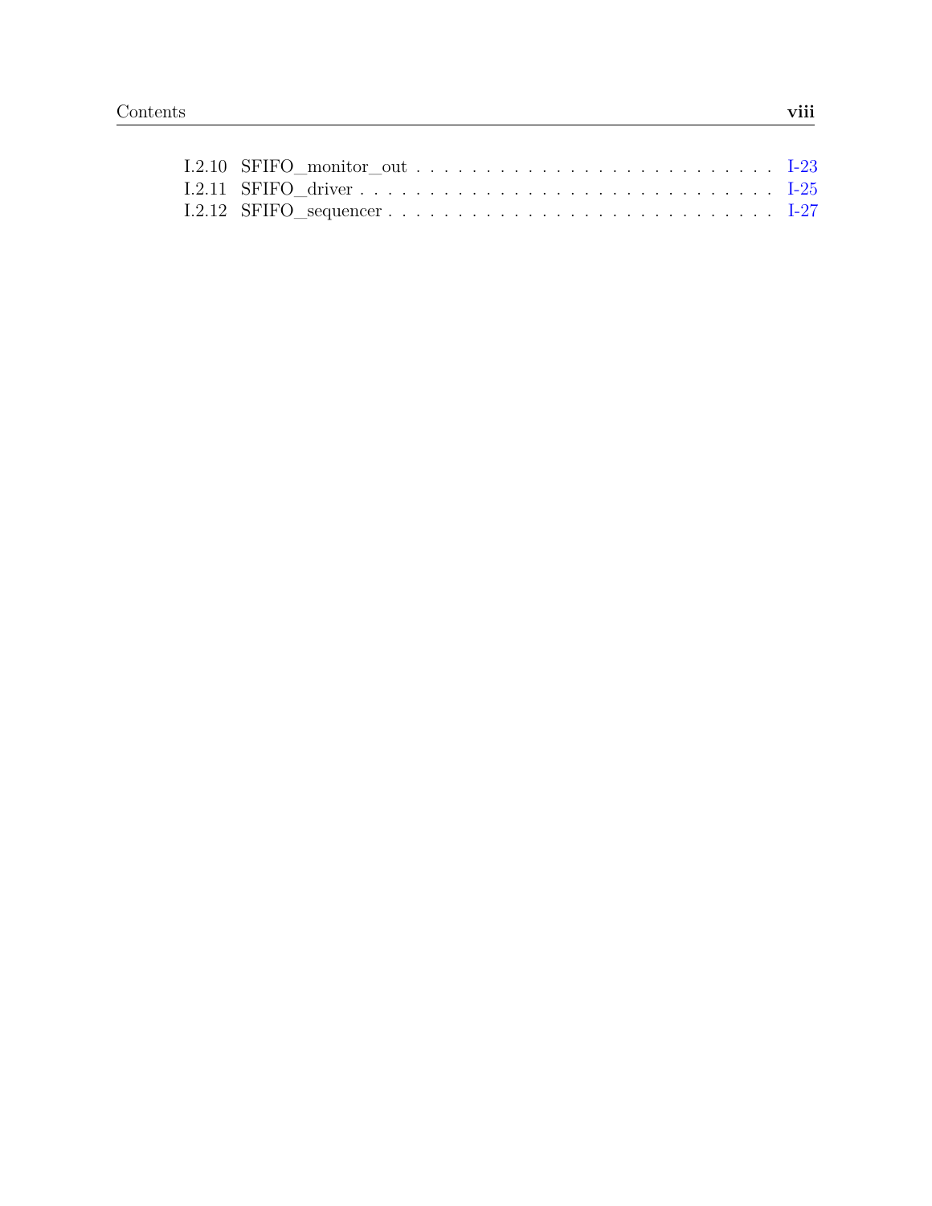I.2.10 SFIFO_monitor_out . . . . . . . . . . . . . . . . . . . . . . . . . . I-23
I.2.11 SFIFO_driver . . . . . . . . . . . . . . . . . . . . . . . . . . . . . I-25
I.2.12 SFIFO_sequencer . . . . . . . . . . . . . . . . . . . . . . . . . . . I-27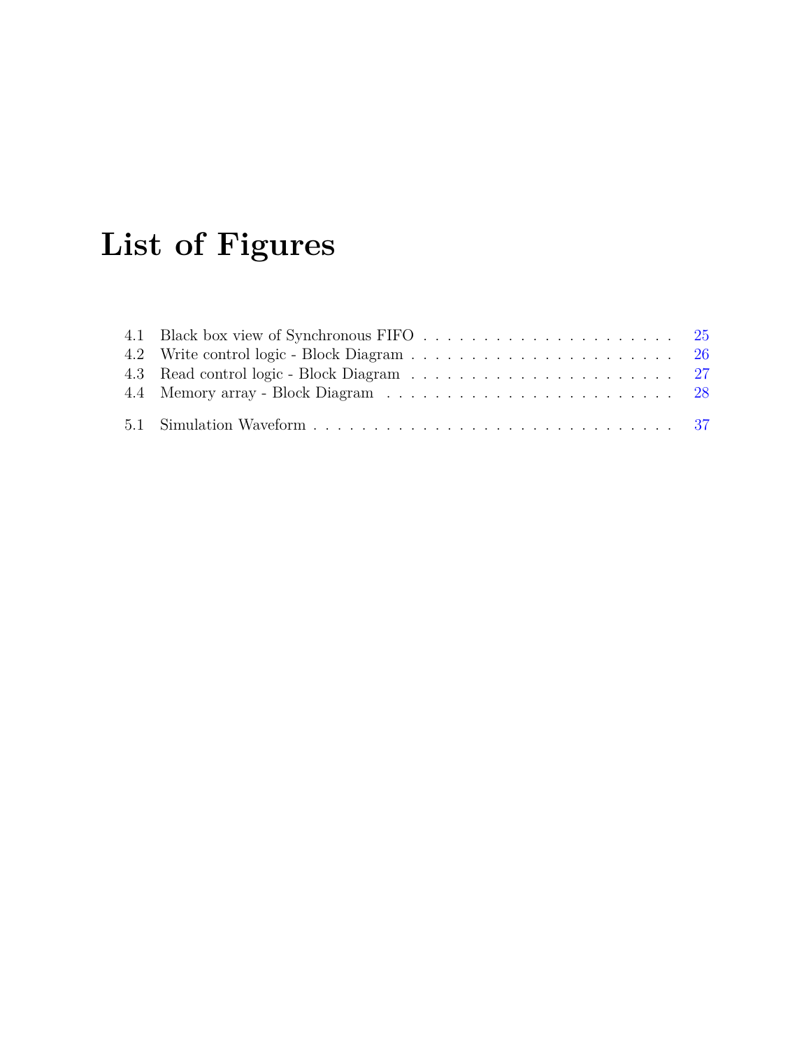# List of Figures

4.1 Black box view of Synchronous FIFO . . . . . . . . . . . . . . . . . . . . . . 25
4.2 Write control logic - Block Diagram . . . . . . . . . . . . . . . . . . . . . . 26
4.3 Read control logic - Block Diagram . . . . . . . . . . . . . . . . . . . . . . 27
4.4 Memory array - Block Diagram . . . . . . . . . . . . . . . . . . . . . . . . 28

5.1 Simulation Waveform . . . . . . . . . . . . . . . . . . . . . . . . . . . . . . 37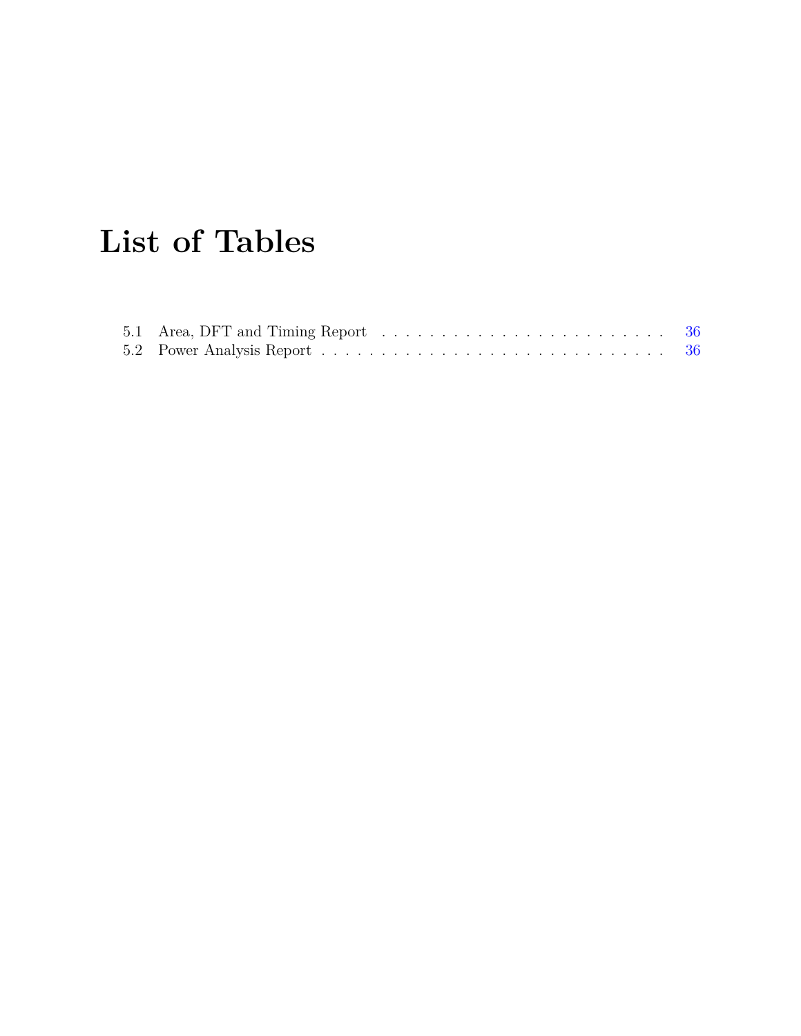# List of Tables

5.1 Area, DFT and Timing Report . . . . . . . . . . . . . . . . . . . . . . . . 36
5.2 Power Analysis Report . . . . . . . . . . . . . . . . . . . . . . . . . . . . 36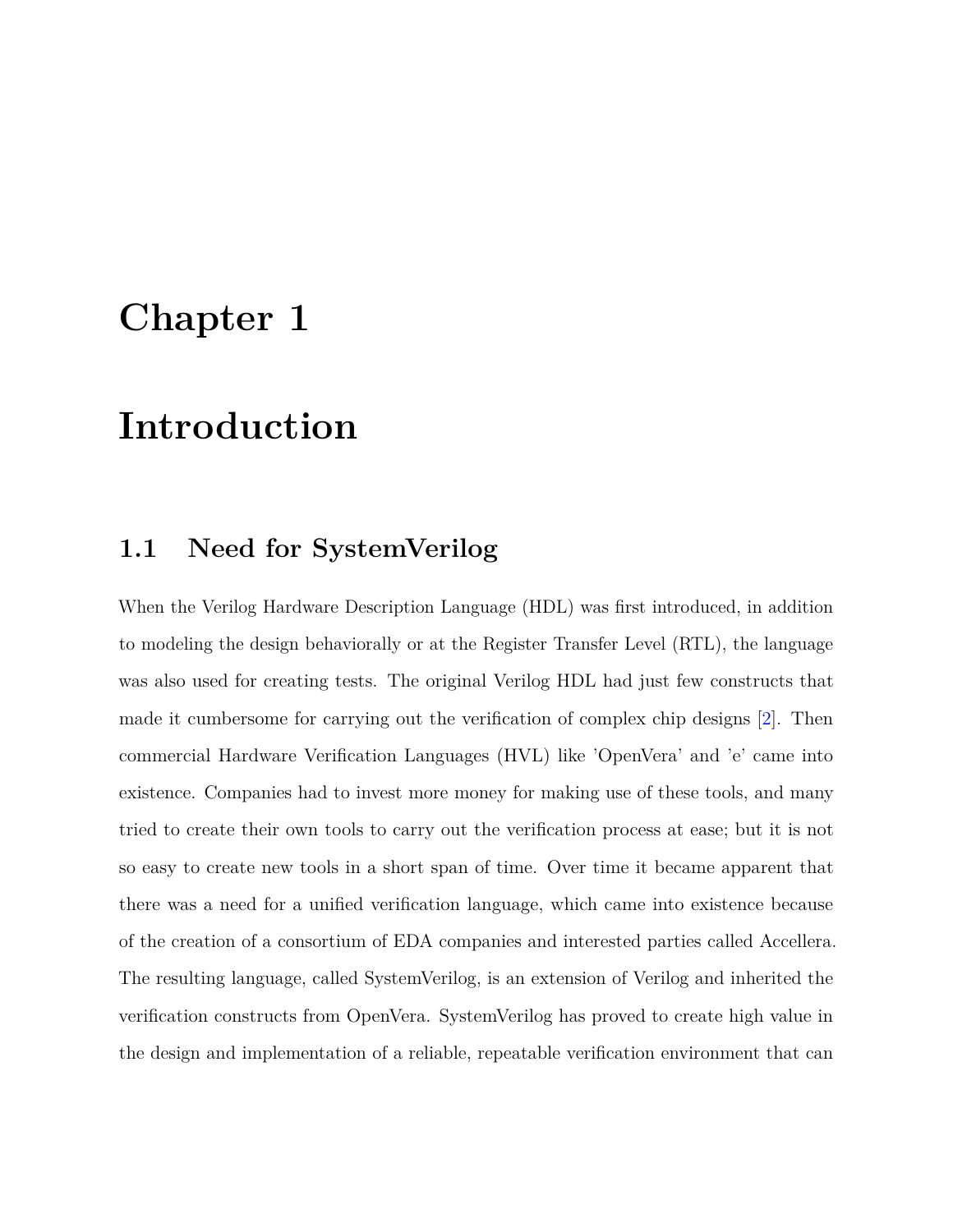# Chapter 1

# Introduction

## 1.1 Need for SystemVerilog

When the Verilog Hardware Description Language (HDL) was first introduced, in addition to modeling the design behaviorally or at the Register Transfer Level (RTL), the language was also used for creating tests. The original Verilog HDL had just few constructs that made it cumbersome for carrying out the verification of complex chip designs [2]. Then commercial Hardware Verification Languages (HVL) like 'OpenVera' and 'e' came into existence. Companies had to invest more money for making use of these tools, and many tried to create their own tools to carry out the verification process at ease; but it is not so easy to create new tools in a short span of time. Over time it became apparent that there was a need for a unified verification language, which came into existence because of the creation of a consortium of EDA companies and interested parties called Accellera. The resulting language, called SystemVerilog, is an extension of Verilog and inherited the verification constructs from OpenVera. SystemVerilog has proved to create high value in the design and implementation of a reliable, repeatable verification environment that can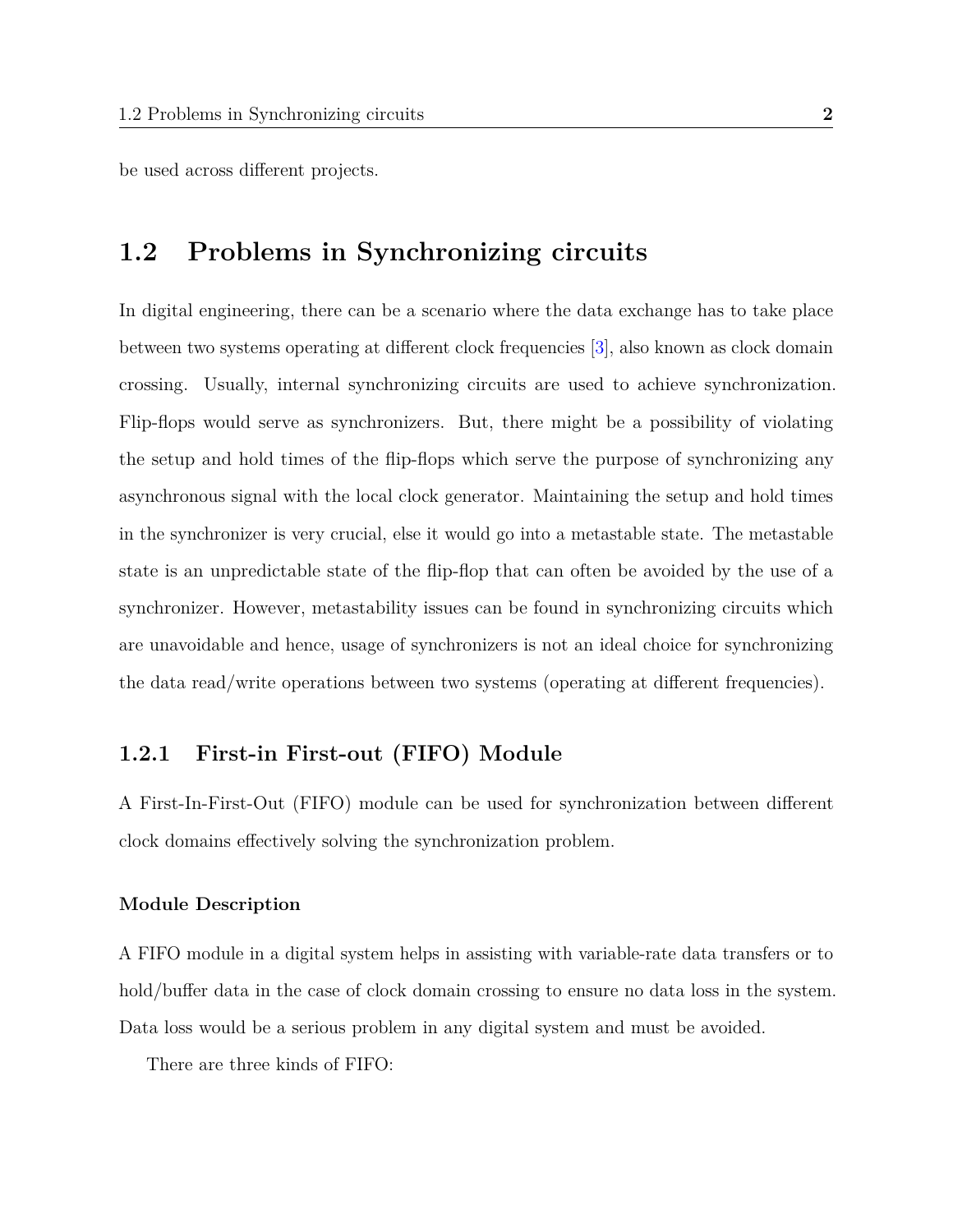be used across different projects.

## 1.2 Problems in Synchronizing circuits

In digital engineering, there can be a scenario where the data exchange has to take place between two systems operating at different clock frequencies [3], also known as clock domain crossing. Usually, internal synchronizing circuits are used to achieve synchronization. Flip-flops would serve as synchronizers. But, there might be a possibility of violating the setup and hold times of the flip-flops which serve the purpose of synchronizing any asynchronous signal with the local clock generator. Maintaining the setup and hold times in the synchronizer is very crucial, else it would go into a metastable state. The metastable state is an unpredictable state of the flip-flop that can often be avoided by the use of a synchronizer. However, metastability issues can be found in synchronizing circuits which are unavoidable and hence, usage of synchronizers is not an ideal choice for synchronizing the data read/write operations between two systems (operating at different frequencies).

### 1.2.1 First-in First-out (FIFO) Module

A First-In-First-Out (FIFO) module can be used for synchronization between different clock domains effectively solving the synchronization problem.

#### Module Description

A FIFO module in a digital system helps in assisting with variable-rate data transfers or to hold/buffer data in the case of clock domain crossing to ensure no data loss in the system. Data loss would be a serious problem in any digital system and must be avoided.

There are three kinds of FIFO: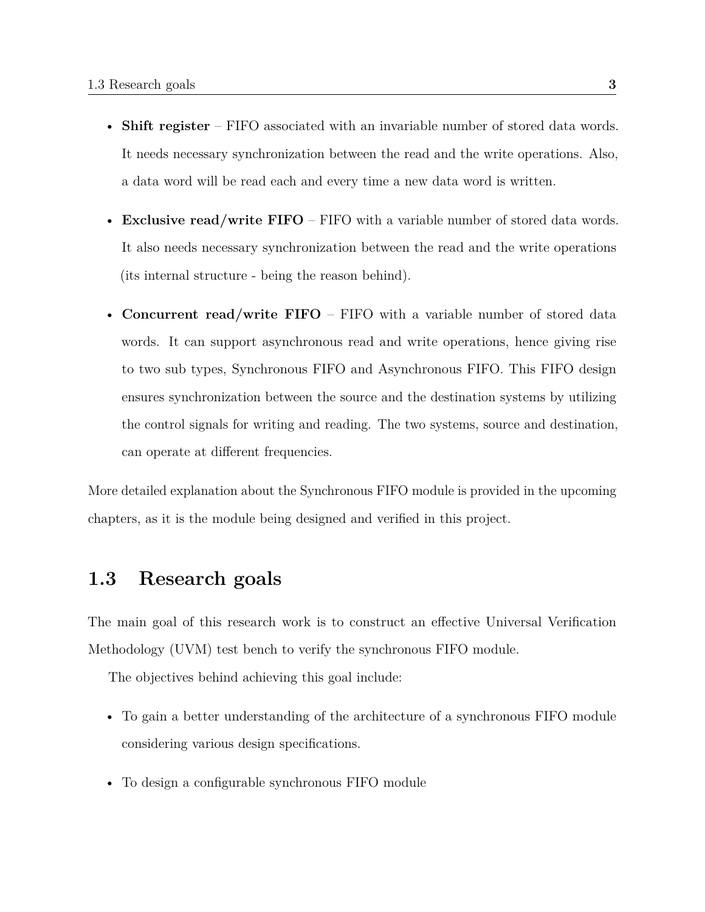- **Shift register** – FIFO associated with an invariable number of stored data words. It needs necessary synchronization between the read and the write operations. Also, a data word will be read each and every time a new data word is written.
- **Exclusive read/write FIFO** – FIFO with a variable number of stored data words. It also needs necessary synchronization between the read and the write operations (its internal structure - being the reason behind).
- **Concurrent read/write FIFO** – FIFO with a variable number of stored data words. It can support asynchronous read and write operations, hence giving rise to two sub types, Synchronous FIFO and Asynchronous FIFO. This FIFO design ensures synchronization between the source and the destination systems by utilizing the control signals for writing and reading. The two systems, source and destination, can operate at different frequencies.

More detailed explanation about the Synchronous FIFO module is provided in the upcoming chapters, as it is the module being designed and verified in this project.

## 1.3 Research goals

The main goal of this research work is to construct an effective Universal Verification Methodology (UVM) test bench to verify the synchronous FIFO module.

The objectives behind achieving this goal include:

- To gain a better understanding of the architecture of a synchronous FIFO module considering various design specifications.
- To design a configurable synchronous FIFO module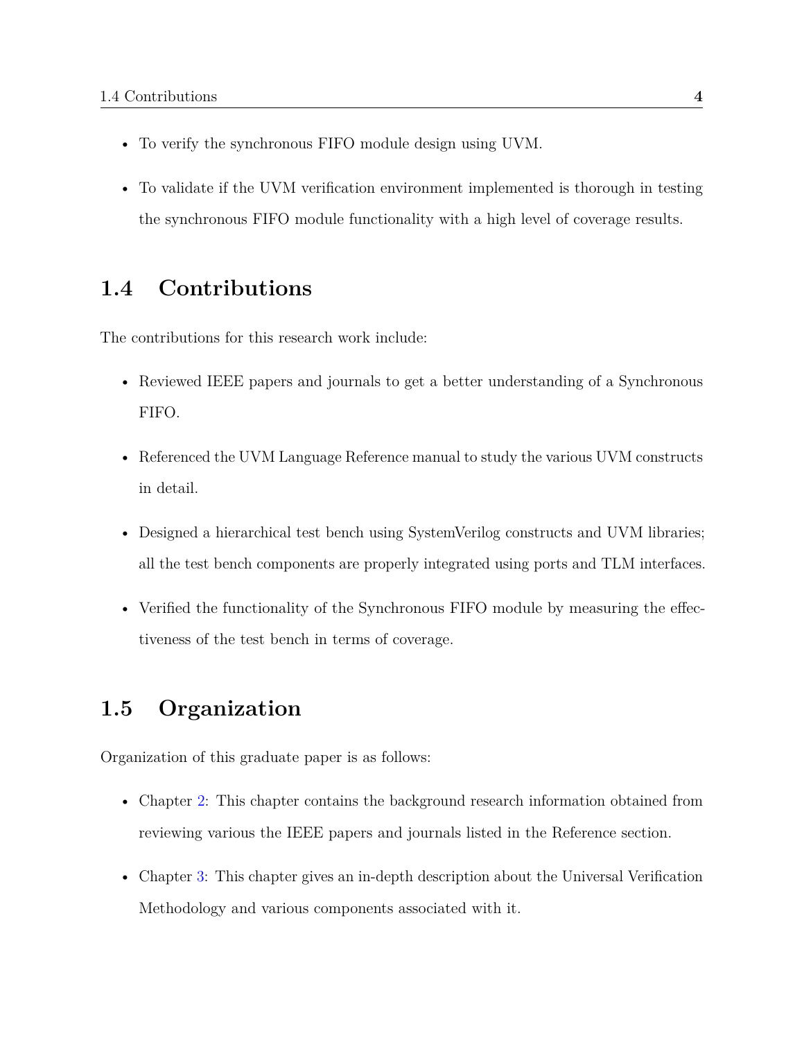- To verify the synchronous FIFO module design using UVM.
- To validate if the UVM verification environment implemented is thorough in testing the synchronous FIFO module functionality with a high level of coverage results.

## 1.4 Contributions

The contributions for this research work include:

- Reviewed IEEE papers and journals to get a better understanding of a Synchronous FIFO.
- Referenced the UVM Language Reference manual to study the various UVM constructs in detail.
- Designed a hierarchical test bench using SystemVerilog constructs and UVM libraries; all the test bench components are properly integrated using ports and TLM interfaces.
- Verified the functionality of the Synchronous FIFO module by measuring the effectiveness of the test bench in terms of coverage.

## 1.5 Organization

Organization of this graduate paper is as follows:

- Chapter 2: This chapter contains the background research information obtained from reviewing various the IEEE papers and journals listed in the Reference section.
- Chapter 3: This chapter gives an in-depth description about the Universal Verification Methodology and various components associated with it.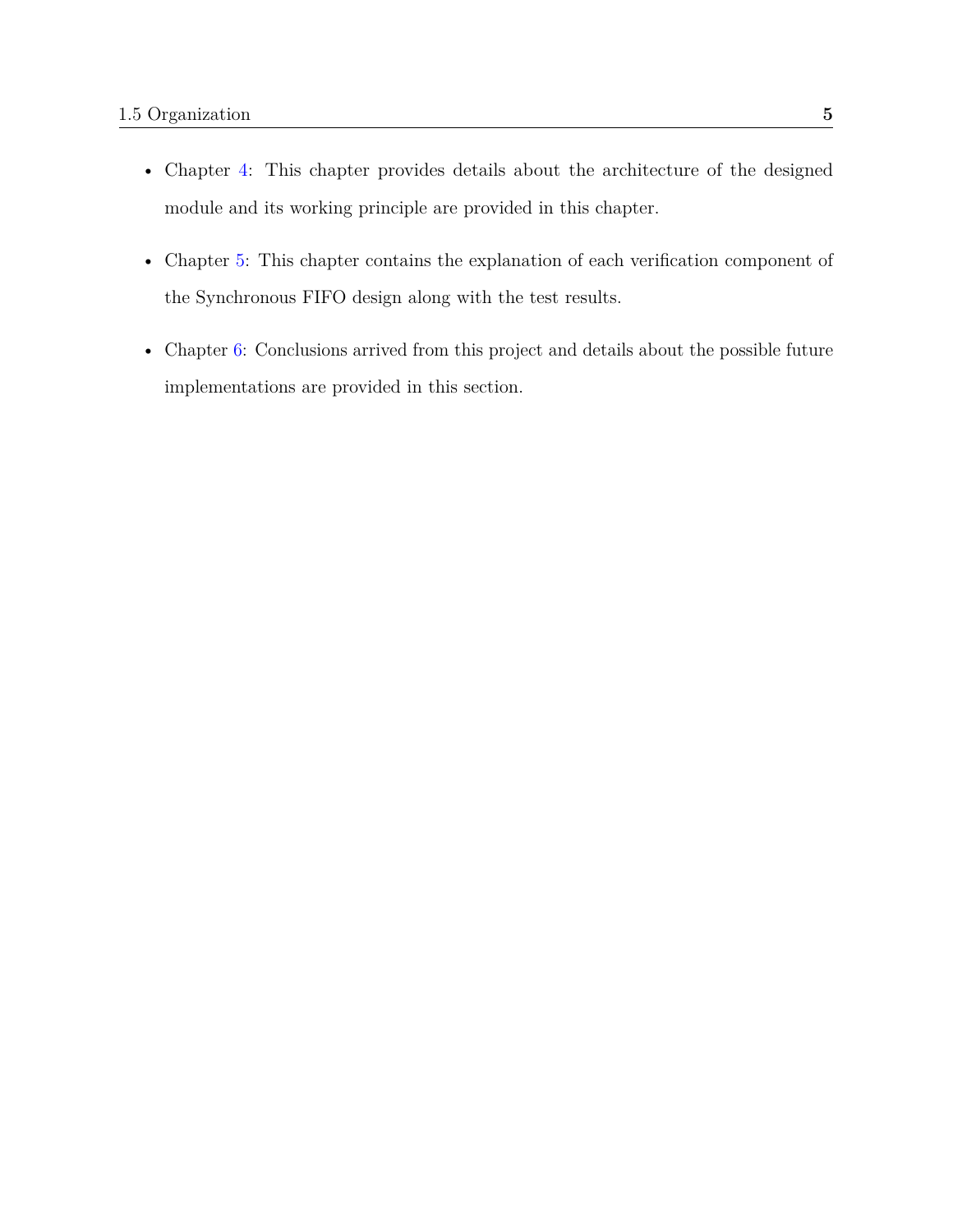- Chapter 4: This chapter provides details about the architecture of the designed module and its working principle are provided in this chapter.
- Chapter 5: This chapter contains the explanation of each verification component of the Synchronous FIFO design along with the test results.
- Chapter 6: Conclusions arrived from this project and details about the possible future implementations are provided in this section.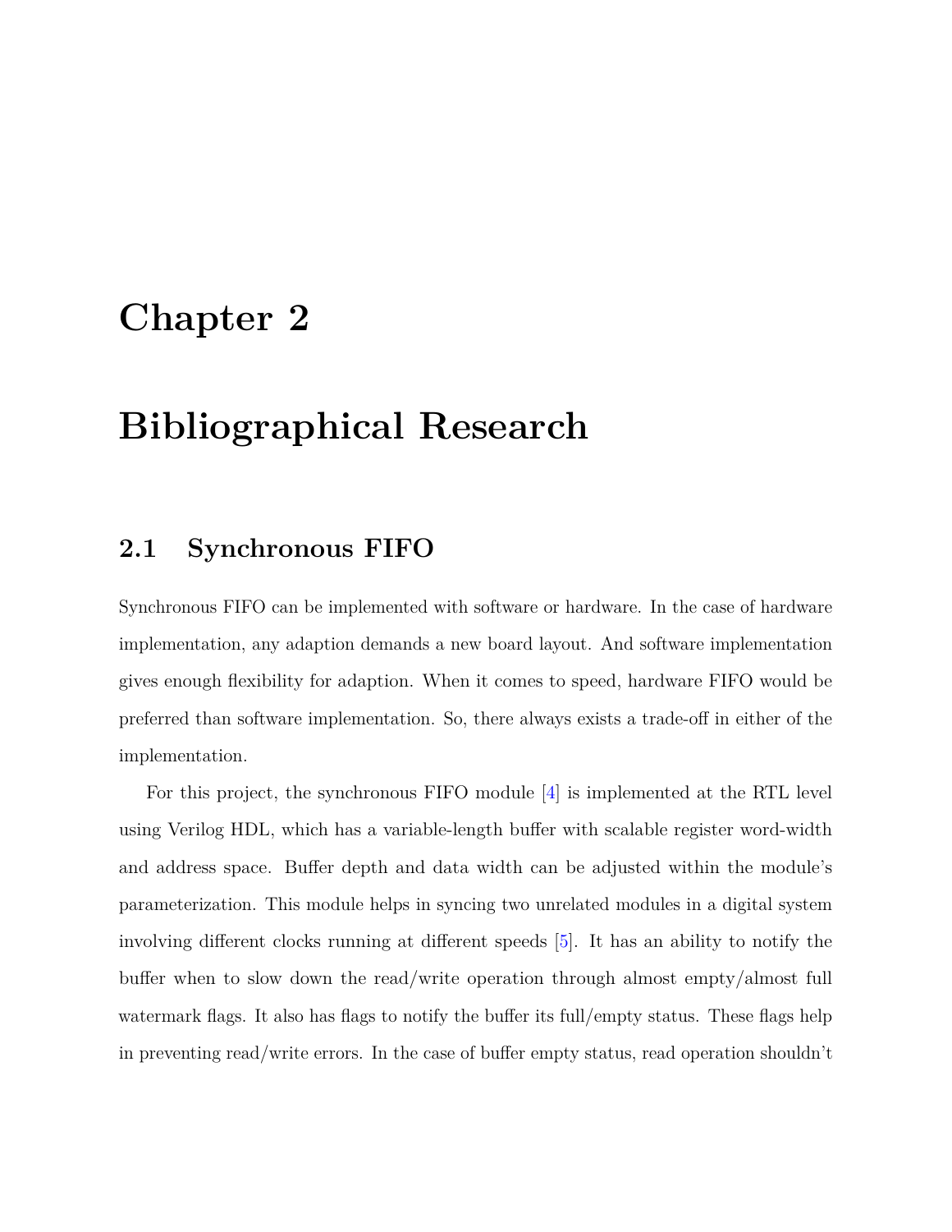# Chapter 2

# Bibliographical Research

## 2.1 Synchronous FIFO

Synchronous FIFO can be implemented with software or hardware. In the case of hardware implementation, any adaption demands a new board layout. And software implementation gives enough flexibility for adaption. When it comes to speed, hardware FIFO would be preferred than software implementation. So, there always exists a trade-off in either of the implementation.

For this project, the synchronous FIFO module [4] is implemented at the RTL level using Verilog HDL, which has a variable-length buffer with scalable register word-width and address space. Buffer depth and data width can be adjusted within the module's parameterization. This module helps in syncing two unrelated modules in a digital system involving different clocks running at different speeds [5]. It has an ability to notify the buffer when to slow down the read/write operation through almost empty/almost full watermark flags. It also has flags to notify the buffer its full/empty status. These flags help in preventing read/write errors. In the case of buffer empty status, read operation shouldn't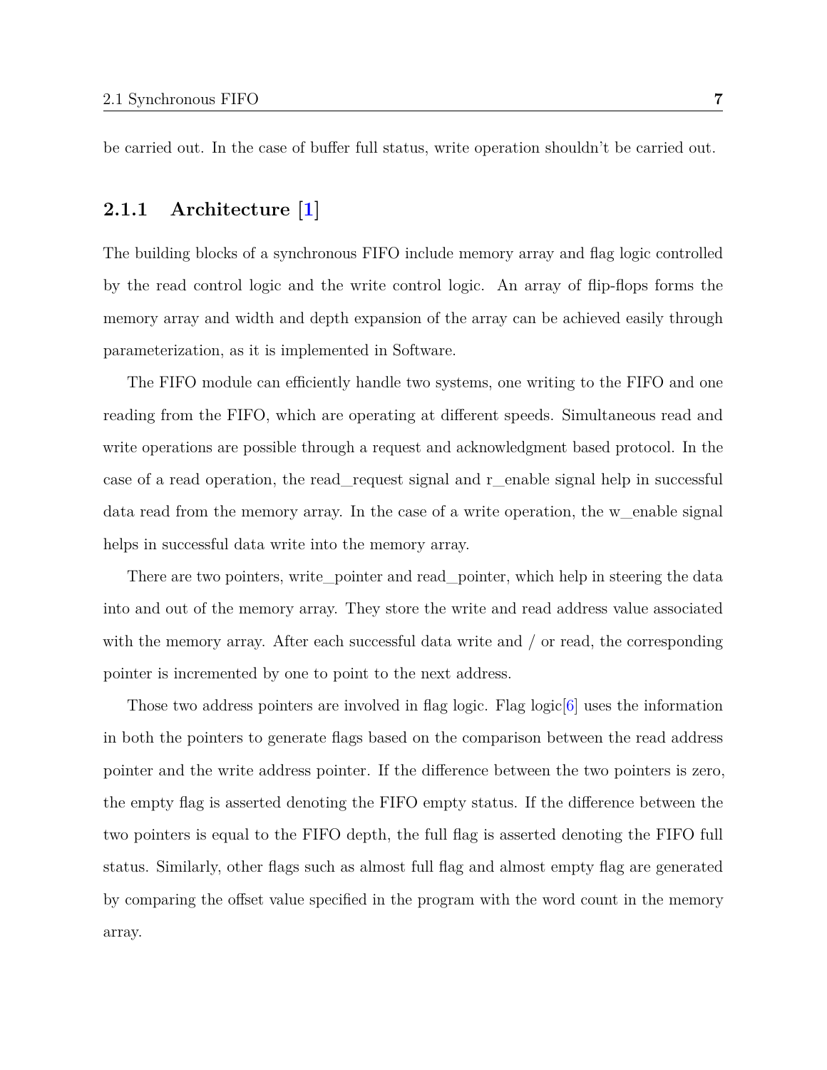be carried out. In the case of buffer full status, write operation shouldn't be carried out.

### 2.1.1 Architecture [1]

The building blocks of a synchronous FIFO include memory array and flag logic controlled by the read control logic and the write control logic. An array of flip-flops forms the memory array and width and depth expansion of the array can be achieved easily through parameterization, as it is implemented in Software.

The FIFO module can efficiently handle two systems, one writing to the FIFO and one reading from the FIFO, which are operating at different speeds. Simultaneous read and write operations are possible through a request and acknowledgment based protocol. In the case of a read operation, the read_request signal and r_enable signal help in successful data read from the memory array. In the case of a write operation, the w_enable signal helps in successful data write into the memory array.

There are two pointers, write_pointer and read_pointer, which help in steering the data into and out of the memory array. They store the write and read address value associated with the memory array. After each successful data write and / or read, the corresponding pointer is incremented by one to point to the next address.

Those two address pointers are involved in flag logic. Flag logic[6] uses the information in both the pointers to generate flags based on the comparison between the read address pointer and the write address pointer. If the difference between the two pointers is zero, the empty flag is asserted denoting the FIFO empty status. If the difference between the two pointers is equal to the FIFO depth, the full flag is asserted denoting the FIFO full status. Similarly, other flags such as almost full flag and almost empty flag are generated by comparing the offset value specified in the program with the word count in the memory array.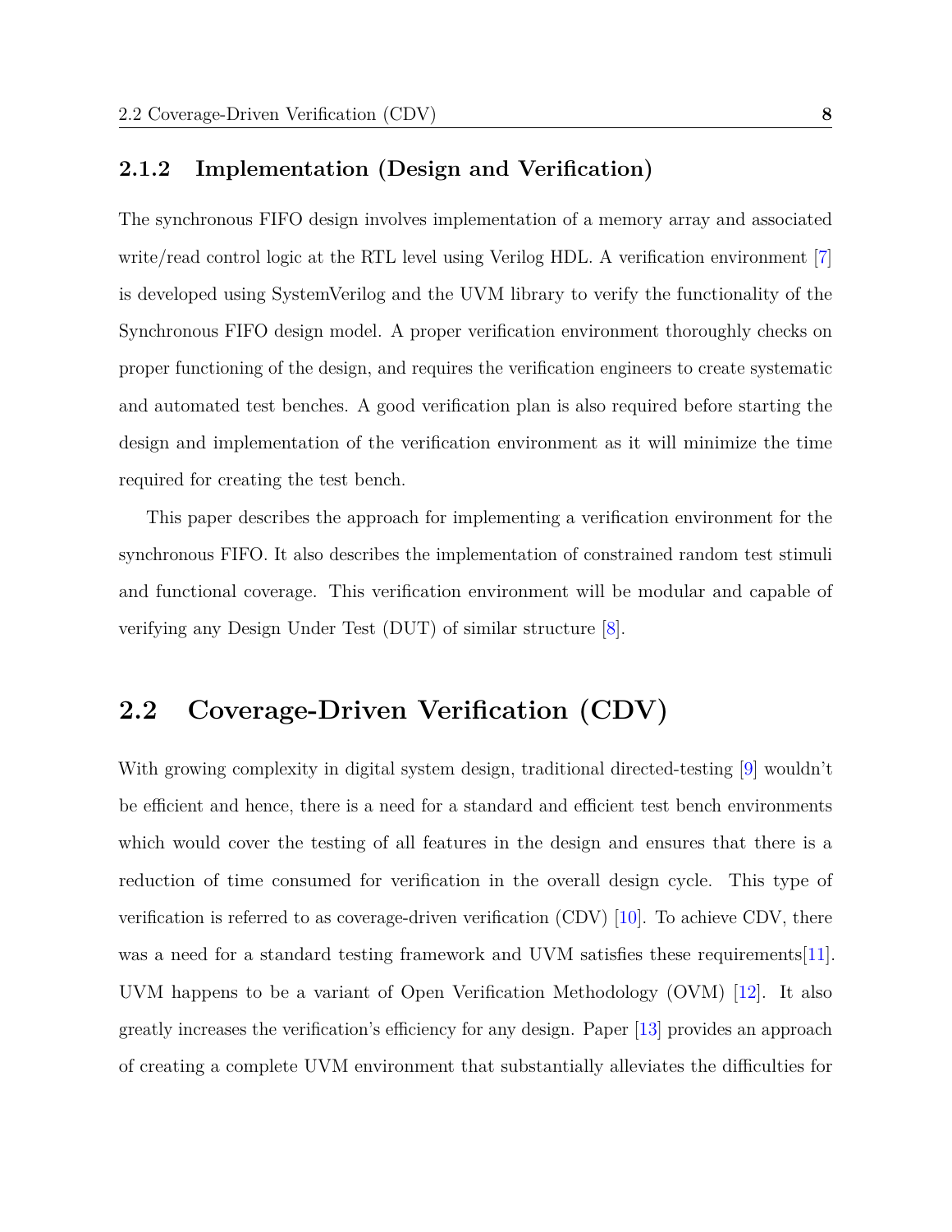### 2.1.2 Implementation (Design and Verification)

The synchronous FIFO design involves implementation of a memory array and associated write/read control logic at the RTL level using Verilog HDL. A verification environment [7] is developed using SystemVerilog and the UVM library to verify the functionality of the Synchronous FIFO design model. A proper verification environment thoroughly checks on proper functioning of the design, and requires the verification engineers to create systematic and automated test benches. A good verification plan is also required before starting the design and implementation of the verification environment as it will minimize the time required for creating the test bench.

This paper describes the approach for implementing a verification environment for the synchronous FIFO. It also describes the implementation of constrained random test stimuli and functional coverage. This verification environment will be modular and capable of verifying any Design Under Test (DUT) of similar structure [8].

## 2.2 Coverage-Driven Verification (CDV)

With growing complexity in digital system design, traditional directed-testing [9] wouldn't be efficient and hence, there is a need for a standard and efficient test bench environments which would cover the testing of all features in the design and ensures that there is a reduction of time consumed for verification in the overall design cycle. This type of verification is referred to as coverage-driven verification (CDV) [10]. To achieve CDV, there was a need for a standard testing framework and UVM satisfies these requirements[11]. UVM happens to be a variant of Open Verification Methodology (OVM) [12]. It also greatly increases the verification's efficiency for any design. Paper [13] provides an approach of creating a complete UVM environment that substantially alleviates the difficulties for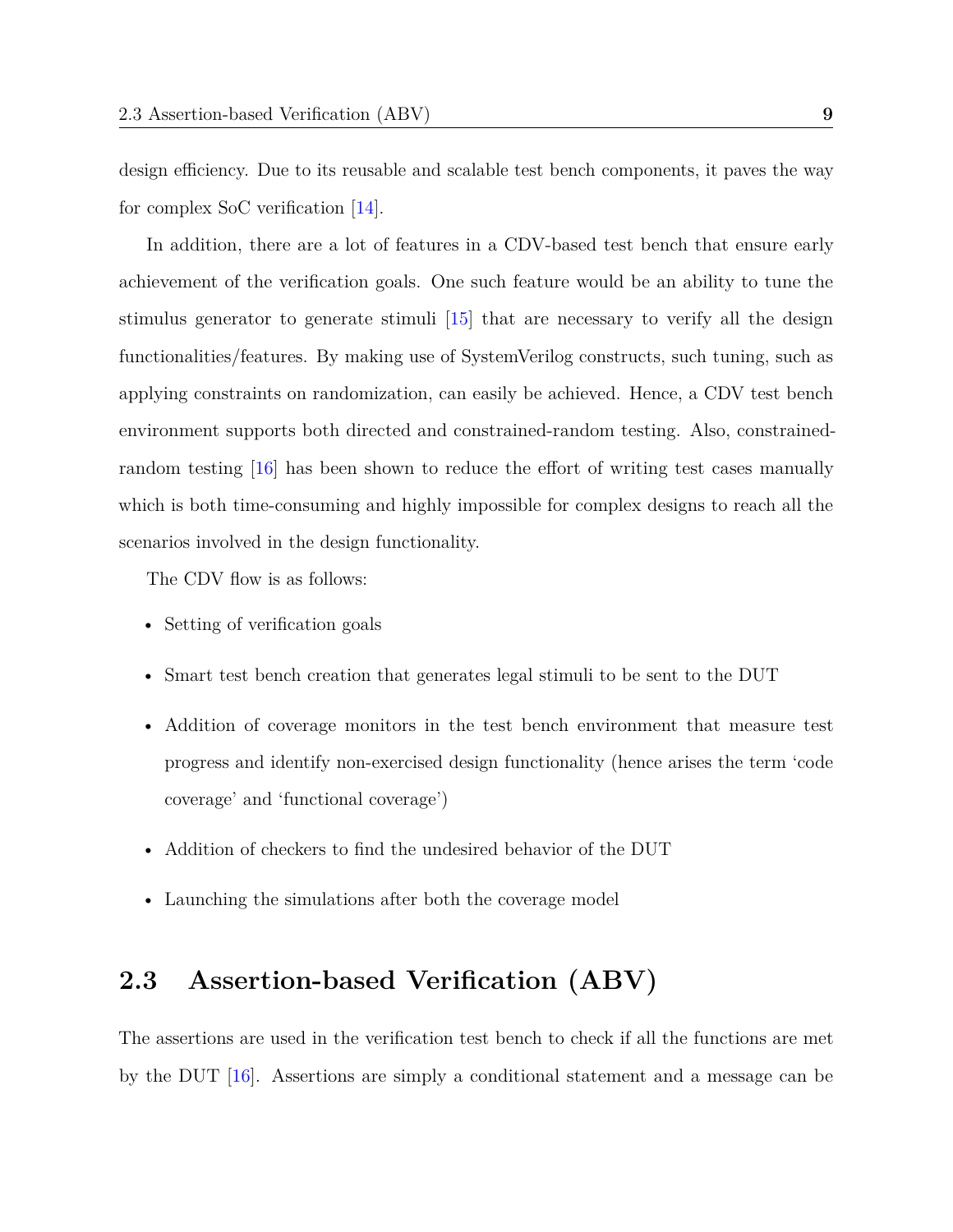design efficiency. Due to its reusable and scalable test bench components, it paves the way for complex SoC verification [14].

In addition, there are a lot of features in a CDV-based test bench that ensure early achievement of the verification goals. One such feature would be an ability to tune the stimulus generator to generate stimuli [15] that are necessary to verify all the design functionalities/features. By making use of SystemVerilog constructs, such tuning, such as applying constraints on randomization, can easily be achieved. Hence, a CDV test bench environment supports both directed and constrained-random testing. Also, constrained-random testing [16] has been shown to reduce the effort of writing test cases manually which is both time-consuming and highly impossible for complex designs to reach all the scenarios involved in the design functionality.

The CDV flow is as follows:

- Setting of verification goals
- Smart test bench creation that generates legal stimuli to be sent to the DUT
- Addition of coverage monitors in the test bench environment that measure test progress and identify non-exercised design functionality (hence arises the term 'code coverage' and 'functional coverage')
- Addition of checkers to find the undesired behavior of the DUT
- Launching the simulations after both the coverage model

## 2.3 Assertion-based Verification (ABV)

The assertions are used in the verification test bench to check if all the functions are met by the DUT [16]. Assertions are simply a conditional statement and a message can be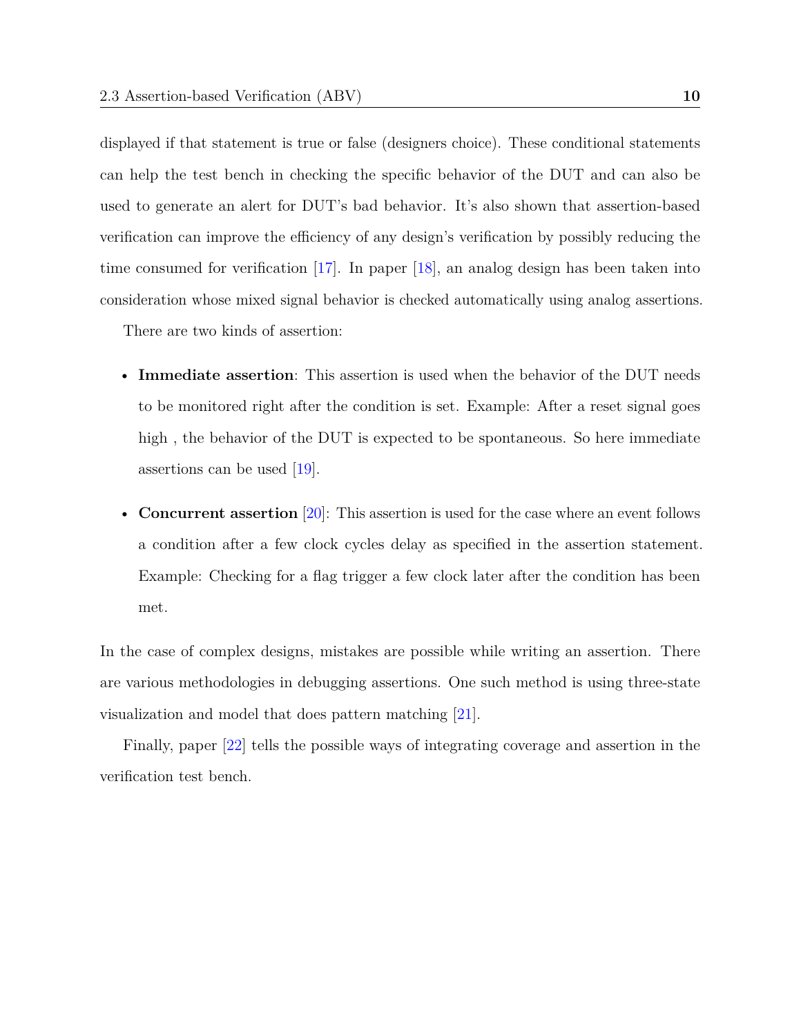displayed if that statement is true or false (designers choice). These conditional statements can help the test bench in checking the specific behavior of the DUT and can also be used to generate an alert for DUT's bad behavior. It's also shown that assertion-based verification can improve the efficiency of any design's verification by possibly reducing the time consumed for verification [17]. In paper [18], an analog design has been taken into consideration whose mixed signal behavior is checked automatically using analog assertions.

There are two kinds of assertion:

- **Immediate assertion**: This assertion is used when the behavior of the DUT needs to be monitored right after the condition is set. Example: After a reset signal goes high , the behavior of the DUT is expected to be spontaneous. So here immediate assertions can be used [19].
- **Concurrent assertion** [20]: This assertion is used for the case where an event follows a condition after a few clock cycles delay as specified in the assertion statement. Example: Checking for a flag trigger a few clock later after the condition has been met.

In the case of complex designs, mistakes are possible while writing an assertion. There are various methodologies in debugging assertions. One such method is using three-state visualization and model that does pattern matching [21].

Finally, paper [22] tells the possible ways of integrating coverage and assertion in the verification test bench.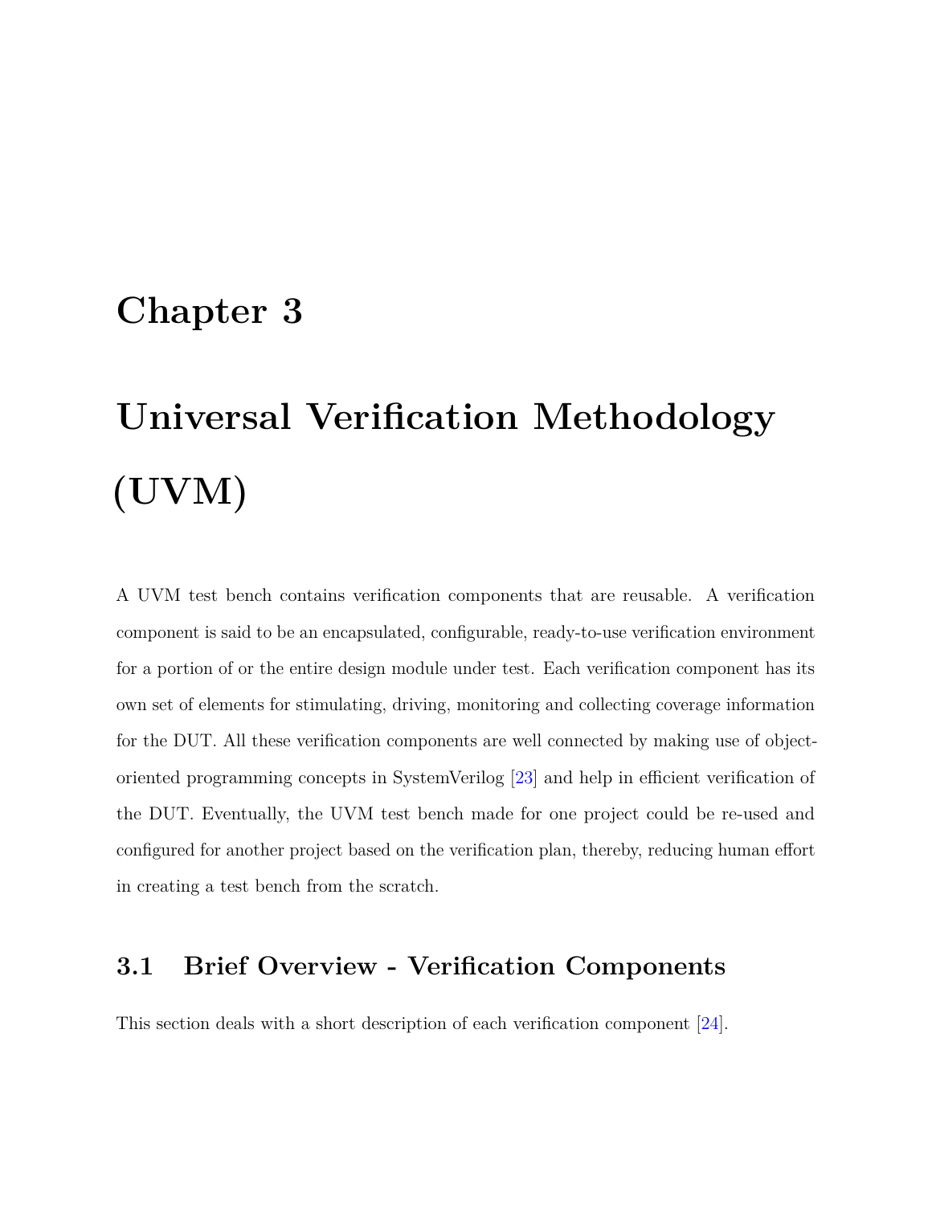# Chapter 3

# Universal Verification Methodology (UVM)

A UVM test bench contains verification components that are reusable. A verification component is said to be an encapsulated, configurable, ready-to-use verification environment for a portion of or the entire design module under test. Each verification component has its own set of elements for stimulating, driving, monitoring and collecting coverage information for the DUT. All these verification components are well connected by making use of object-oriented programming concepts in SystemVerilog [23] and help in efficient verification of the DUT. Eventually, the UVM test bench made for one project could be re-used and configured for another project based on the verification plan, thereby, reducing human effort in creating a test bench from the scratch.

## 3.1 Brief Overview - Verification Components

This section deals with a short description of each verification component [24].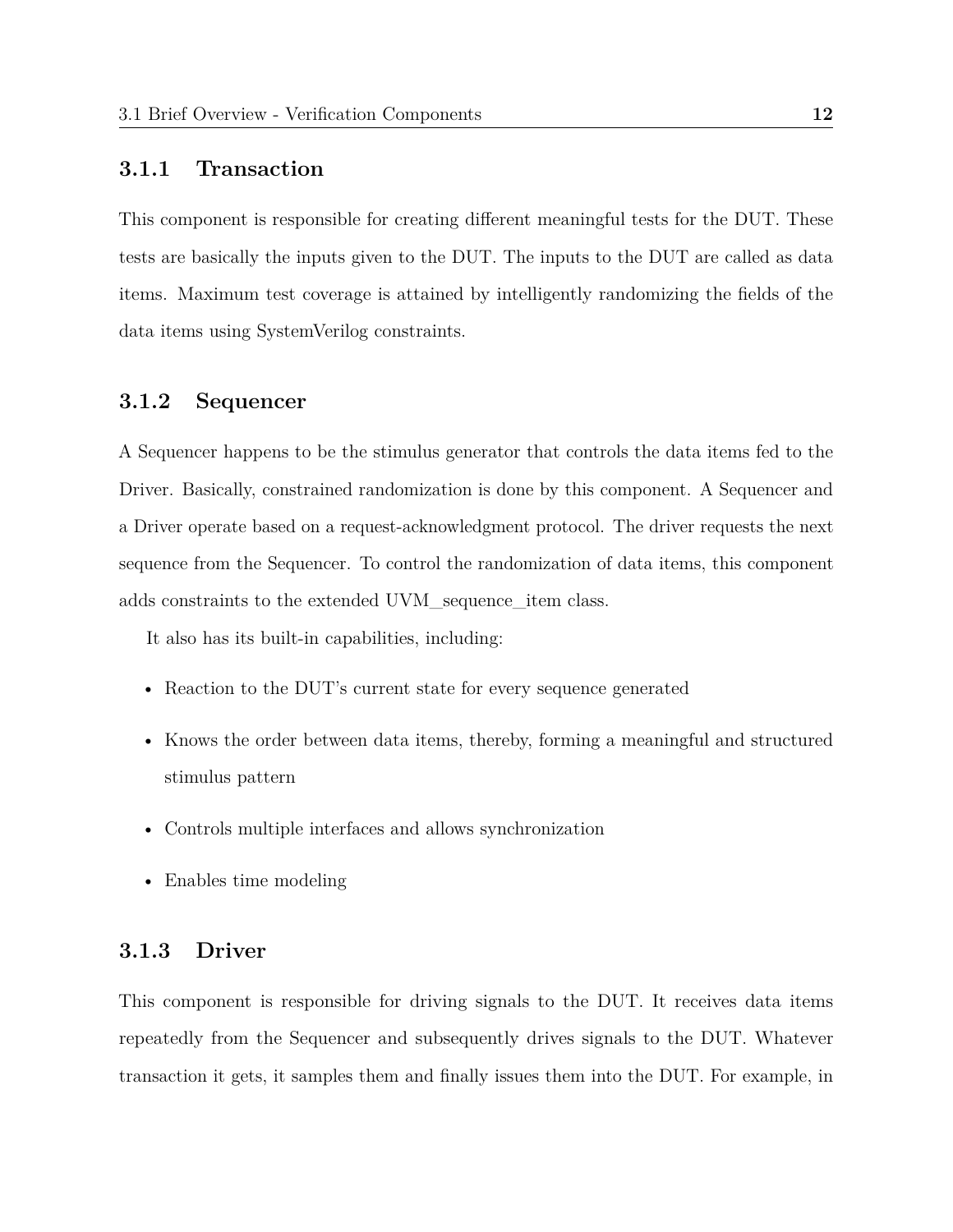### 3.1.1 Transaction

This component is responsible for creating different meaningful tests for the DUT. These tests are basically the inputs given to the DUT. The inputs to the DUT are called as data items. Maximum test coverage is attained by intelligently randomizing the fields of the data items using SystemVerilog constraints.

### 3.1.2 Sequencer

A Sequencer happens to be the stimulus generator that controls the data items fed to the Driver. Basically, constrained randomization is done by this component. A Sequencer and a Driver operate based on a request-acknowledgment protocol. The driver requests the next sequence from the Sequencer. To control the randomization of data items, this component adds constraints to the extended UVM_sequence_item class.

It also has its built-in capabilities, including:

- Reaction to the DUT's current state for every sequence generated
- Knows the order between data items, thereby, forming a meaningful and structured stimulus pattern
- Controls multiple interfaces and allows synchronization
- Enables time modeling

### 3.1.3 Driver

This component is responsible for driving signals to the DUT. It receives data items repeatedly from the Sequencer and subsequently drives signals to the DUT. Whatever transaction it gets, it samples them and finally issues them into the DUT. For example, in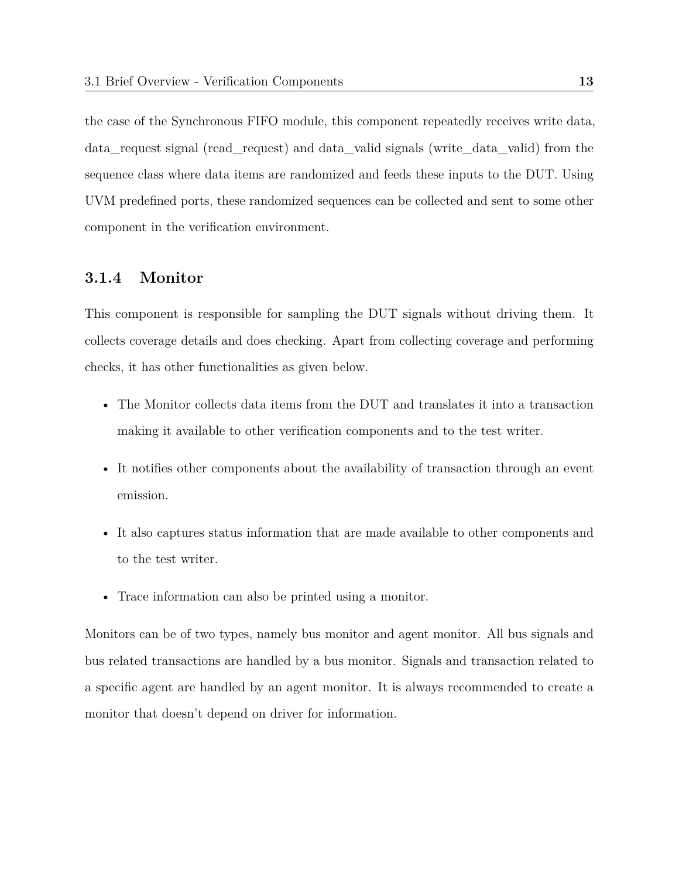the case of the Synchronous FIFO module, this component repeatedly receives write data, data_request signal (read_request) and data_valid signals (write_data_valid) from the sequence class where data items are randomized and feeds these inputs to the DUT. Using UVM predefined ports, these randomized sequences can be collected and sent to some other component in the verification environment.

### 3.1.4 Monitor

This component is responsible for sampling the DUT signals without driving them. It collects coverage details and does checking. Apart from collecting coverage and performing checks, it has other functionalities as given below.

- The Monitor collects data items from the DUT and translates it into a transaction making it available to other verification components and to the test writer.
- It notifies other components about the availability of transaction through an event emission.
- It also captures status information that are made available to other components and to the test writer.
- Trace information can also be printed using a monitor.

Monitors can be of two types, namely bus monitor and agent monitor. All bus signals and bus related transactions are handled by a bus monitor. Signals and transaction related to a specific agent are handled by an agent monitor. It is always recommended to create a monitor that doesn't depend on driver for information.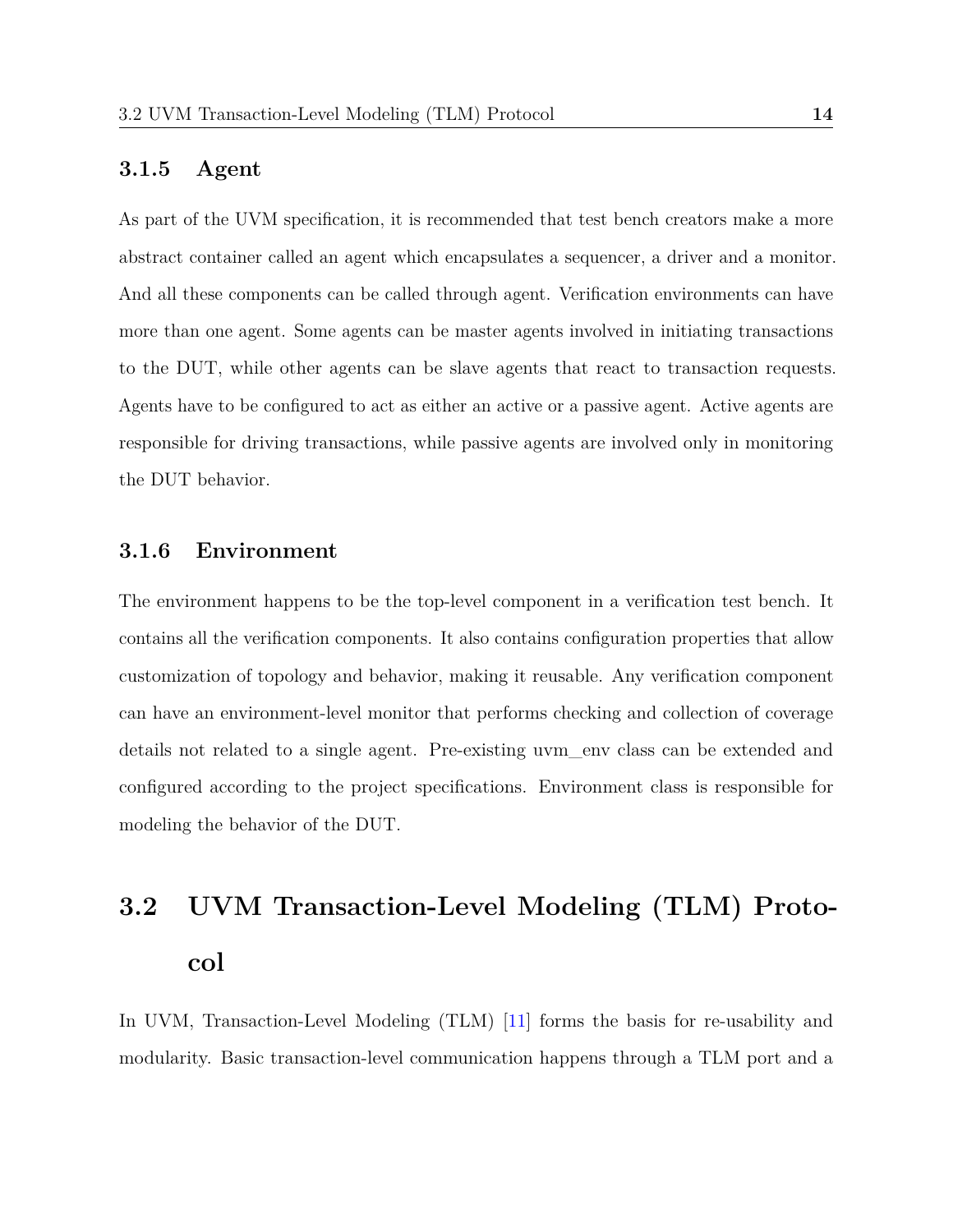### 3.1.5 Agent

As part of the UVM specification, it is recommended that test bench creators make a more abstract container called an agent which encapsulates a sequencer, a driver and a monitor. And all these components can be called through agent. Verification environments can have more than one agent. Some agents can be master agents involved in initiating transactions to the DUT, while other agents can be slave agents that react to transaction requests. Agents have to be configured to act as either an active or a passive agent. Active agents are responsible for driving transactions, while passive agents are involved only in monitoring the DUT behavior.

### 3.1.6 Environment

The environment happens to be the top-level component in a verification test bench. It contains all the verification components. It also contains configuration properties that allow customization of topology and behavior, making it reusable. Any verification component can have an environment-level monitor that performs checking and collection of coverage details not related to a single agent. Pre-existing uvm_env class can be extended and configured according to the project specifications. Environment class is responsible for modeling the behavior of the DUT.

## 3.2 UVM Transaction-Level Modeling (TLM) Protocol

In UVM, Transaction-Level Modeling (TLM) [11] forms the basis for re-usability and modularity. Basic transaction-level communication happens through a TLM port and a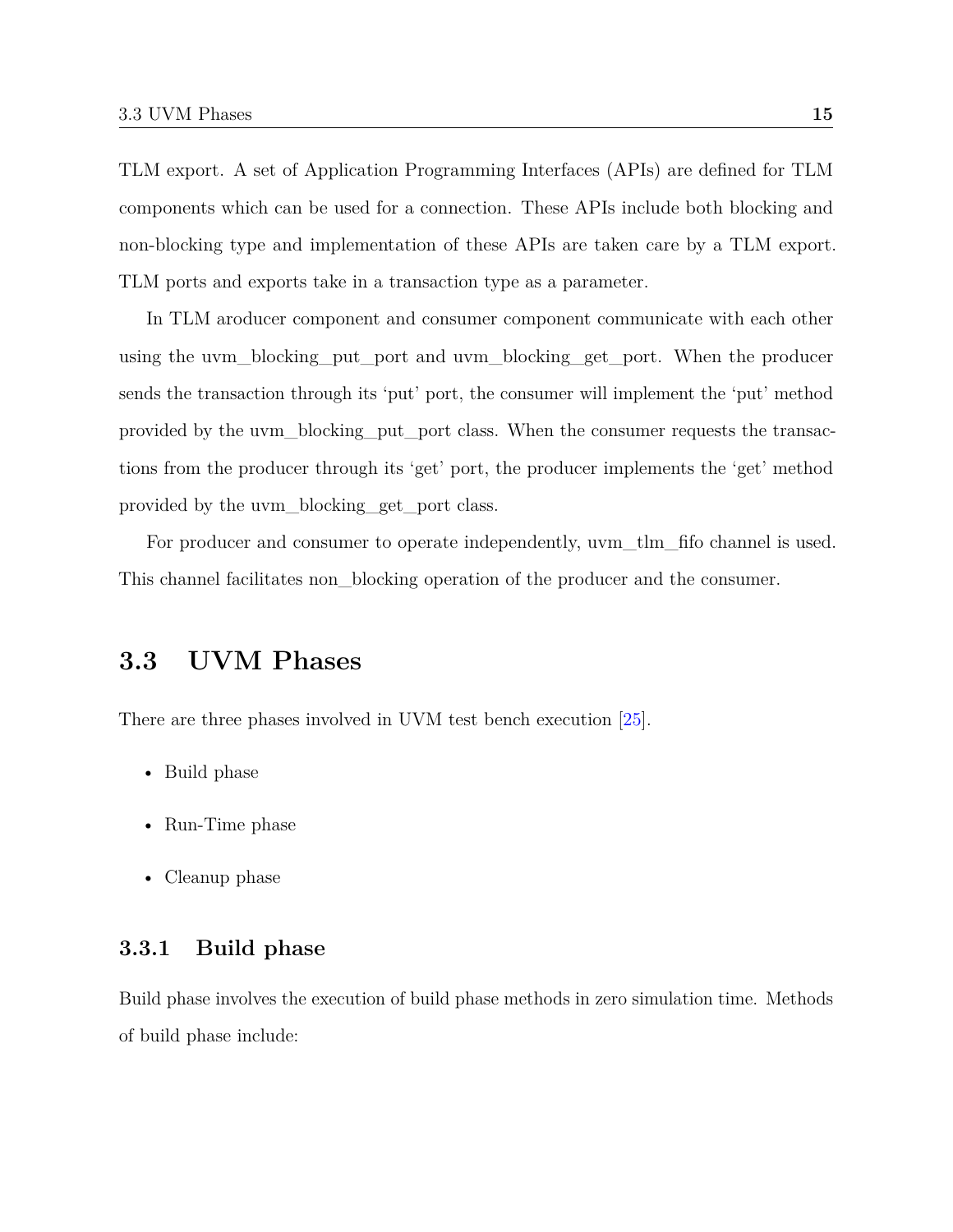TLM export. A set of Application Programming Interfaces (APIs) are defined for TLM components which can be used for a connection. These APIs include both blocking and non-blocking type and implementation of these APIs are taken care by a TLM export. TLM ports and exports take in a transaction type as a parameter.

In TLM aroducer component and consumer component communicate with each other using the uvm_blocking_put_port and uvm_blocking_get_port. When the producer sends the transaction through its 'put' port, the consumer will implement the 'put' method provided by the uvm_blocking_put_port class. When the consumer requests the transactions from the producer through its 'get' port, the producer implements the 'get' method provided by the uvm_blocking_get_port class.

For producer and consumer to operate independently, uvm_tlm_fifo channel is used. This channel facilitates non_blocking operation of the producer and the consumer.

## 3.3 UVM Phases

There are three phases involved in UVM test bench execution [25].

- Build phase
- Run-Time phase
- Cleanup phase

### 3.3.1 Build phase

Build phase involves the execution of build phase methods in zero simulation time. Methods of build phase include: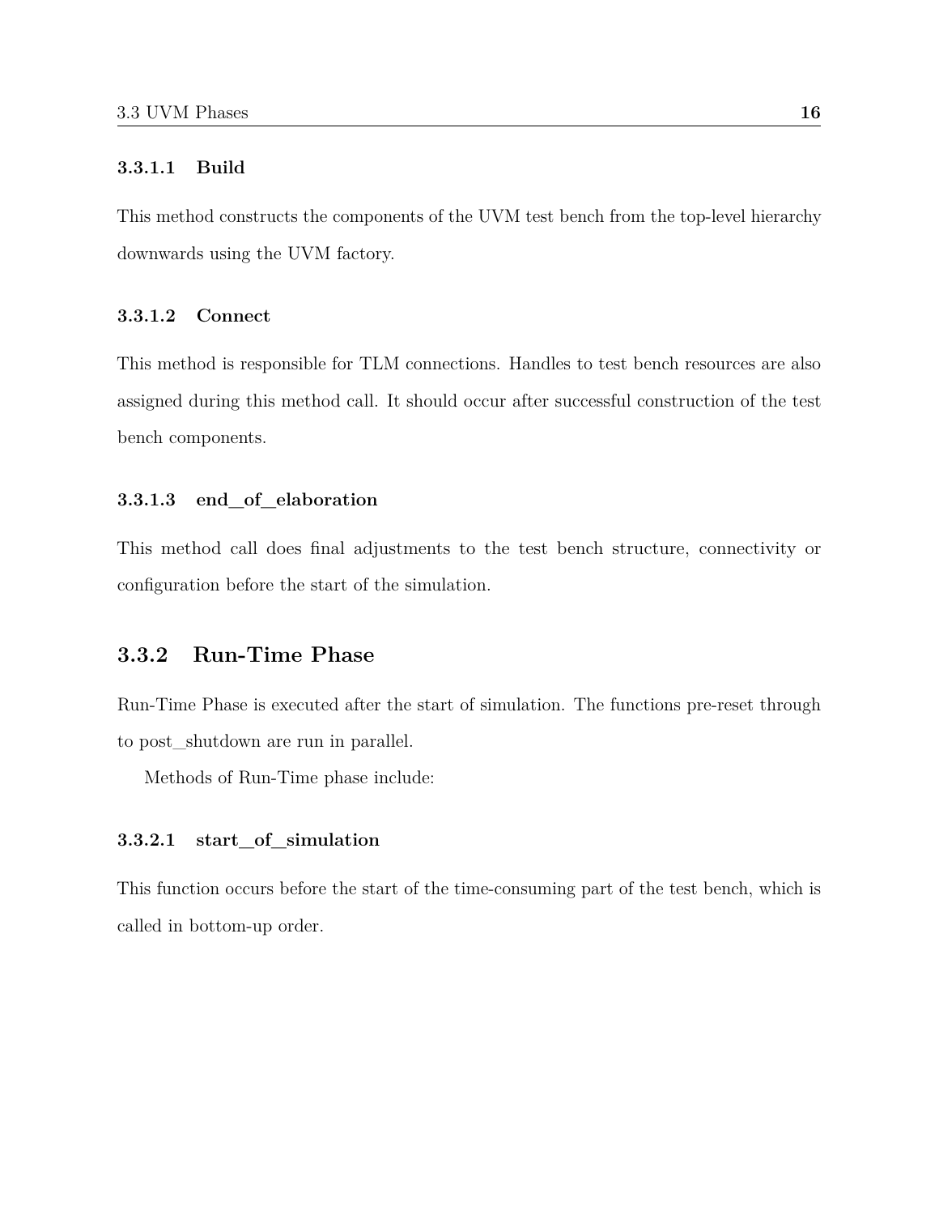#### 3.3.1.1 Build

This method constructs the components of the UVM test bench from the top-level hierarchy downwards using the UVM factory.

#### 3.3.1.2 Connect

This method is responsible for TLM connections. Handles to test bench resources are also assigned during this method call. It should occur after successful construction of the test bench components.

#### 3.3.1.3 end_of_elaboration

This method call does final adjustments to the test bench structure, connectivity or configuration before the start of the simulation.

### 3.3.2 Run-Time Phase

Run-Time Phase is executed after the start of simulation. The functions pre-reset through to post_shutdown are run in parallel.

Methods of Run-Time phase include:

#### 3.3.2.1 start_of_simulation

This function occurs before the start of the time-consuming part of the test bench, which is called in bottom-up order.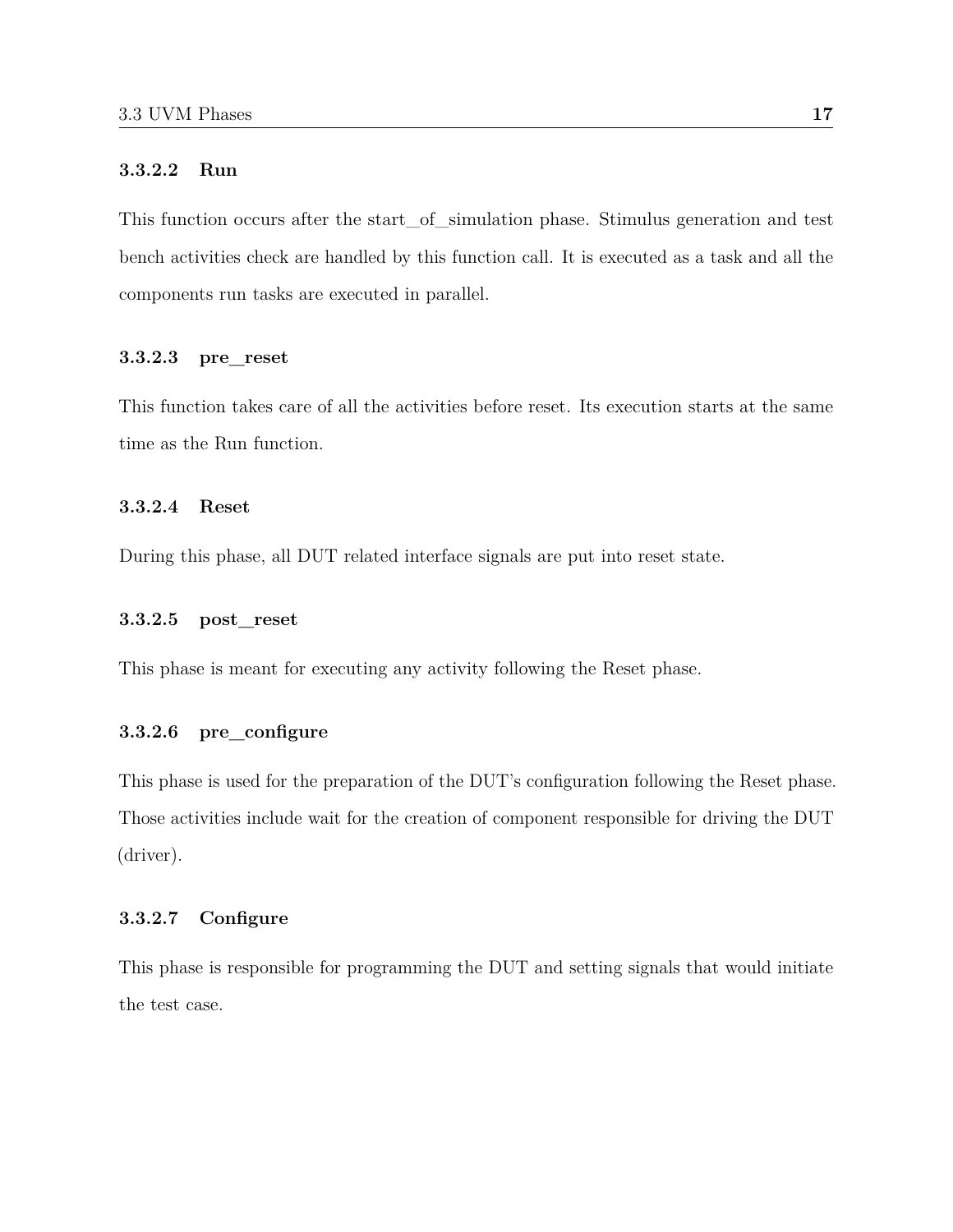#### 3.3.2.2 Run

This function occurs after the start_of_simulation phase. Stimulus generation and test bench activities check are handled by this function call. It is executed as a task and all the components run tasks are executed in parallel.

#### 3.3.2.3 pre_reset

This function takes care of all the activities before reset. Its execution starts at the same time as the Run function.

#### 3.3.2.4 Reset

During this phase, all DUT related interface signals are put into reset state.

#### 3.3.2.5 post_reset

This phase is meant for executing any activity following the Reset phase.

#### 3.3.2.6 pre_configure

This phase is used for the preparation of the DUT's configuration following the Reset phase. Those activities include wait for the creation of component responsible for driving the DUT (driver).

#### 3.3.2.7 Configure

This phase is responsible for programming the DUT and setting signals that would initiate the test case.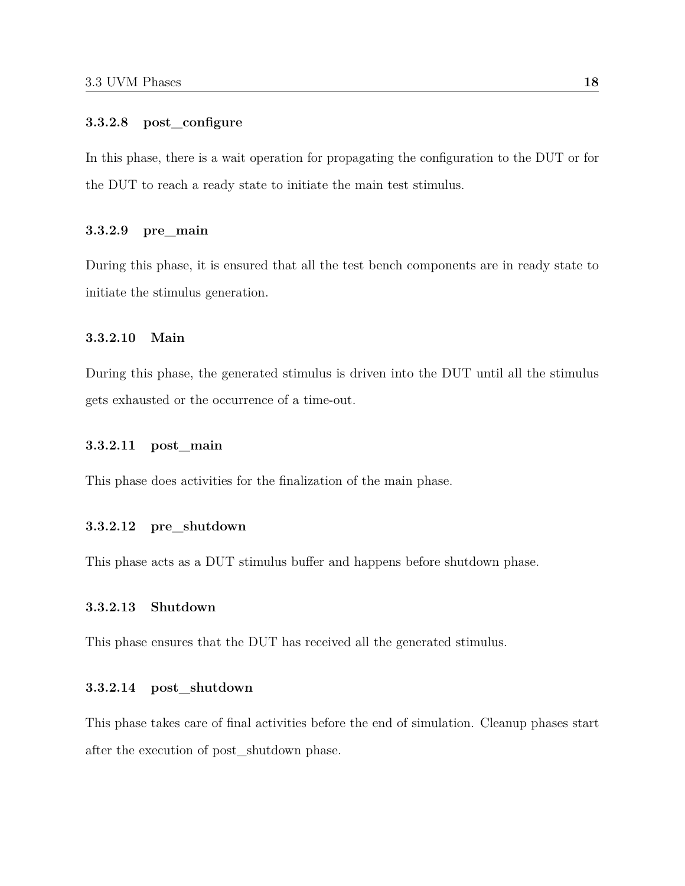#### 3.3.2.8 post_configure

In this phase, there is a wait operation for propagating the configuration to the DUT or for the DUT to reach a ready state to initiate the main test stimulus.

#### 3.3.2.9 pre_main

During this phase, it is ensured that all the test bench components are in ready state to initiate the stimulus generation.

#### 3.3.2.10 Main

During this phase, the generated stimulus is driven into the DUT until all the stimulus gets exhausted or the occurrence of a time-out.

#### 3.3.2.11 post_main

This phase does activities for the finalization of the main phase.

#### 3.3.2.12 pre_shutdown

This phase acts as a DUT stimulus buffer and happens before shutdown phase.

#### 3.3.2.13 Shutdown

This phase ensures that the DUT has received all the generated stimulus.

#### 3.3.2.14 post_shutdown

This phase takes care of final activities before the end of simulation. Cleanup phases start after the execution of post_shutdown phase.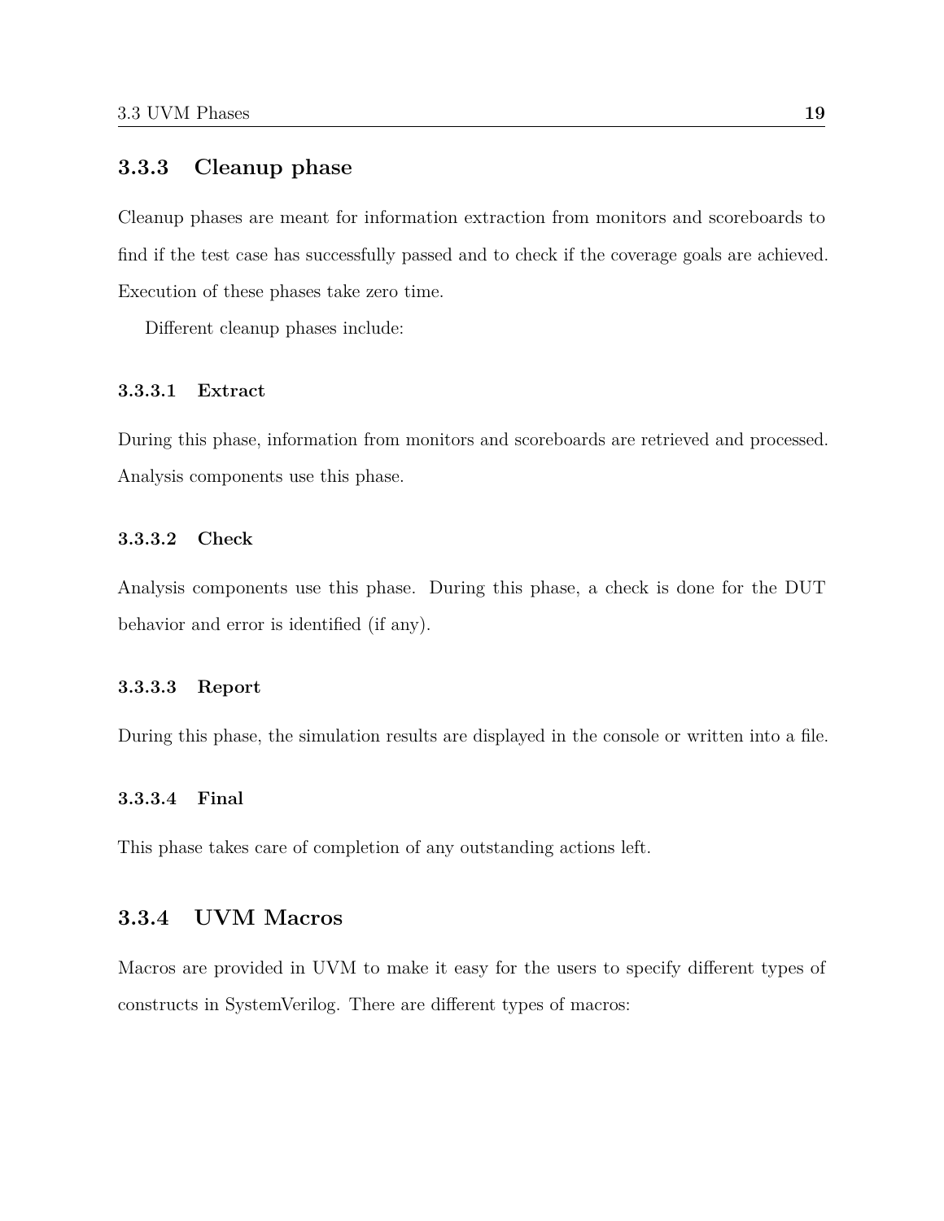### 3.3.3 Cleanup phase

Cleanup phases are meant for information extraction from monitors and scoreboards to find if the test case has successfully passed and to check if the coverage goals are achieved. Execution of these phases take zero time.

Different cleanup phases include:

#### 3.3.3.1 Extract

During this phase, information from monitors and scoreboards are retrieved and processed. Analysis components use this phase.

#### 3.3.3.2 Check

Analysis components use this phase. During this phase, a check is done for the DUT behavior and error is identified (if any).

#### 3.3.3.3 Report

During this phase, the simulation results are displayed in the console or written into a file.

#### 3.3.3.4 Final

This phase takes care of completion of any outstanding actions left.

### 3.3.4 UVM Macros

Macros are provided in UVM to make it easy for the users to specify different types of constructs in SystemVerilog. There are different types of macros: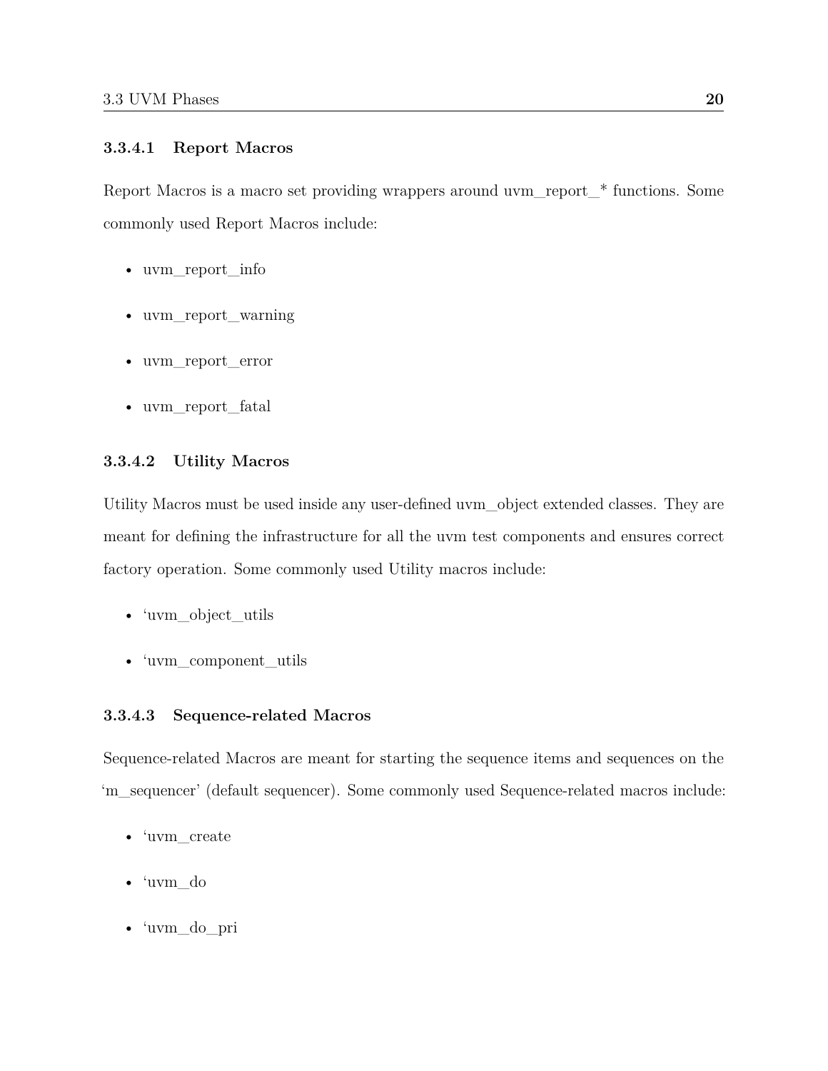#### 3.3.4.1 Report Macros

Report Macros is a macro set providing wrappers around uvm_report_* functions. Some commonly used Report Macros include:

- uvm_report_info
- uvm_report_warning
- uvm_report_error
- uvm_report_fatal

#### 3.3.4.2 Utility Macros

Utility Macros must be used inside any user-defined uvm_object extended classes. They are meant for defining the infrastructure for all the uvm test components and ensures correct factory operation. Some commonly used Utility macros include:

- ‘uvm_object_utils
- ‘uvm_component_utils

#### 3.3.4.3 Sequence-related Macros

Sequence-related Macros are meant for starting the sequence items and sequences on the ‘m_sequencer’ (default sequencer). Some commonly used Sequence-related macros include:

- ‘uvm_create
- ‘uvm_do
- ‘uvm_do_pri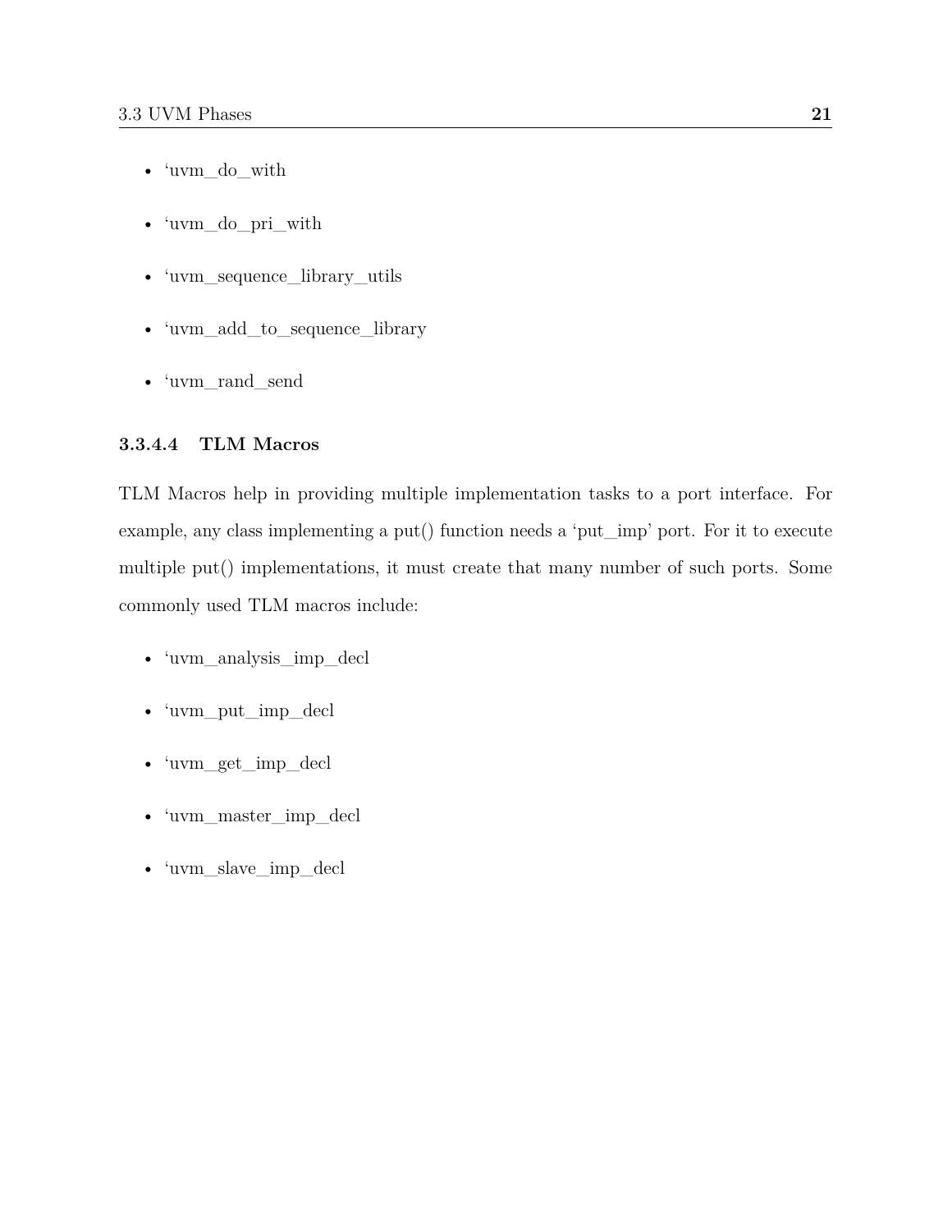- ‘uvm_do_with
- ‘uvm_do_pri_with
- ‘uvm_sequence_library_utils
- ‘uvm_add_to_sequence_library
- ‘uvm_rand_send

#### 3.3.4.4 TLM Macros

TLM Macros help in providing multiple implementation tasks to a port interface. For example, any class implementing a put() function needs a ‘put_imp’ port. For it to execute multiple put() implementations, it must create that many number of such ports. Some commonly used TLM macros include:

- ‘uvm_analysis_imp_decl
- ‘uvm_put_imp_decl
- ‘uvm_get_imp_decl
- ‘uvm_master_imp_decl
- ‘uvm_slave_imp_decl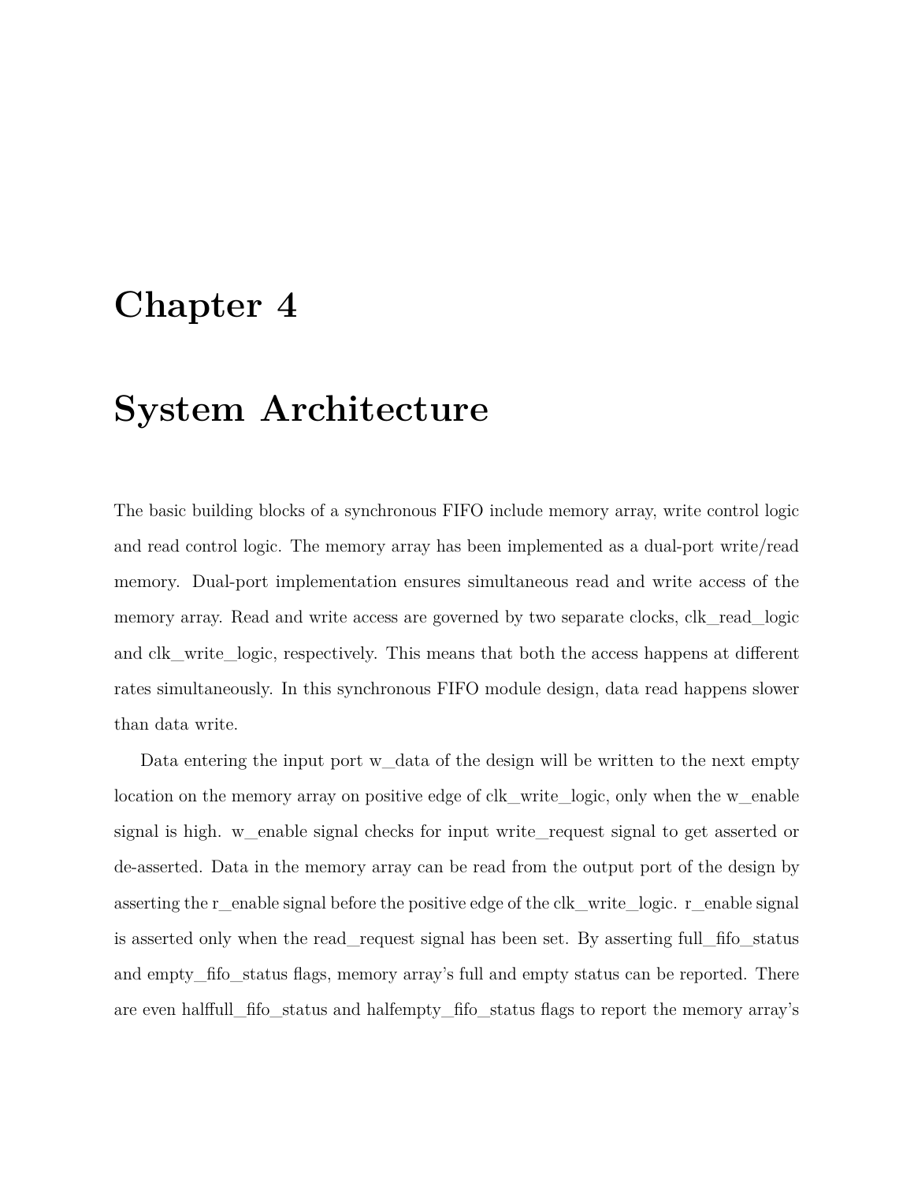# Chapter 4

# System Architecture

The basic building blocks of a synchronous FIFO include memory array, write control logic and read control logic. The memory array has been implemented as a dual-port write/read memory. Dual-port implementation ensures simultaneous read and write access of the memory array. Read and write access are governed by two separate clocks, clk_read_logic and clk_write_logic, respectively. This means that both the access happens at different rates simultaneously. In this synchronous FIFO module design, data read happens slower than data write.

Data entering the input port w_data of the design will be written to the next empty location on the memory array on positive edge of clk_write_logic, only when the w_enable signal is high. w_enable signal checks for input write_request signal to get asserted or de-asserted. Data in the memory array can be read from the output port of the design by asserting the r_enable signal before the positive edge of the clk_write_logic. r_enable signal is asserted only when the read_request signal has been set. By asserting full_fifo_status and empty_fifo_status flags, memory array's full and empty status can be reported. There are even halffull_fifo_status and halfempty_fifo_status flags to report the memory array's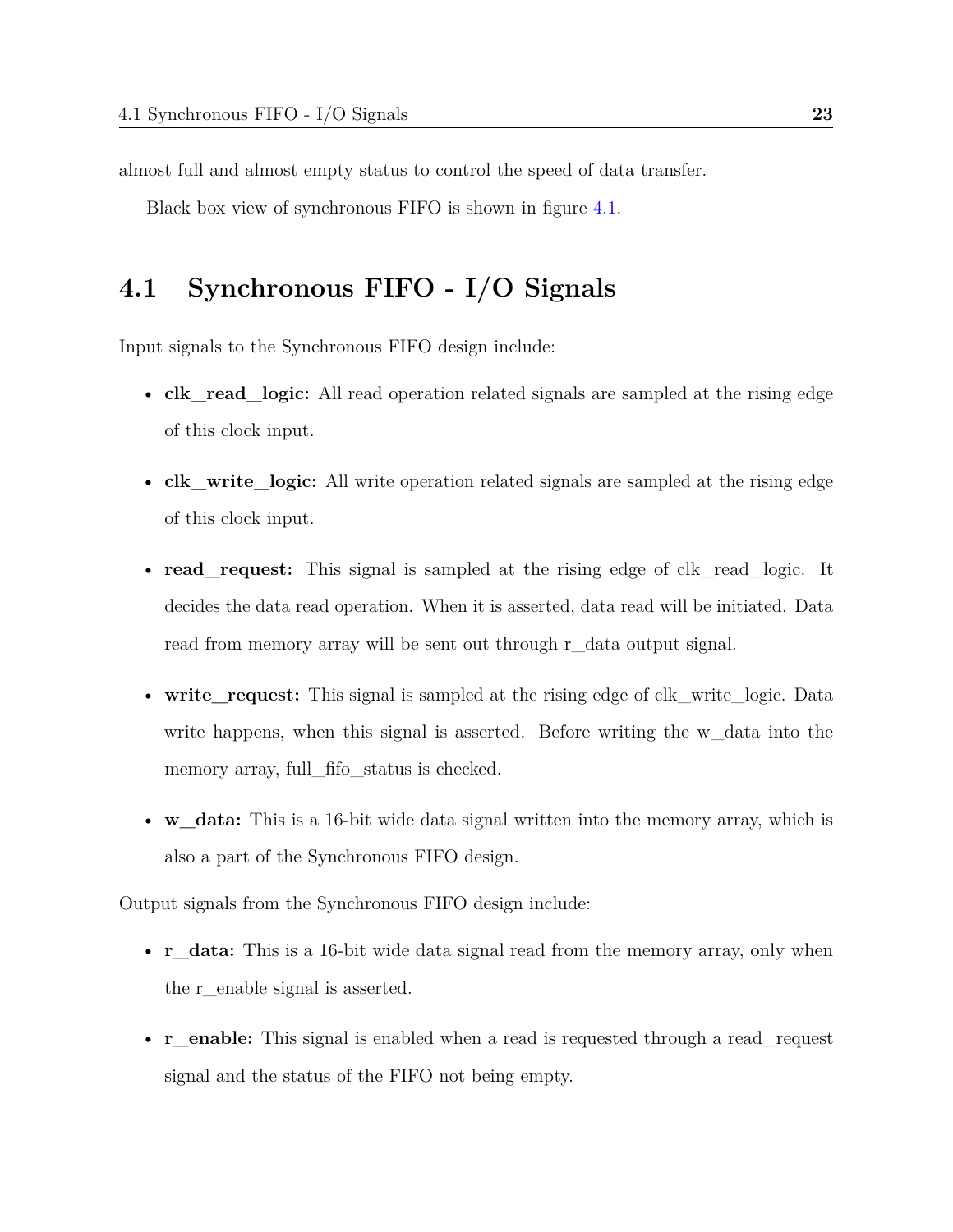almost full and almost empty status to control the speed of data transfer.

Black box view of synchronous FIFO is shown in figure 4.1.

## 4.1 Synchronous FIFO - I/O Signals

Input signals to the Synchronous FIFO design include:

- **clk_read_logic:** All read operation related signals are sampled at the rising edge of this clock input.
- **clk_write_logic:** All write operation related signals are sampled at the rising edge of this clock input.
- **read_request:** This signal is sampled at the rising edge of clk_read_logic. It decides the data read operation. When it is asserted, data read will be initiated. Data read from memory array will be sent out through r_data output signal.
- **write_request:** This signal is sampled at the rising edge of clk_write_logic. Data write happens, when this signal is asserted. Before writing the w_data into the memory array, full_fifo_status is checked.
- **w_data:** This is a 16-bit wide data signal written into the memory array, which is also a part of the Synchronous FIFO design.

Output signals from the Synchronous FIFO design include:

- **r_data:** This is a 16-bit wide data signal read from the memory array, only when the r_enable signal is asserted.
- **r_enable:** This signal is enabled when a read is requested through a read_request signal and the status of the FIFO not being empty.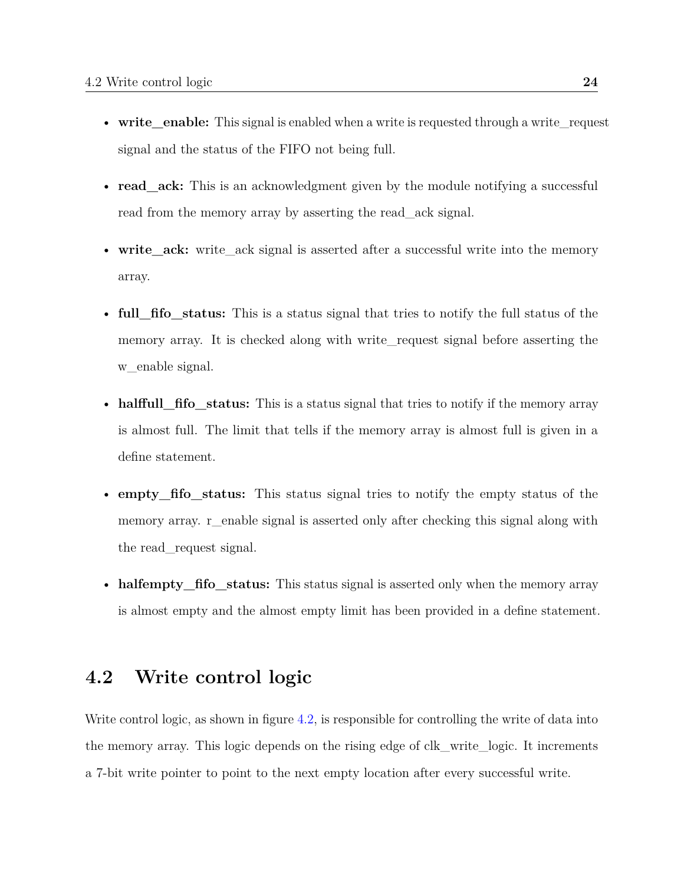- **write_enable:** This signal is enabled when a write is requested through a write_request signal and the status of the FIFO not being full.

- **read_ack:** This is an acknowledgment given by the module notifying a successful read from the memory array by asserting the read_ack signal.

- **write_ack:** write_ack signal is asserted after a successful write into the memory array.

- **full_fifo_status:** This is a status signal that tries to notify the full status of the memory array. It is checked along with write_request signal before asserting the w_enable signal.

- **halffull_fifo_status:** This is a status signal that tries to notify if the memory array is almost full. The limit that tells if the memory array is almost full is given in a define statement.

- **empty_fifo_status:** This status signal tries to notify the empty status of the memory array. r_enable signal is asserted only after checking this signal along with the read_request signal.

- **halfempty_fifo_status:** This status signal is asserted only when the memory array is almost empty and the almost empty limit has been provided in a define statement.

## 4.2 Write control logic

Write control logic, as shown in figure 4.2, is responsible for controlling the write of data into the memory array. This logic depends on the rising edge of clk_write_logic. It increments a 7-bit write pointer to point to the next empty location after every successful write.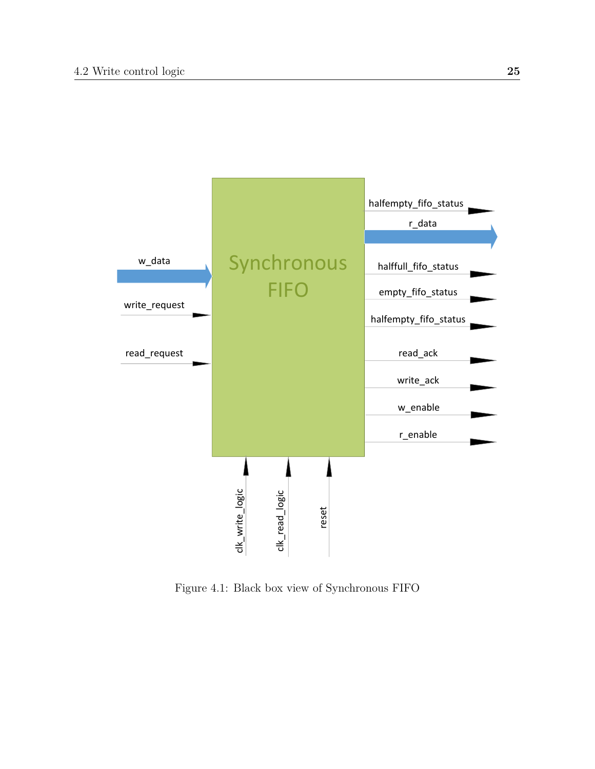Figure 4.1: Black box view of Synchronous FIFO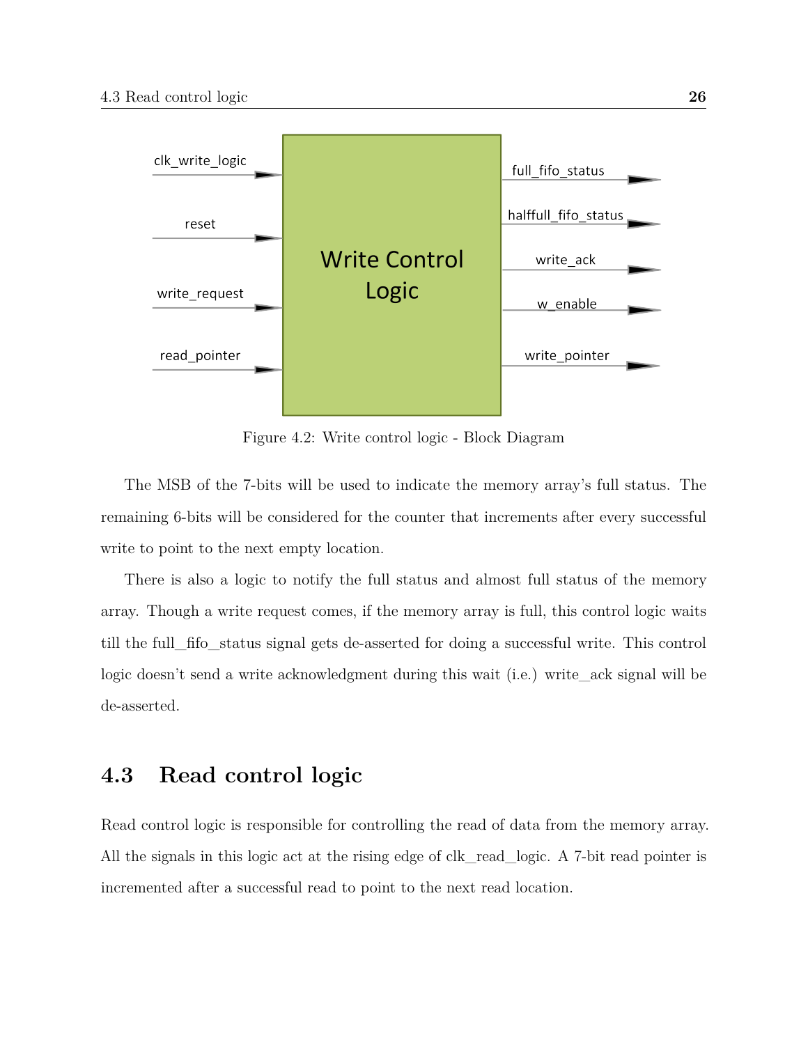Figure 4.2: Write control logic - Block Diagram

The MSB of the 7-bits will be used to indicate the memory array's full status. The remaining 6-bits will be considered for the counter that increments after every successful write to point to the next empty location.

There is also a logic to notify the full status and almost full status of the memory array. Though a write request comes, if the memory array is full, this control logic waits till the full_fifo_status signal gets de-asserted for doing a successful write. This control logic doesn't send a write acknowledgment during this wait (i.e.) write_ack signal will be de-asserted.

## 4.3 Read control logic

Read control logic is responsible for controlling the read of data from the memory array. All the signals in this logic act at the rising edge of clk_read_logic. A 7-bit read pointer is incremented after a successful read to point to the next read location.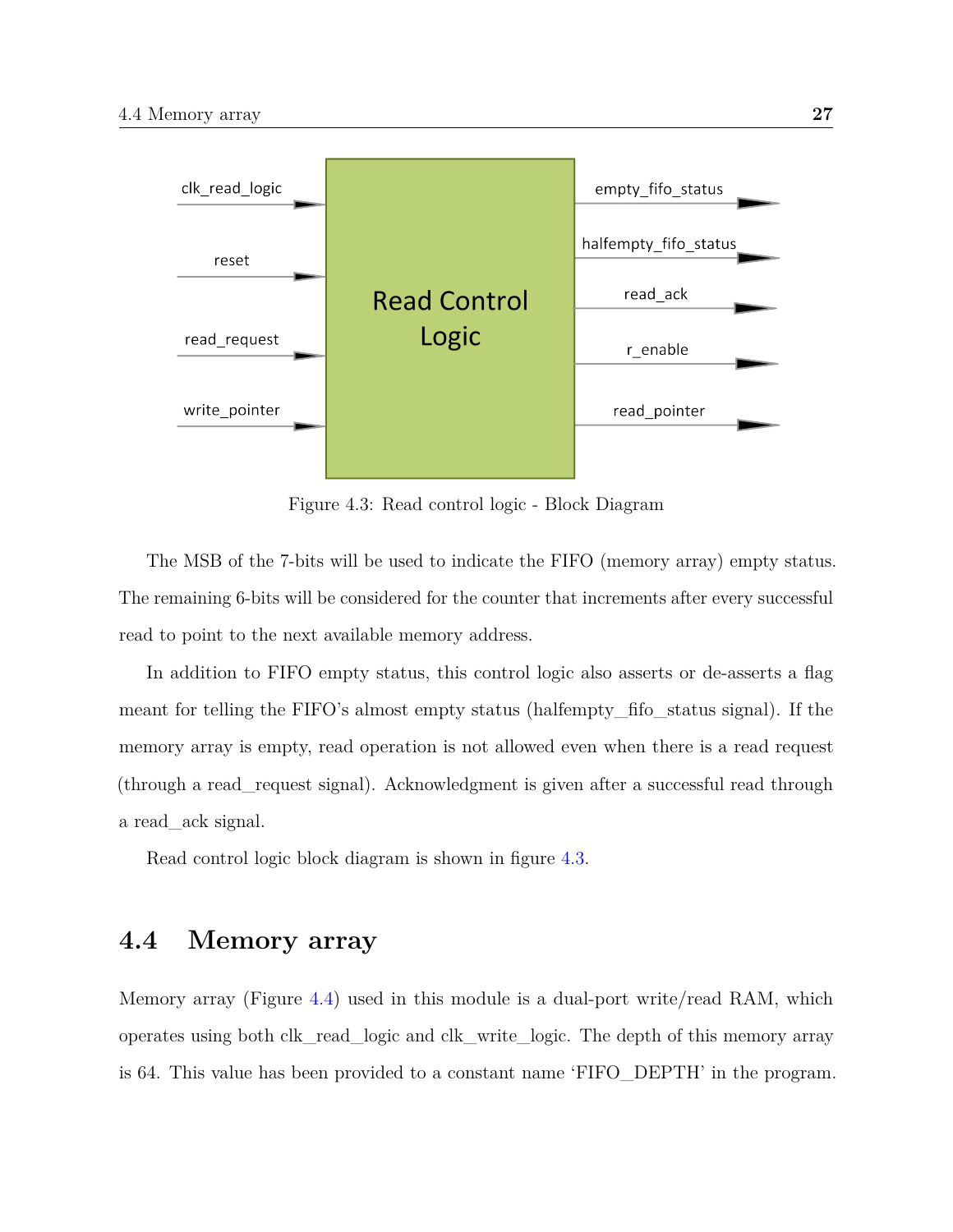Figure 4.3: Read control logic - Block Diagram

The MSB of the 7-bits will be used to indicate the FIFO (memory array) empty status. The remaining 6-bits will be considered for the counter that increments after every successful read to point to the next available memory address.

In addition to FIFO empty status, this control logic also asserts or de-asserts a flag meant for telling the FIFO's almost empty status (halfempty_fifo_status signal). If the memory array is empty, read operation is not allowed even when there is a read request (through a read_request signal). Acknowledgment is given after a successful read through a read_ack signal.

Read control logic block diagram is shown in figure 4.3.

## 4.4 Memory array

Memory array (Figure 4.4) used in this module is a dual-port write/read RAM, which operates using both clk_read_logic and clk_write_logic. The depth of this memory array is 64. This value has been provided to a constant name 'FIFO_DEPTH' in the program.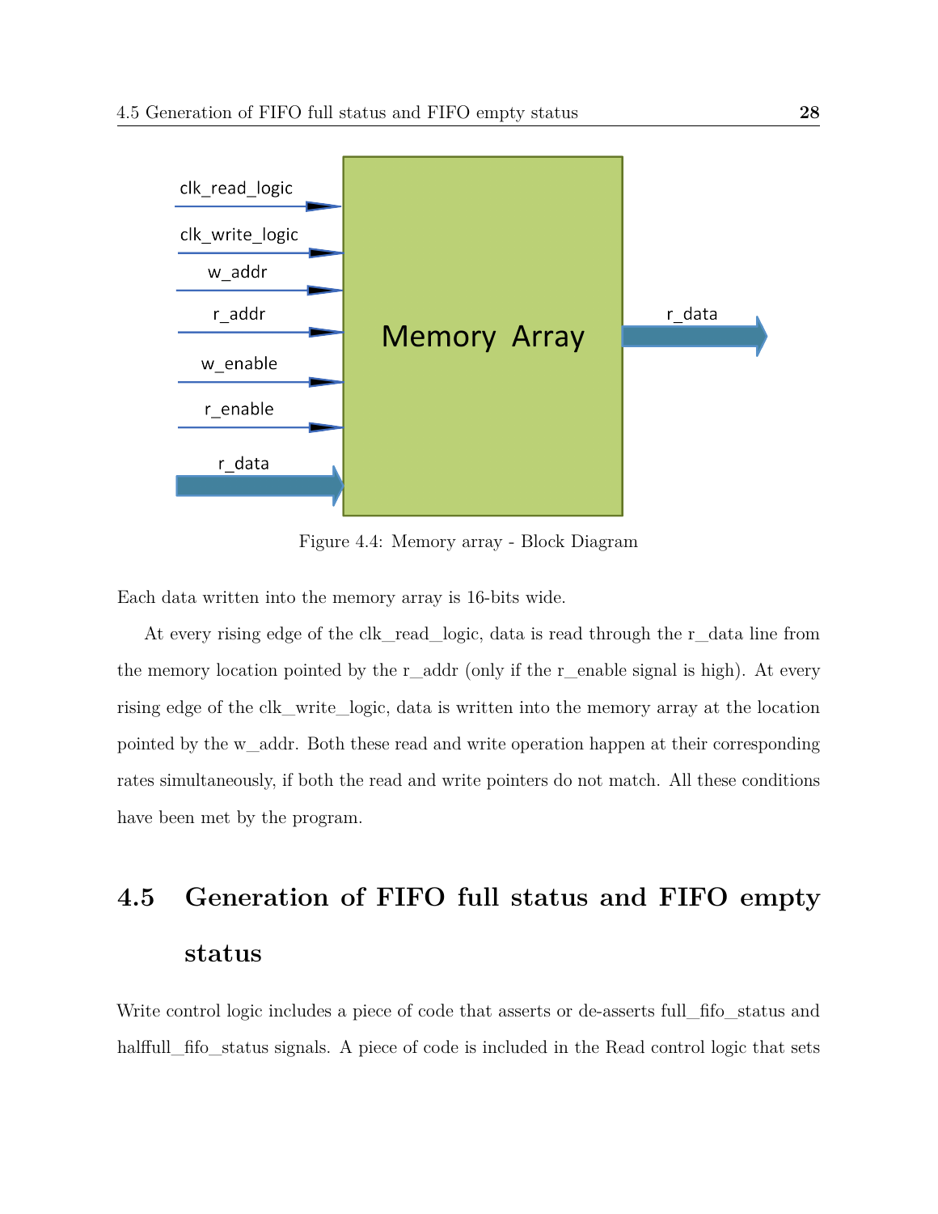Figure 4.4: Memory array - Block Diagram

Each data written into the memory array is 16-bits wide.

At every rising edge of the clk_read_logic, data is read through the r_data line from the memory location pointed by the r_addr (only if the r_enable signal is high). At every rising edge of the clk_write_logic, data is written into the memory array at the location pointed by the w_addr. Both these read and write operation happen at their corresponding rates simultaneously, if both the read and write pointers do not match. All these conditions have been met by the program.

## 4.5 Generation of FIFO full status and FIFO empty status

Write control logic includes a piece of code that asserts or de-asserts full_fifo_status and halffull_fifo_status signals. A piece of code is included in the Read control logic that sets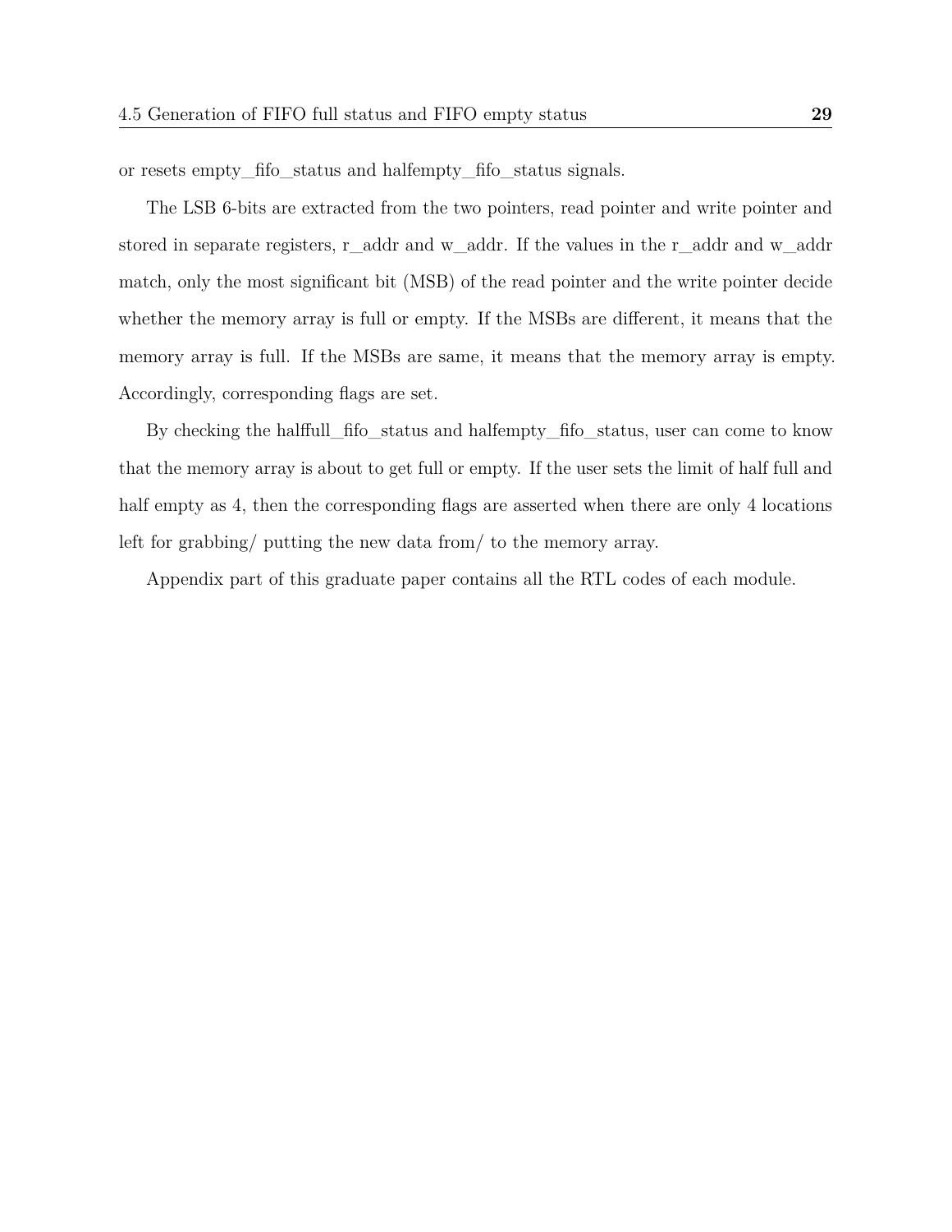or resets empty_fifo_status and halfempty_fifo_status signals.

The LSB 6-bits are extracted from the two pointers, read pointer and write pointer and stored in separate registers, r_addr and w_addr. If the values in the r_addr and w_addr match, only the most significant bit (MSB) of the read pointer and the write pointer decide whether the memory array is full or empty. If the MSBs are different, it means that the memory array is full. If the MSBs are same, it means that the memory array is empty. Accordingly, corresponding flags are set.

By checking the halffull_fifo_status and halfempty_fifo_status, user can come to know that the memory array is about to get full or empty. If the user sets the limit of half full and half empty as 4, then the corresponding flags are asserted when there are only 4 locations left for grabbing/ putting the new data from/ to the memory array.

Appendix part of this graduate paper contains all the RTL codes of each module.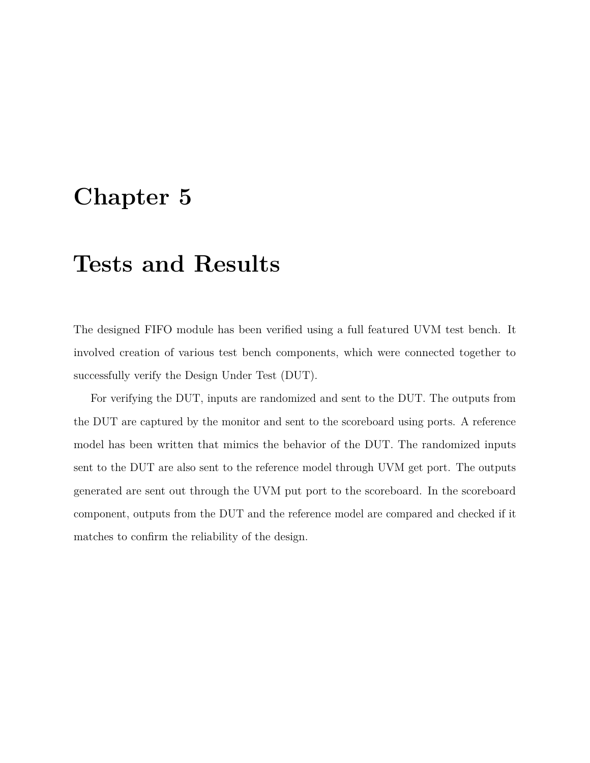# Chapter 5

# Tests and Results

The designed FIFO module has been verified using a full featured UVM test bench. It involved creation of various test bench components, which were connected together to successfully verify the Design Under Test (DUT).

For verifying the DUT, inputs are randomized and sent to the DUT. The outputs from the DUT are captured by the monitor and sent to the scoreboard using ports. A reference model has been written that mimics the behavior of the DUT. The randomized inputs sent to the DUT are also sent to the reference model through UVM get port. The outputs generated are sent out through the UVM put port to the scoreboard. In the scoreboard component, outputs from the DUT and the reference model are compared and checked if it matches to confirm the reliability of the design.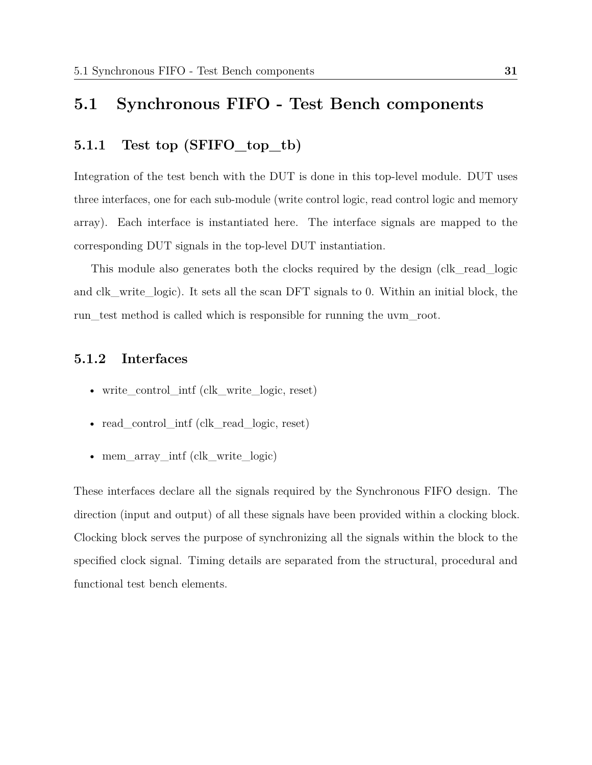## 5.1 Synchronous FIFO - Test Bench components

### 5.1.1 Test top (SFIFO_top_tb)

Integration of the test bench with the DUT is done in this top-level module. DUT uses three interfaces, one for each sub-module (write control logic, read control logic and memory array). Each interface is instantiated here. The interface signals are mapped to the corresponding DUT signals in the top-level DUT instantiation.

This module also generates both the clocks required by the design (clk_read_logic and clk_write_logic). It sets all the scan DFT signals to 0. Within an initial block, the run_test method is called which is responsible for running the uvm_root.

### 5.1.2 Interfaces

- write_control_intf (clk_write_logic, reset)
- read_control_intf (clk_read_logic, reset)
- mem_array_intf (clk_write_logic)

These interfaces declare all the signals required by the Synchronous FIFO design. The direction (input and output) of all these signals have been provided within a clocking block. Clocking block serves the purpose of synchronizing all the signals within the block to the specified clock signal. Timing details are separated from the structural, procedural and functional test bench elements.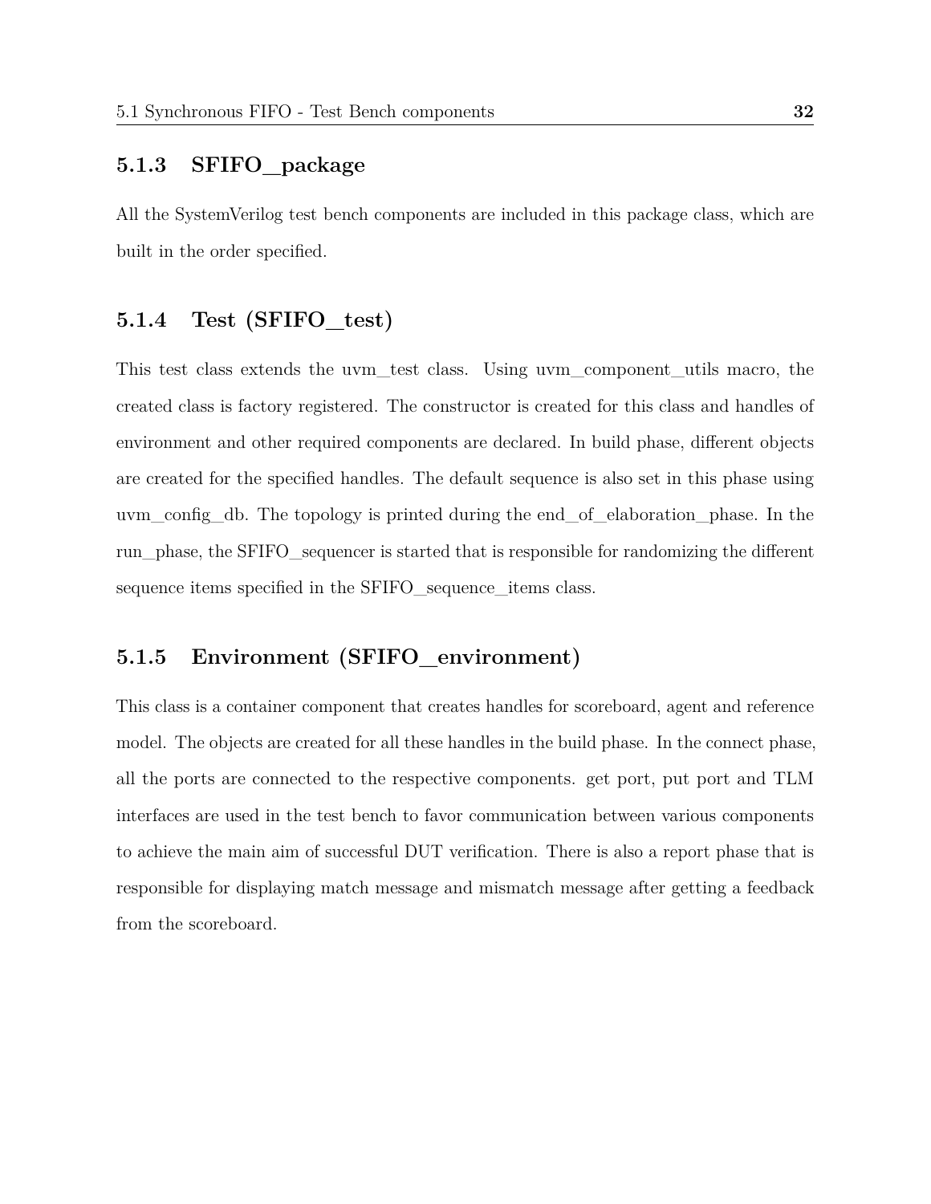### 5.1.3 SFIFO_package

All the SystemVerilog test bench components are included in this package class, which are built in the order specified.

### 5.1.4 Test (SFIFO_test)

This test class extends the uvm_test class. Using uvm_component_utils macro, the created class is factory registered. The constructor is created for this class and handles of environment and other required components are declared. In build phase, different objects are created for the specified handles. The default sequence is also set in this phase using uvm_config_db. The topology is printed during the end_of_elaboration_phase. In the run_phase, the SFIFO_sequencer is started that is responsible for randomizing the different sequence items specified in the SFIFO_sequence_items class.

### 5.1.5 Environment (SFIFO_environment)

This class is a container component that creates handles for scoreboard, agent and reference model. The objects are created for all these handles in the build phase. In the connect phase, all the ports are connected to the respective components. get port, put port and TLM interfaces are used in the test bench to favor communication between various components to achieve the main aim of successful DUT verification. There is also a report phase that is responsible for displaying match message and mismatch message after getting a feedback from the scoreboard.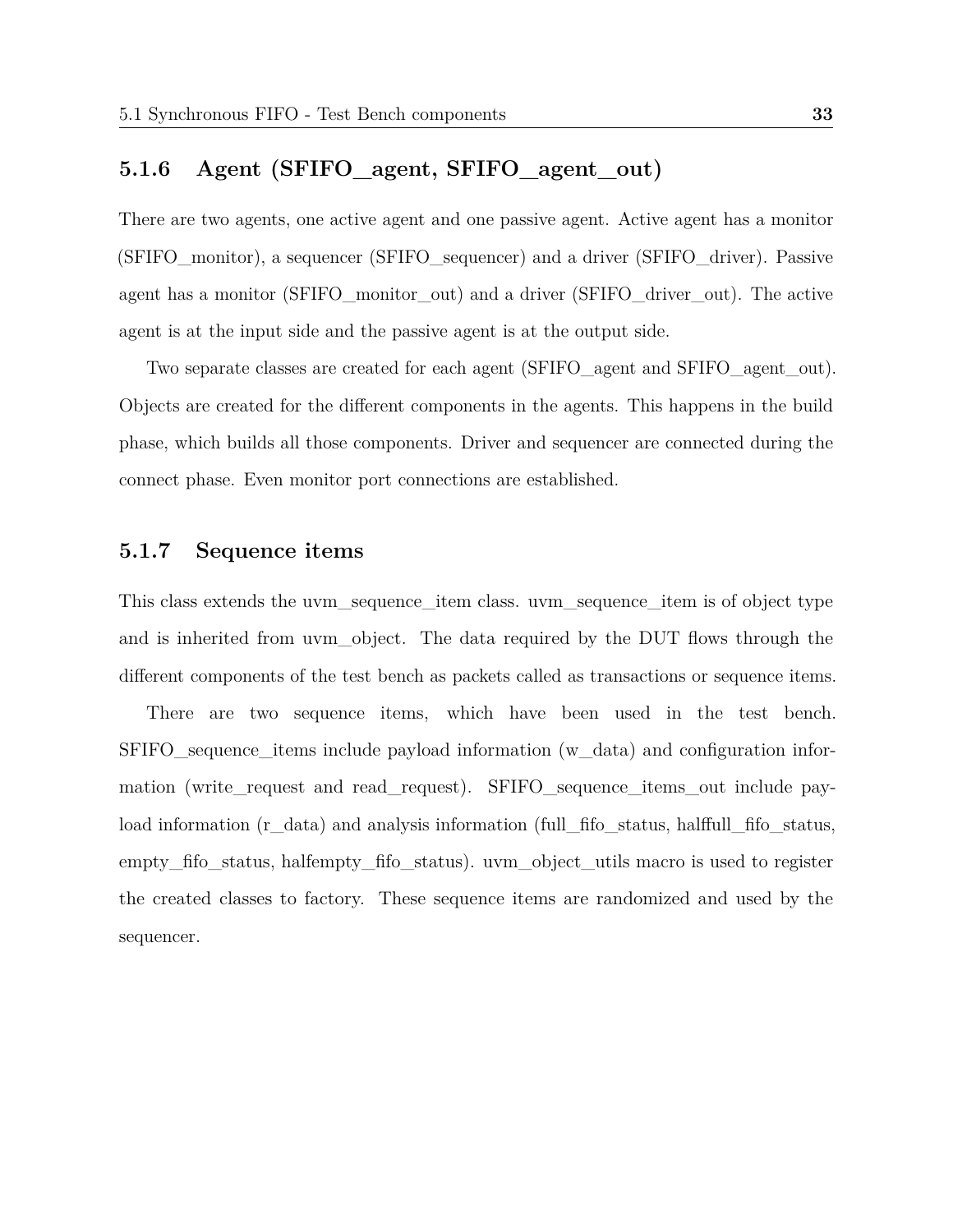### 5.1.6 Agent (SFIFO_agent, SFIFO_agent_out)

There are two agents, one active agent and one passive agent. Active agent has a monitor (SFIFO_monitor), a sequencer (SFIFO_sequencer) and a driver (SFIFO_driver). Passive agent has a monitor (SFIFO_monitor_out) and a driver (SFIFO_driver_out). The active agent is at the input side and the passive agent is at the output side.

Two separate classes are created for each agent (SFIFO_agent and SFIFO_agent_out). Objects are created for the different components in the agents. This happens in the build phase, which builds all those components. Driver and sequencer are connected during the connect phase. Even monitor port connections are established.

### 5.1.7 Sequence items

This class extends the uvm_sequence_item class. uvm_sequence_item is of object type and is inherited from uvm_object. The data required by the DUT flows through the different components of the test bench as packets called as transactions or sequence items.

There are two sequence items, which have been used in the test bench. SFIFO_sequence_items include payload information (w_data) and configuration information (write_request and read_request). SFIFO_sequence_items_out include payload information (r_data) and analysis information (full_fifo_status, halffull_fifo_status, empty_fifo_status, halfempty_fifo_status). uvm_object_utils macro is used to register the created classes to factory. These sequence items are randomized and used by the sequencer.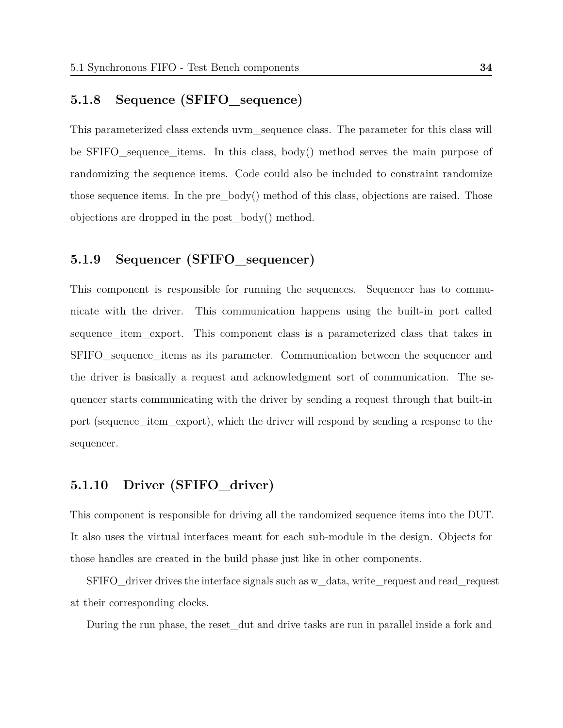### 5.1.8 Sequence (SFIFO_sequence)

This parameterized class extends uvm_sequence class. The parameter for this class will be SFIFO_sequence_items. In this class, body() method serves the main purpose of randomizing the sequence items. Code could also be included to constraint randomize those sequence items. In the pre_body() method of this class, objections are raised. Those objections are dropped in the post_body() method.

### 5.1.9 Sequencer (SFIFO_sequencer)

This component is responsible for running the sequences. Sequencer has to communicate with the driver. This communication happens using the built-in port called sequence_item_export. This component class is a parameterized class that takes in SFIFO_sequence_items as its parameter. Communication between the sequencer and the driver is basically a request and acknowledgment sort of communication. The sequencer starts communicating with the driver by sending a request through that built-in port (sequence_item_export), which the driver will respond by sending a response to the sequencer.

### 5.1.10 Driver (SFIFO_driver)

This component is responsible for driving all the randomized sequence items into the DUT. It also uses the virtual interfaces meant for each sub-module in the design. Objects for those handles are created in the build phase just like in other components.

SFIFO_driver drives the interface signals such as w_data, write_request and read_request at their corresponding clocks.

During the run phase, the reset_dut and drive tasks are run in parallel inside a fork and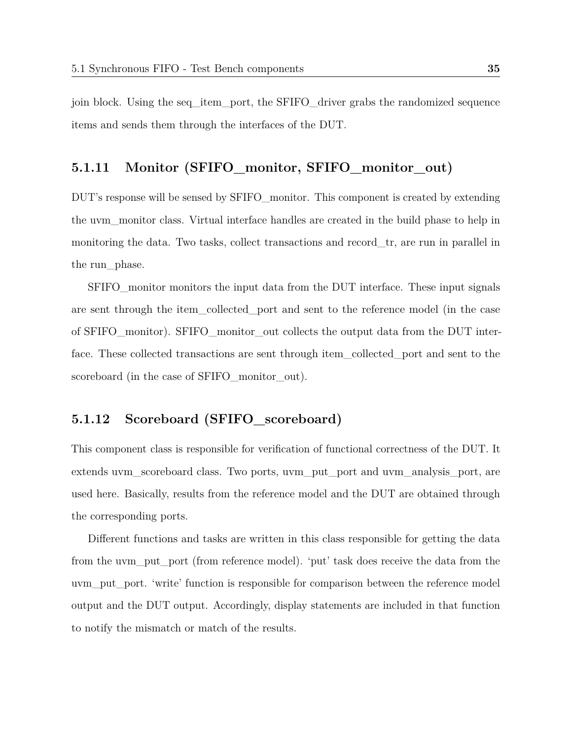join block. Using the seq_item_port, the SFIFO_driver grabs the randomized sequence items and sends them through the interfaces of the DUT.

### 5.1.11 Monitor (SFIFO_monitor, SFIFO_monitor_out)

DUT's response will be sensed by SFIFO_monitor. This component is created by extending the uvm_monitor class. Virtual interface handles are created in the build phase to help in monitoring the data. Two tasks, collect transactions and record_tr, are run in parallel in the run_phase.

SFIFO_monitor monitors the input data from the DUT interface. These input signals are sent through the item_collected_port and sent to the reference model (in the case of SFIFO_monitor). SFIFO_monitor_out collects the output data from the DUT interface. These collected transactions are sent through item_collected_port and sent to the scoreboard (in the case of SFIFO_monitor_out).

### 5.1.12 Scoreboard (SFIFO_scoreboard)

This component class is responsible for verification of functional correctness of the DUT. It extends uvm_scoreboard class. Two ports, uvm_put_port and uvm_analysis_port, are used here. Basically, results from the reference model and the DUT are obtained through the corresponding ports.

Different functions and tasks are written in this class responsible for getting the data from the uvm_put_port (from reference model). 'put' task does receive the data from the uvm_put_port. 'write' function is responsible for comparison between the reference model output and the DUT output. Accordingly, display statements are included in that function to notify the mismatch or match of the results.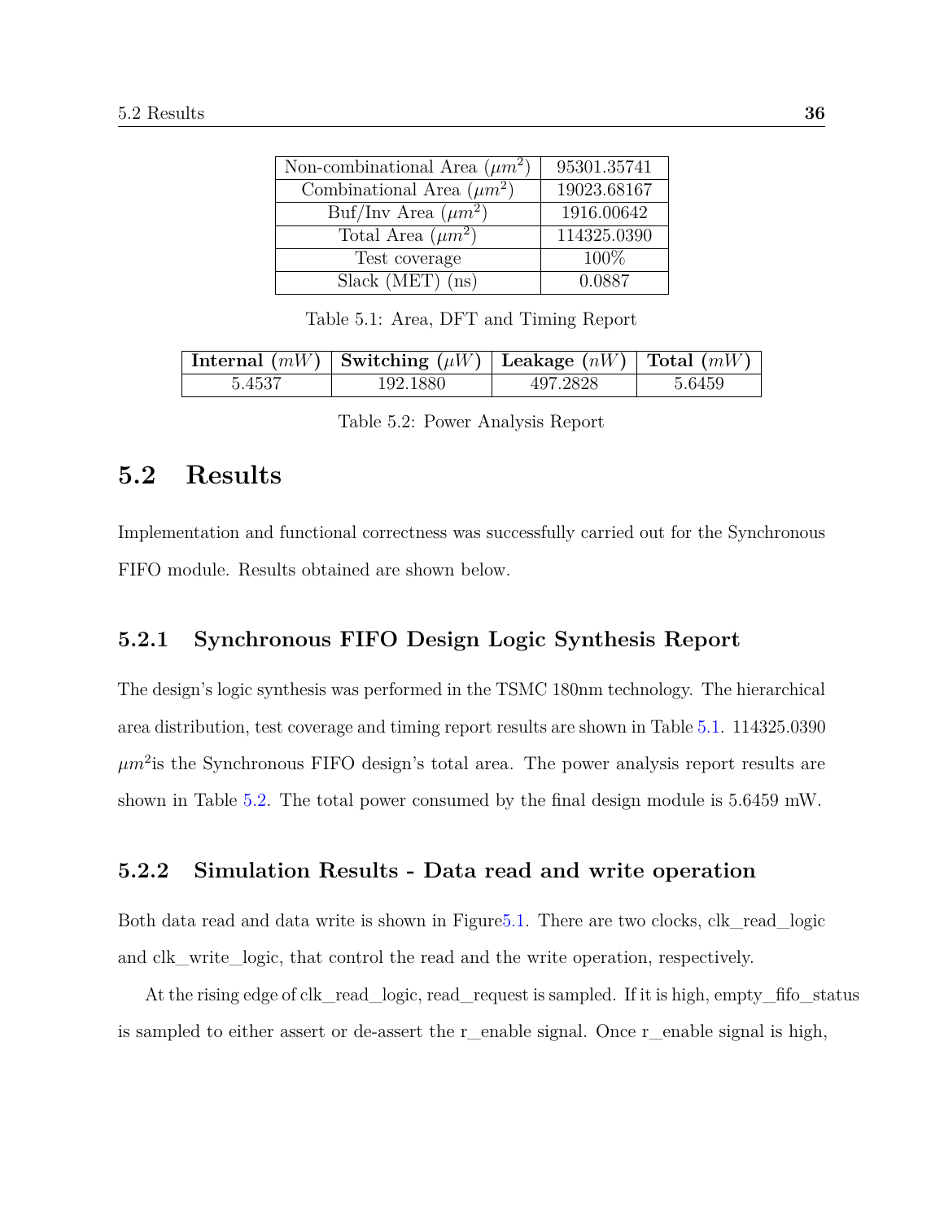| Non-combinational Area ($\mu m^2$) | 95301.35741 |
|---|---|
| Combinational Area ($\mu m^2$) | 19023.68167 |
| Buf/Inv Area ($\mu m^2$) | 1916.00642 |
| Total Area ($\mu m^2$) | 114325.0390 |
| Test coverage | 100% |
| Slack (MET) (ns) | 0.0887 |

Table 5.1: Area, DFT and Timing Report

| **Internal** ($mW$) | **Switching** ($\mu W$) | **Leakage** ($nW$) | **Total** ($mW$) |
|---|---|---|---|
| 5.4537 | 192.1880 | 497.2828 | 5.6459 |

Table 5.2: Power Analysis Report

## 5.2 Results

Implementation and functional correctness was successfully carried out for the Synchronous FIFO module. Results obtained are shown below.

### 5.2.1 Synchronous FIFO Design Logic Synthesis Report

The design's logic synthesis was performed in the TSMC 180nm technology. The hierarchical area distribution, test coverage and timing report results are shown in Table 5.1. 114325.0390 $\mu m^2$is the Synchronous FIFO design's total area. The power analysis report results are shown in Table 5.2. The total power consumed by the final design module is 5.6459 mW.

### 5.2.2 Simulation Results - Data read and write operation

Both data read and data write is shown in Figure5.1. There are two clocks, clk_read_logic and clk_write_logic, that control the read and the write operation, respectively.

At the rising edge of clk_read_logic, read_request is sampled. If it is high, empty_fifo_status is sampled to either assert or de-assert the r_enable signal. Once r_enable signal is high,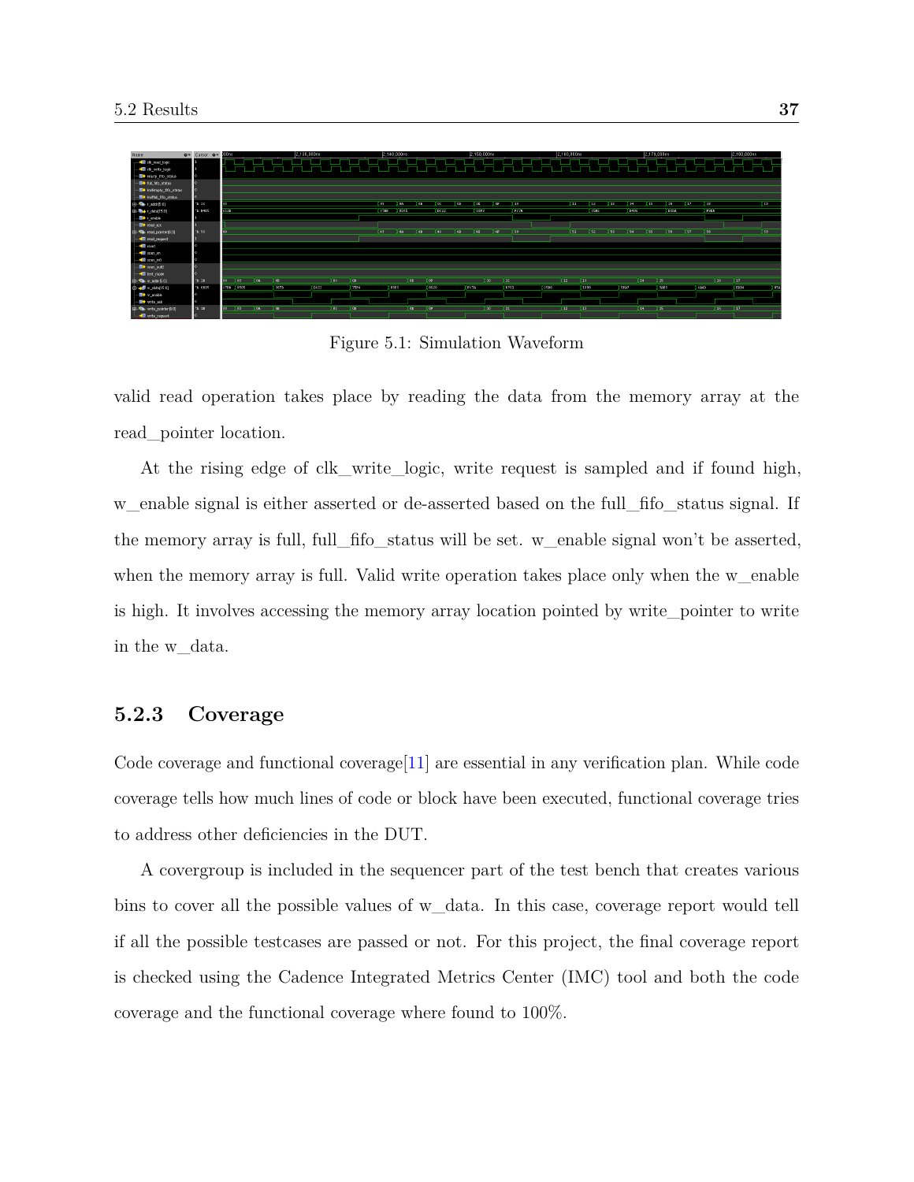Figure 5.1: Simulation Waveform

valid read operation takes place by reading the data from the memory array at the read_pointer location.

At the rising edge of clk_write_logic, write request is sampled and if found high, w_enable signal is either asserted or de-asserted based on the full_fifo_status signal. If the memory array is full, full_fifo_status will be set. w_enable signal won't be asserted, when the memory array is full. Valid write operation takes place only when the w_enable is high. It involves accessing the memory array location pointed by write_pointer to write in the w_data.

### 5.2.3 Coverage

Code coverage and functional coverage[11] are essential in any verification plan. While code coverage tells how much lines of code or block have been executed, functional coverage tries to address other deficiencies in the DUT.

A covergroup is included in the sequencer part of the test bench that creates various bins to cover all the possible values of w_data. In this case, coverage report would tell if all the possible testcases are passed or not. For this project, the final coverage report is checked using the Cadence Integrated Metrics Center (IMC) tool and both the code coverage and the functional coverage where found to 100%.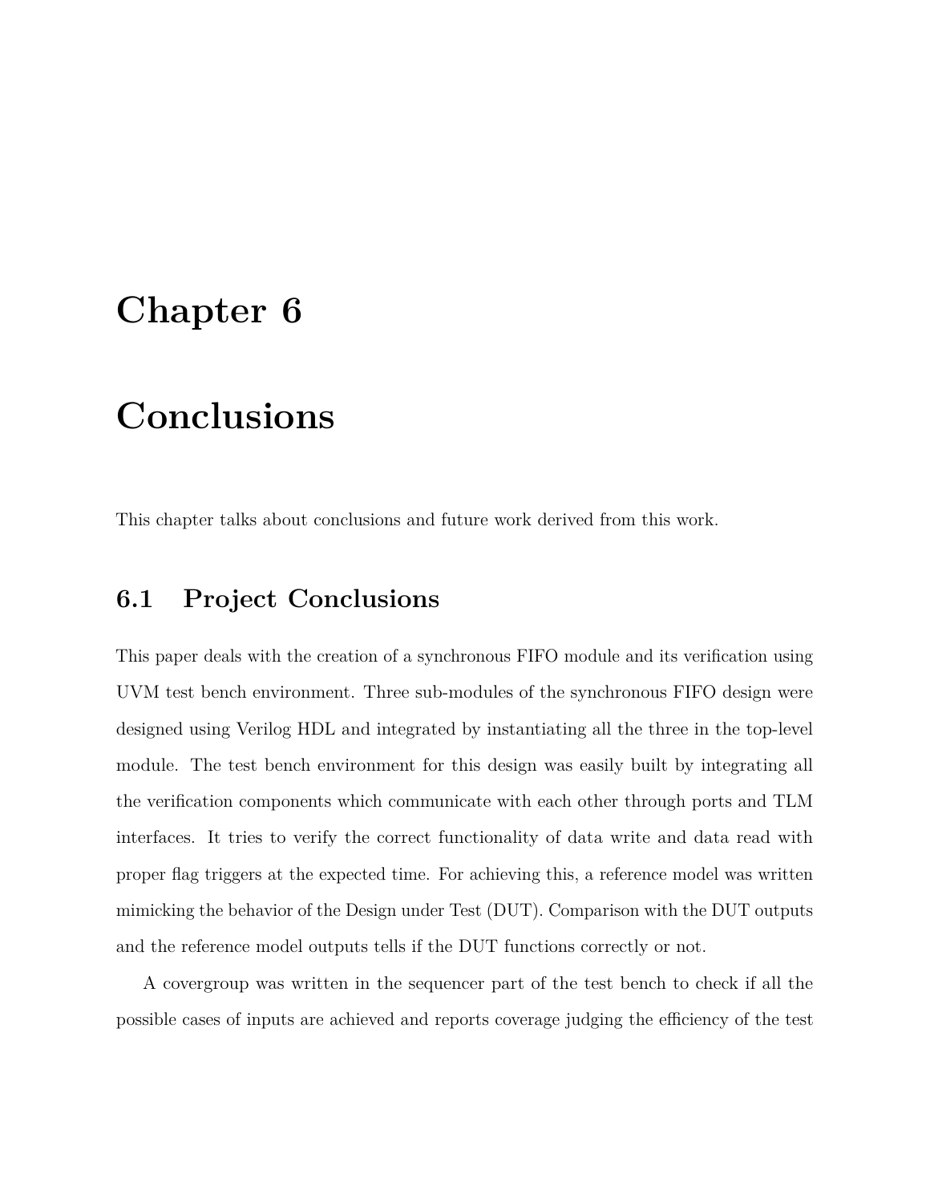# Chapter 6

# Conclusions

This chapter talks about conclusions and future work derived from this work.

## 6.1 Project Conclusions

This paper deals with the creation of a synchronous FIFO module and its verification using UVM test bench environment. Three sub-modules of the synchronous FIFO design were designed using Verilog HDL and integrated by instantiating all the three in the top-level module. The test bench environment for this design was easily built by integrating all the verification components which communicate with each other through ports and TLM interfaces. It tries to verify the correct functionality of data write and data read with proper flag triggers at the expected time. For achieving this, a reference model was written mimicking the behavior of the Design under Test (DUT). Comparison with the DUT outputs and the reference model outputs tells if the DUT functions correctly or not.

A covergroup was written in the sequencer part of the test bench to check if all the possible cases of inputs are achieved and reports coverage judging the efficiency of the test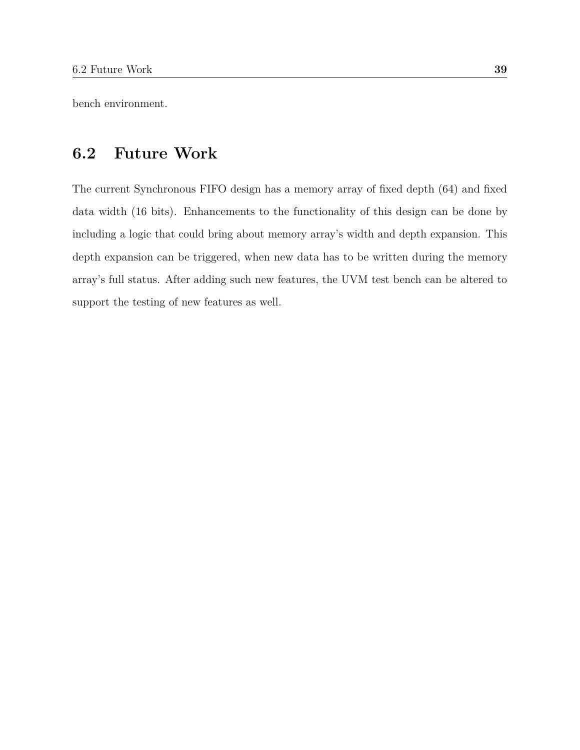bench environment.

## 6.2 Future Work

The current Synchronous FIFO design has a memory array of fixed depth (64) and fixed data width (16 bits). Enhancements to the functionality of this design can be done by including a logic that could bring about memory array's width and depth expansion. This depth expansion can be triggered, when new data has to be written during the memory array's full status. After adding such new features, the UVM test bench can be altered to support the testing of new features as well.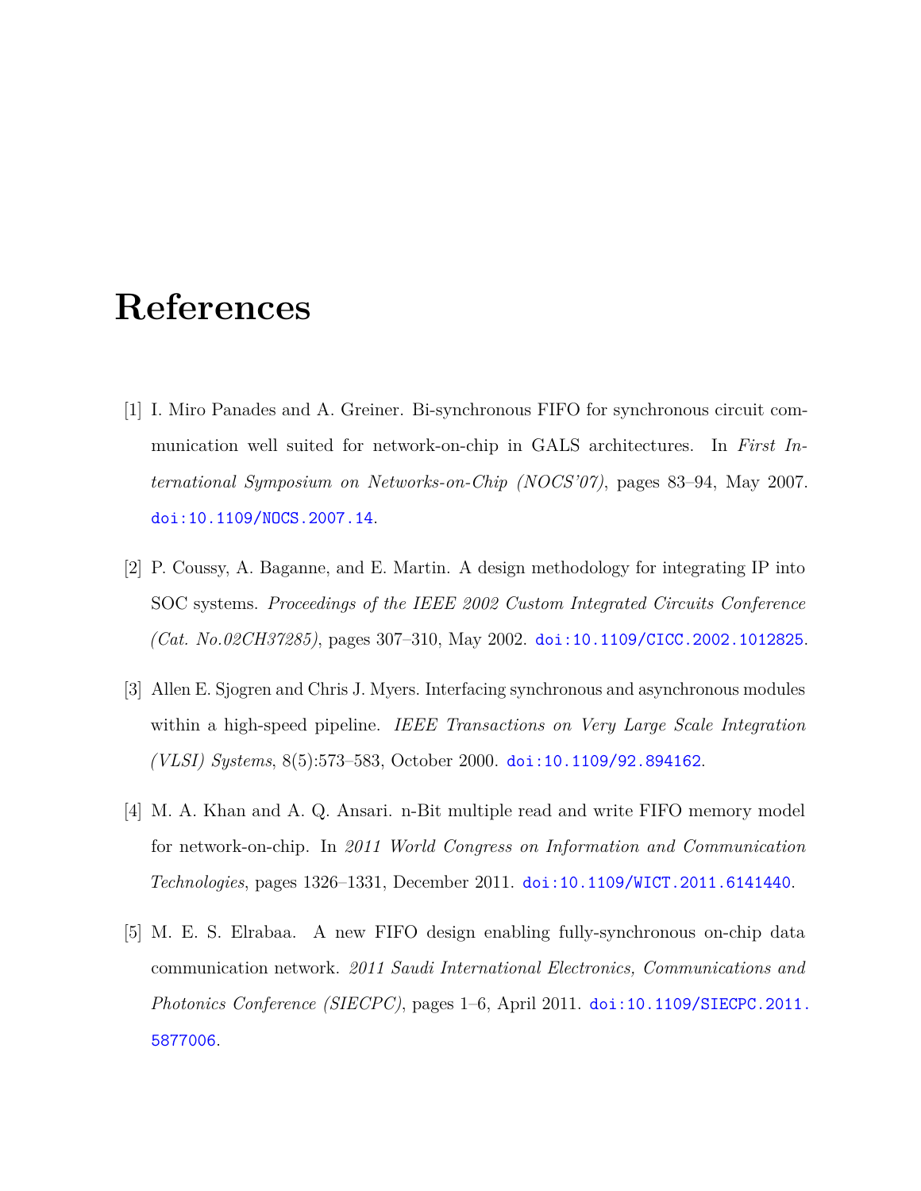# References

[1] I. Miro Panades and A. Greiner. Bi-synchronous FIFO for synchronous circuit communication well suited for network-on-chip in GALS architectures. In *First International Symposium on Networks-on-Chip (NOCS'07)*, pages 83–94, May 2007. doi:10.1109/NOCS.2007.14.

[2] P. Coussy, A. Baganne, and E. Martin. A design methodology for integrating IP into SOC systems. *Proceedings of the IEEE 2002 Custom Integrated Circuits Conference (Cat. No.02CH37285)*, pages 307–310, May 2002. doi:10.1109/CICC.2002.1012825.

[3] Allen E. Sjogren and Chris J. Myers. Interfacing synchronous and asynchronous modules within a high-speed pipeline. *IEEE Transactions on Very Large Scale Integration (VLSI) Systems*, 8(5):573–583, October 2000. doi:10.1109/92.894162.

[4] M. A. Khan and A. Q. Ansari. n-Bit multiple read and write FIFO memory model for network-on-chip. In *2011 World Congress on Information and Communication Technologies*, pages 1326–1331, December 2011. doi:10.1109/WICT.2011.6141440.

[5] M. E. S. Elrabaa. A new FIFO design enabling fully-synchronous on-chip data communication network. *2011 Saudi International Electronics, Communications and Photonics Conference (SIECPC)*, pages 1–6, April 2011. doi:10.1109/SIECPC.2011.5877006.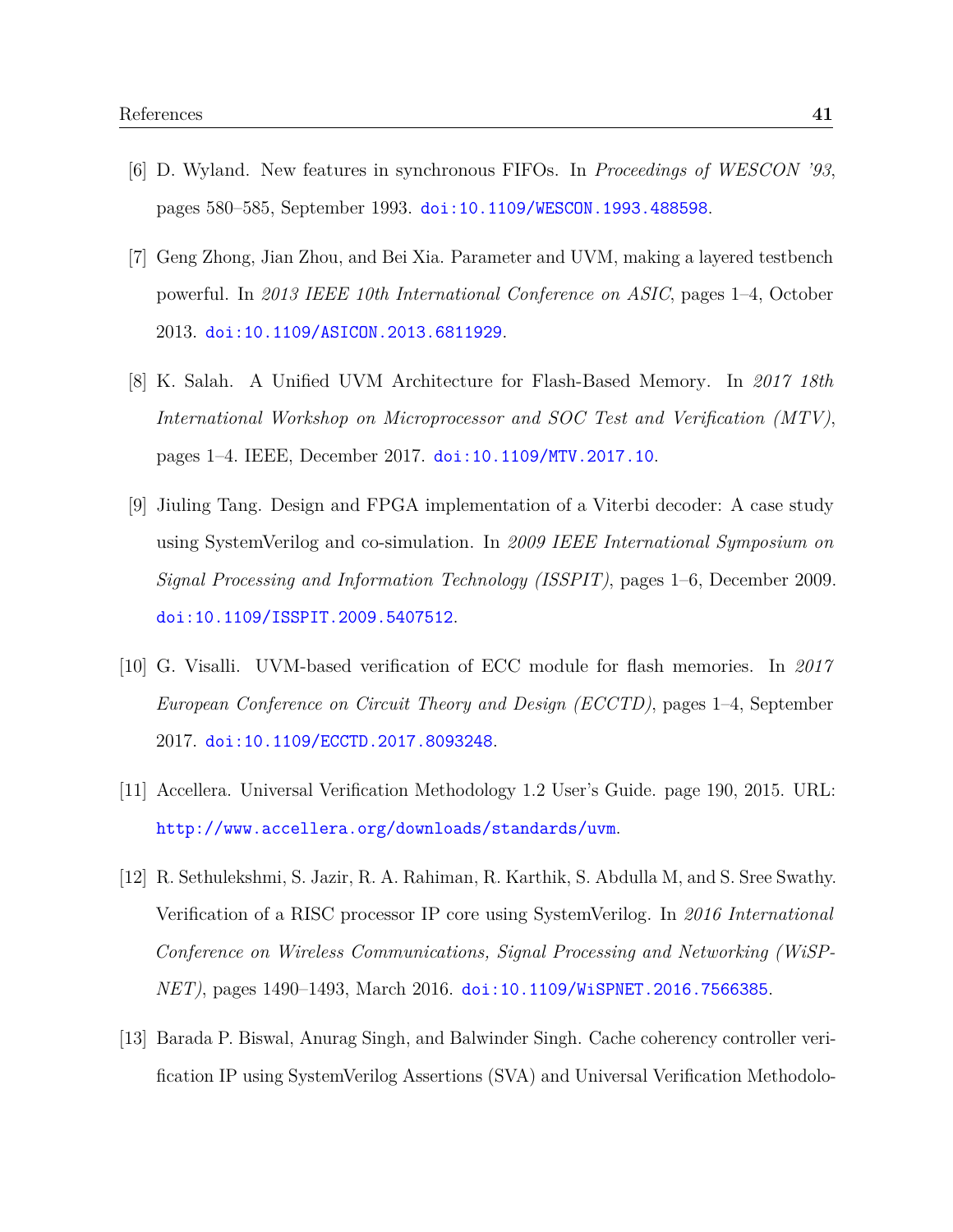[6] D. Wyland. New features in synchronous FIFOs. In *Proceedings of WESCON '93*, pages 580–585, September 1993. doi:10.1109/WESCON.1993.488598.

[7] Geng Zhong, Jian Zhou, and Bei Xia. Parameter and UVM, making a layered testbench powerful. In *2013 IEEE 10th International Conference on ASIC*, pages 1–4, October 2013. doi:10.1109/ASICON.2013.6811929.

[8] K. Salah. A Unified UVM Architecture for Flash-Based Memory. In *2017 18th International Workshop on Microprocessor and SOC Test and Verification (MTV)*, pages 1–4. IEEE, December 2017. doi:10.1109/MTV.2017.10.

[9] Jiuling Tang. Design and FPGA implementation of a Viterbi decoder: A case study using SystemVerilog and co-simulation. In *2009 IEEE International Symposium on Signal Processing and Information Technology (ISSPIT)*, pages 1–6, December 2009. doi:10.1109/ISSPIT.2009.5407512.

[10] G. Visalli. UVM-based verification of ECC module for flash memories. In *2017 European Conference on Circuit Theory and Design (ECCTD)*, pages 1–4, September 2017. doi:10.1109/ECCTD.2017.8093248.

[11] Accellera. Universal Verification Methodology 1.2 User's Guide. page 190, 2015. URL: http://www.accellera.org/downloads/standards/uvm.

[12] R. Sethulekshmi, S. Jazir, R. A. Rahiman, R. Karthik, S. Abdulla M, and S. Sree Swathy. Verification of a RISC processor IP core using SystemVerilog. In *2016 International Conference on Wireless Communications, Signal Processing and Networking (WiSPNET)*, pages 1490–1493, March 2016. doi:10.1109/WiSPNET.2016.7566385.

[13] Barada P. Biswal, Anurag Singh, and Balwinder Singh. Cache coherency controller verification IP using SystemVerilog Assertions (SVA) and Universal Verification Methodolo-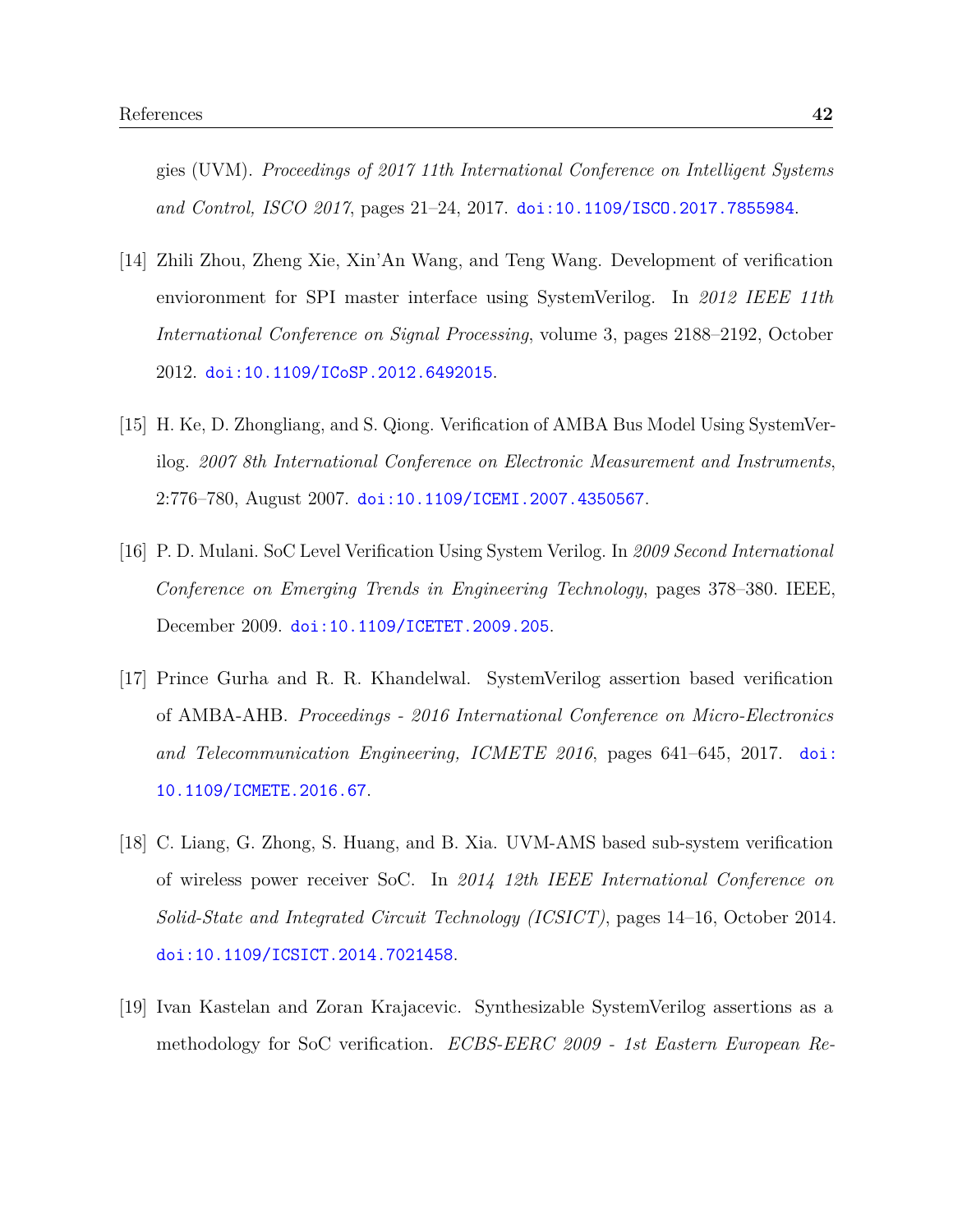gies (UVM). *Proceedings of 2017 11th International Conference on Intelligent Systems and Control, ISCO 2017*, pages 21–24, 2017. doi:10.1109/ISCO.2017.7855984.

[14] Zhili Zhou, Zheng Xie, Xin'An Wang, and Teng Wang. Development of verification envioronment for SPI master interface using SystemVerilog. In *2012 IEEE 11th International Conference on Signal Processing*, volume 3, pages 2188–2192, October 2012. doi:10.1109/ICoSP.2012.6492015.

[15] H. Ke, D. Zhongliang, and S. Qiong. Verification of AMBA Bus Model Using SystemVerilog. *2007 8th International Conference on Electronic Measurement and Instruments*, 2:776–780, August 2007. doi:10.1109/ICEMI.2007.4350567.

[16] P. D. Mulani. SoC Level Verification Using System Verilog. In *2009 Second International Conference on Emerging Trends in Engineering Technology*, pages 378–380. IEEE, December 2009. doi:10.1109/ICETET.2009.205.

[17] Prince Gurha and R. R. Khandelwal. SystemVerilog assertion based verification of AMBA-AHB. *Proceedings - 2016 International Conference on Micro-Electronics and Telecommunication Engineering, ICMETE 2016*, pages 641–645, 2017. doi:10.1109/ICMETE.2016.67.

[18] C. Liang, G. Zhong, S. Huang, and B. Xia. UVM-AMS based sub-system verification of wireless power receiver SoC. In *2014 12th IEEE International Conference on Solid-State and Integrated Circuit Technology (ICSICT)*, pages 14–16, October 2014. doi:10.1109/ICSICT.2014.7021458.

[19] Ivan Kastelan and Zoran Krajacevic. Synthesizable SystemVerilog assertions as a methodology for SoC verification. *ECBS-EERC 2009 - 1st Eastern European Re-*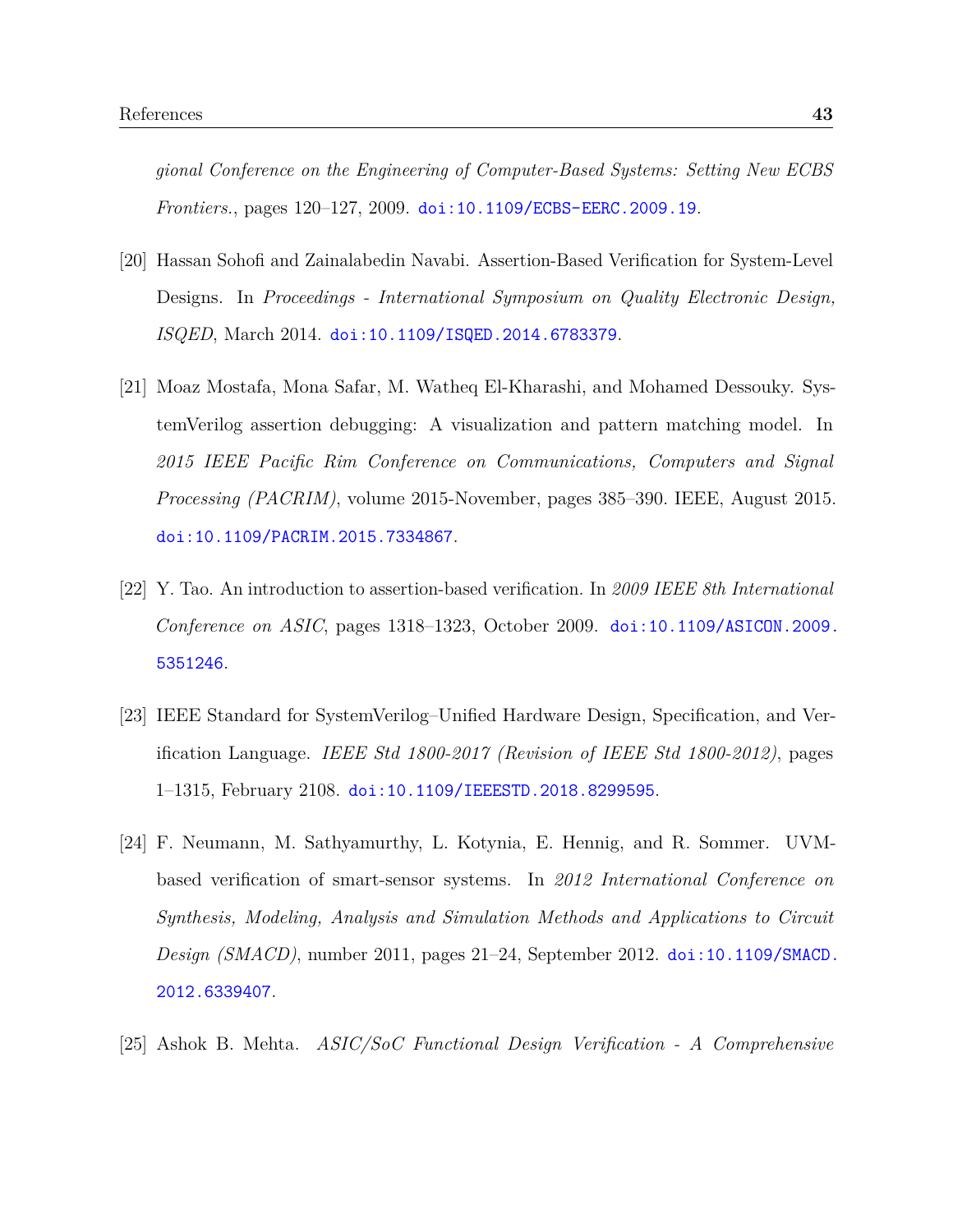*gional Conference on the Engineering of Computer-Based Systems: Setting New ECBS Frontiers.*, pages 120–127, 2009. doi:10.1109/ECBS-EERC.2009.19.

[20] Hassan Sohofi and Zainalabedin Navabi. Assertion-Based Verification for System-Level Designs. In *Proceedings - International Symposium on Quality Electronic Design, ISQED*, March 2014. doi:10.1109/ISQED.2014.6783379.

[21] Moaz Mostafa, Mona Safar, M. Watheq El-Kharashi, and Mohamed Dessouky. SystemVerilog assertion debugging: A visualization and pattern matching model. In *2015 IEEE Pacific Rim Conference on Communications, Computers and Signal Processing (PACRIM)*, volume 2015-November, pages 385–390. IEEE, August 2015. doi:10.1109/PACRIM.2015.7334867.

[22] Y. Tao. An introduction to assertion-based verification. In *2009 IEEE 8th International Conference on ASIC*, pages 1318–1323, October 2009. doi:10.1109/ASICON.2009.5351246.

[23] IEEE Standard for SystemVerilog–Unified Hardware Design, Specification, and Verification Language. *IEEE Std 1800-2017 (Revision of IEEE Std 1800-2012)*, pages 1–1315, February 2108. doi:10.1109/IEEESTD.2018.8299595.

[24] F. Neumann, M. Sathyamurthy, L. Kotynia, E. Hennig, and R. Sommer. UVM-based verification of smart-sensor systems. In *2012 International Conference on Synthesis, Modeling, Analysis and Simulation Methods and Applications to Circuit Design (SMACD)*, number 2011, pages 21–24, September 2012. doi:10.1109/SMACD.2012.6339407.

[25] Ashok B. Mehta. *ASIC/SoC Functional Design Verification - A Comprehensive*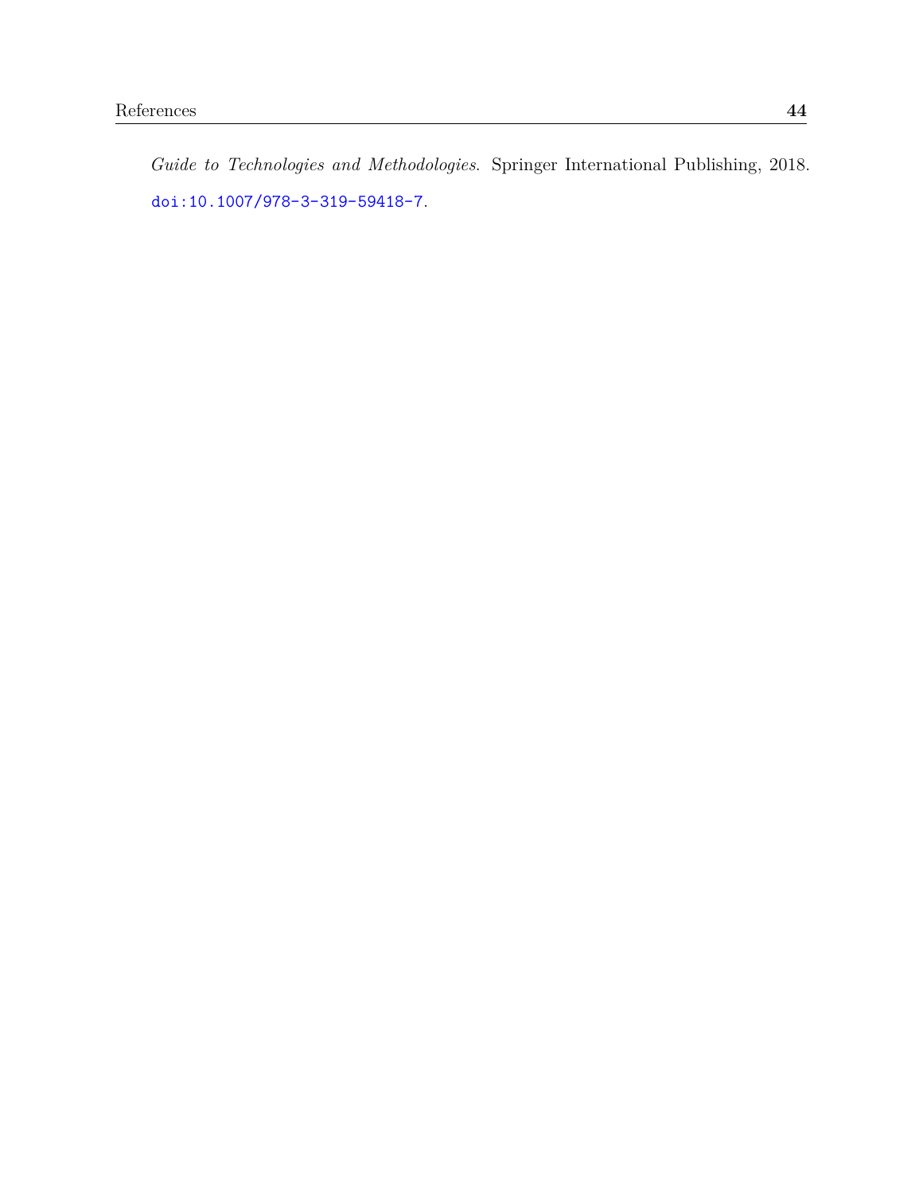*Guide to Technologies and Methodologies*. Springer International Publishing, 2018. doi:10.1007/978-3-319-59418-7.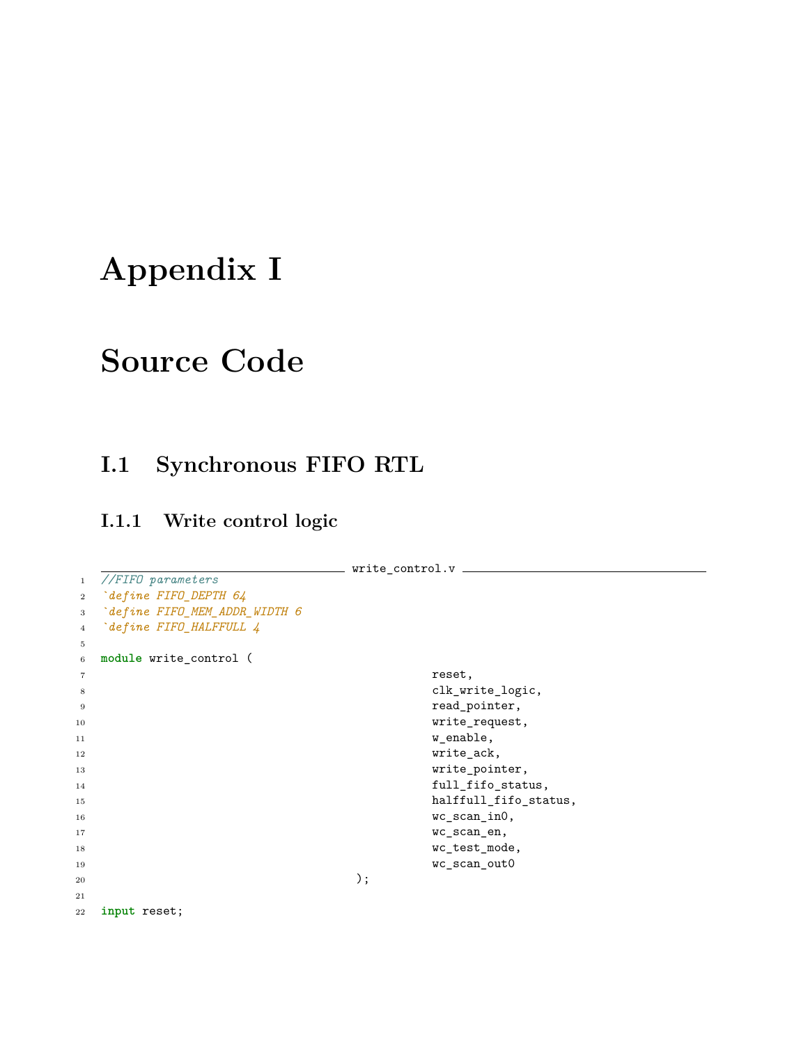# Appendix I

# Source Code

## I.1 Synchronous FIFO RTL

### I.1.1 Write control logic

write_control.v

```
//FIFO parameters
`define FIFO_DEPTH 64
`define FIFO_MEM_ADDR_WIDTH 6
`define FIFO_HALFFULL 4

module write_control (
                                                reset,
                                                clk_write_logic,
                                                read_pointer,
                                                write_request,
                                                w_enable,
                                                write_ack,
                                                write_pointer,
                                                full_fifo_status,
                                                halffull_fifo_status,
                                                wc_scan_in0,
                                                wc_scan_en,
                                                wc_test_mode,
                                                wc_scan_out0
                                     );

input reset;
```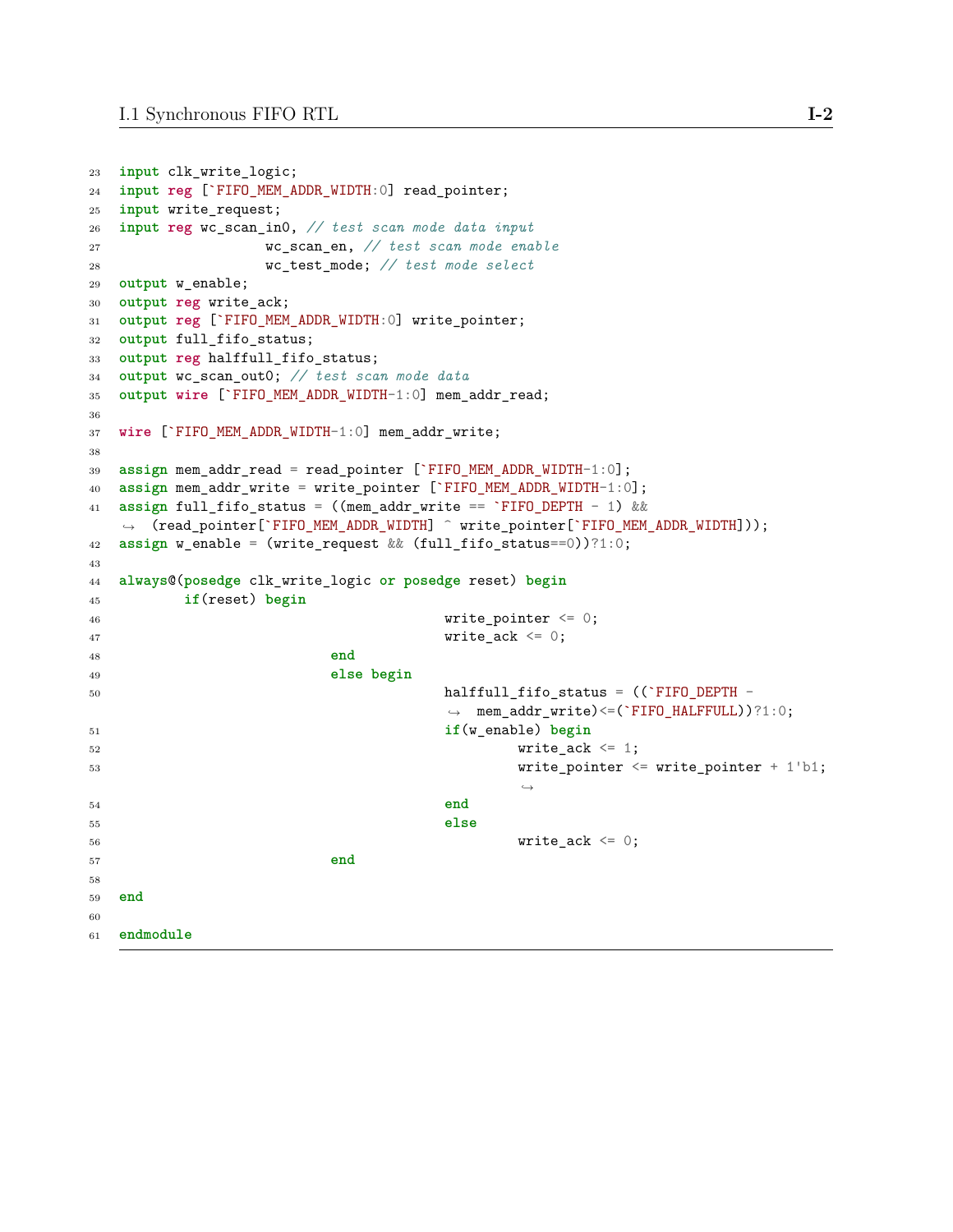```
input clk_write_logic;
input reg [`FIFO_MEM_ADDR_WIDTH:0] read_pointer;
input write_request;
input reg wc_scan_in0, // test scan mode data input
                wc_scan_en, // test scan mode enable
                wc_test_mode; // test mode select
output w_enable;
output reg write_ack;
output reg [`FIFO_MEM_ADDR_WIDTH:0] write_pointer;
output full_fifo_status;
output reg halffull_fifo_status;
output wc_scan_out0; // test scan mode data
output wire [`FIFO_MEM_ADDR_WIDTH-1:0] mem_addr_read;

wire [`FIFO_MEM_ADDR_WIDTH-1:0] mem_addr_write;

assign mem_addr_read = read_pointer [`FIFO_MEM_ADDR_WIDTH-1:0];
assign mem_addr_write = write_pointer [`FIFO_MEM_ADDR_WIDTH-1:0];
assign full_fifo_status = ((mem_addr_write == `FIFO_DEPTH - 1) &&
    (read_pointer[`FIFO_MEM_ADDR_WIDTH] ^ write_pointer[`FIFO_MEM_ADDR_WIDTH]));
assign w_enable = (write_request && (full_fifo_status==0))?1:0;

always@(posedge clk_write_logic or posedge reset) begin
        if(reset) begin
                                write_pointer <= 0;
                                write_ack <= 0;
                        end
                        else begin
                                halffull_fifo_status = ((`FIFO_DEPTH -
                                    mem_addr_write)<=(`FIFO_HALFFULL))?1:0;
                                if(w_enable) begin
                                        write_ack <= 1;
                                        write_pointer <= write_pointer + 1'b1;
                                end
                                else
                                        write_ack <= 0;
                        end

end

endmodule
```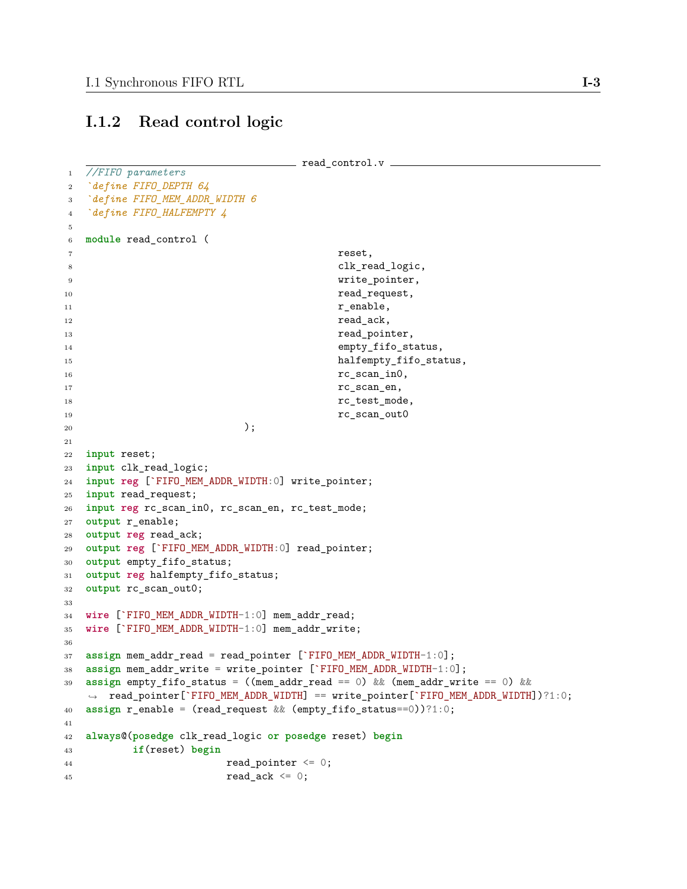### I.1.2 Read control logic

read_control.v

```
//FIFO parameters
`define FIFO_DEPTH 64
`define FIFO_MEM_ADDR_WIDTH 6
`define FIFO_HALFEMPTY 4

module read_control (
                                        reset,
                                        clk_read_logic,
                                        write_pointer,
                                        read_request,
                                        r_enable,
                                        read_ack,
                                        read_pointer,
                                        empty_fifo_status,
                                        halfempty_fifo_status,
                                        rc_scan_in0,
                                        rc_scan_en,
                                        rc_test_mode,
                                        rc_scan_out0
                        );

input reset;
input clk_read_logic;
input reg [`FIFO_MEM_ADDR_WIDTH:0] write_pointer;
input read_request;
input reg rc_scan_in0, rc_scan_en, rc_test_mode;
output r_enable;
output reg read_ack;
output reg [`FIFO_MEM_ADDR_WIDTH:0] read_pointer;
output empty_fifo_status;
output reg halfempty_fifo_status;
output rc_scan_out0;

wire [`FIFO_MEM_ADDR_WIDTH-1:0] mem_addr_read;
wire [`FIFO_MEM_ADDR_WIDTH-1:0] mem_addr_write;

assign mem_addr_read = read_pointer [`FIFO_MEM_ADDR_WIDTH-1:0];
assign mem_addr_write = write_pointer [`FIFO_MEM_ADDR_WIDTH-1:0];
assign empty_fifo_status = ((mem_addr_read == 0) && (mem_addr_write == 0) &&
    read_pointer[`FIFO_MEM_ADDR_WIDTH] == write_pointer[`FIFO_MEM_ADDR_WIDTH])?1:0;
assign r_enable = (read_request && (empty_fifo_status==0))?1:0;

always@(posedge clk_read_logic or posedge reset) begin
        if(reset) begin
                        read_pointer <= 0;
                        read_ack <= 0;
```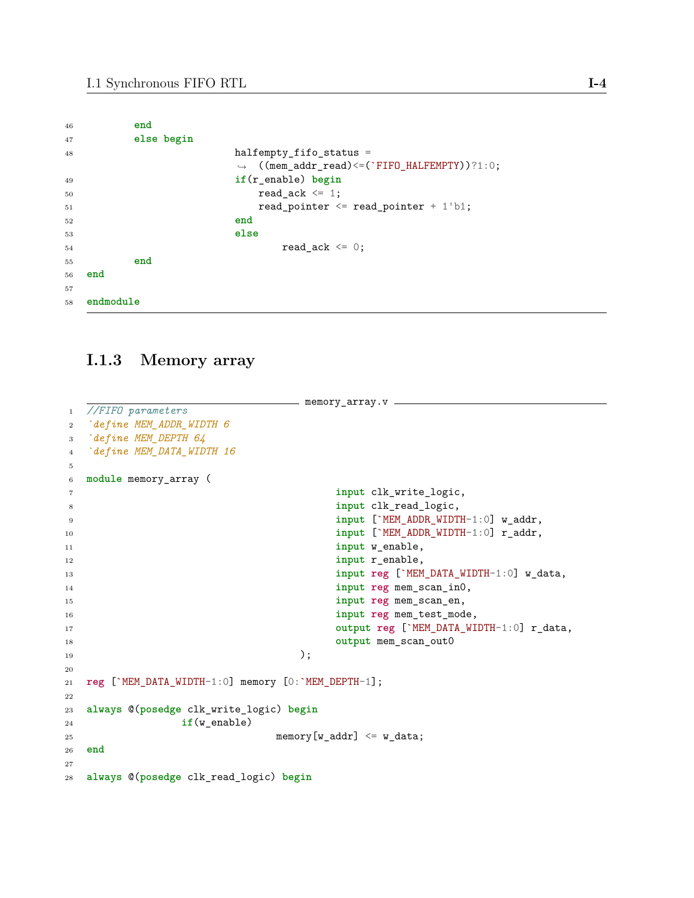```verilog
		end
		else begin
				halfempty_fifo_status =
				↪  ((mem_addr_read)<=(`FIFO_HALFEMPTY))?1:0;
				if(r_enable) begin
					read_ack <= 1;
					read_pointer <= read_pointer + 1'b1;
				end
				else
						read_ack <= 0;
		end
end

endmodule
```

### I.1.3 Memory array

memory_array.v

```verilog
//FIFO parameters
`define MEM_ADDR_WIDTH 6
`define MEM_DEPTH 64
`define MEM_DATA_WIDTH 16

module memory_array (
					input clk_write_logic,
					input clk_read_logic,
					input [`MEM_ADDR_WIDTH-1:0] w_addr,
					input [`MEM_ADDR_WIDTH-1:0] r_addr,
					input w_enable,
					input r_enable,
					input reg [`MEM_DATA_WIDTH-1:0] w_data,
					input reg mem_scan_in0,
					input reg mem_scan_en,
					input reg mem_test_mode,
					output reg [`MEM_DATA_WIDTH-1:0] r_data,
					output mem_scan_out0
				);

reg [`MEM_DATA_WIDTH-1:0] memory [0:`MEM_DEPTH-1];

always @(posedge clk_write_logic) begin
		if(w_enable)
				memory[w_addr] <= w_data;
end

always @(posedge clk_read_logic) begin
```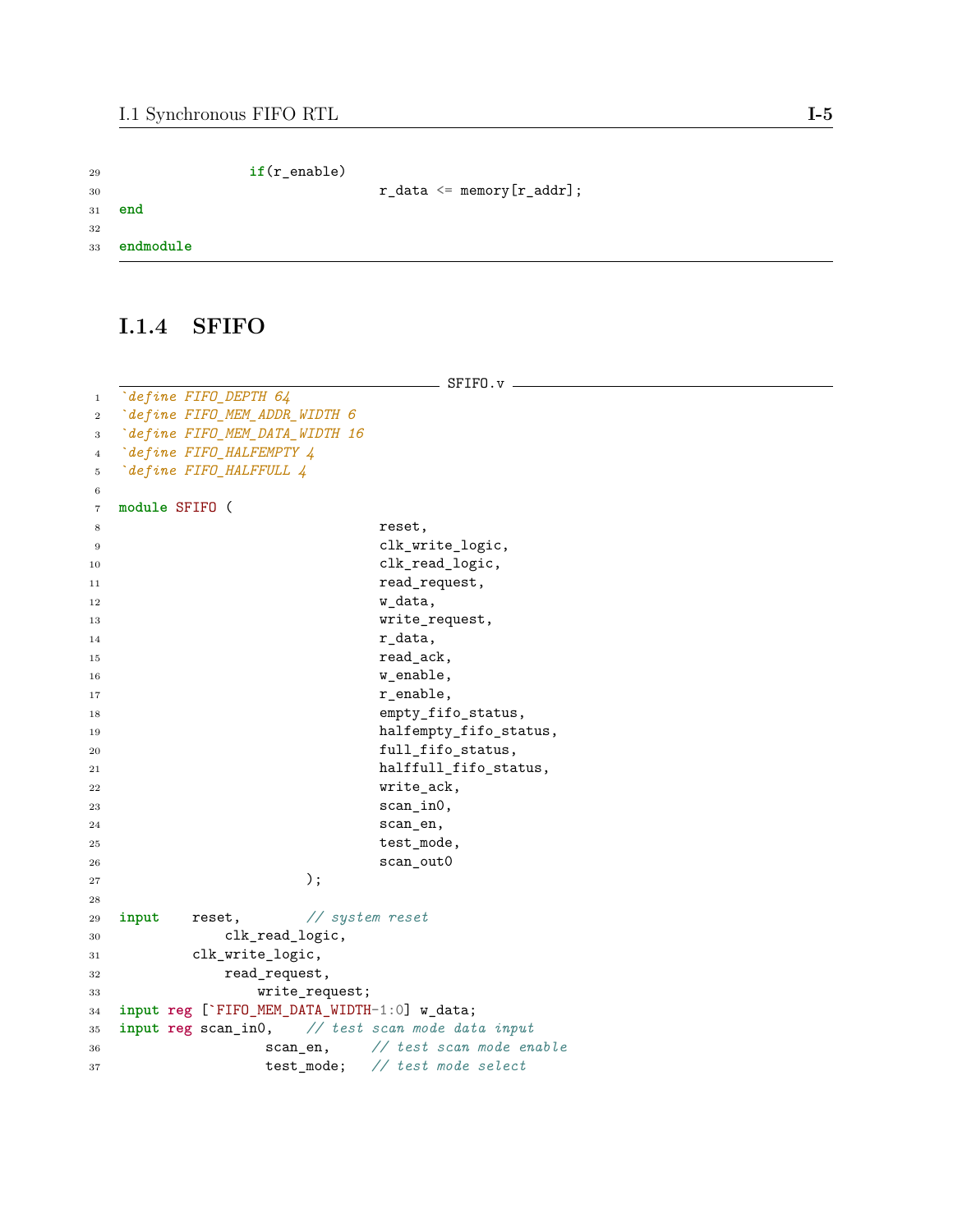```
                if(r_enable)
                                r_data <= memory[r_addr];
end

endmodule
```

### I.1.4 SFIFO

SFIFO.v

```
`define FIFO_DEPTH 64
`define FIFO_MEM_ADDR_WIDTH 6
`define FIFO_MEM_DATA_WIDTH 16
`define FIFO_HALFEMPTY 4
`define FIFO_HALFFULL 4

module SFIFO (
                                reset,
                                clk_write_logic,
                                clk_read_logic,
                                read_request,
                                w_data,
                                write_request,
                                r_data,
                                read_ack,
                                w_enable,
                                r_enable,
                                empty_fifo_status,
                                halfempty_fifo_status,
                                full_fifo_status,
                                halffull_fifo_status,
                                write_ack,
                                scan_in0,
                                scan_en,
                                test_mode,
                                scan_out0
                        );

input    reset,        // system reset
             clk_read_logic,
         clk_write_logic,
             read_request,
                 write_request;
input reg [`FIFO_MEM_DATA_WIDTH-1:0] w_data;
input reg scan_in0,    // test scan mode data input
                 scan_en,     // test scan mode enable
                 test_mode;   // test mode select
```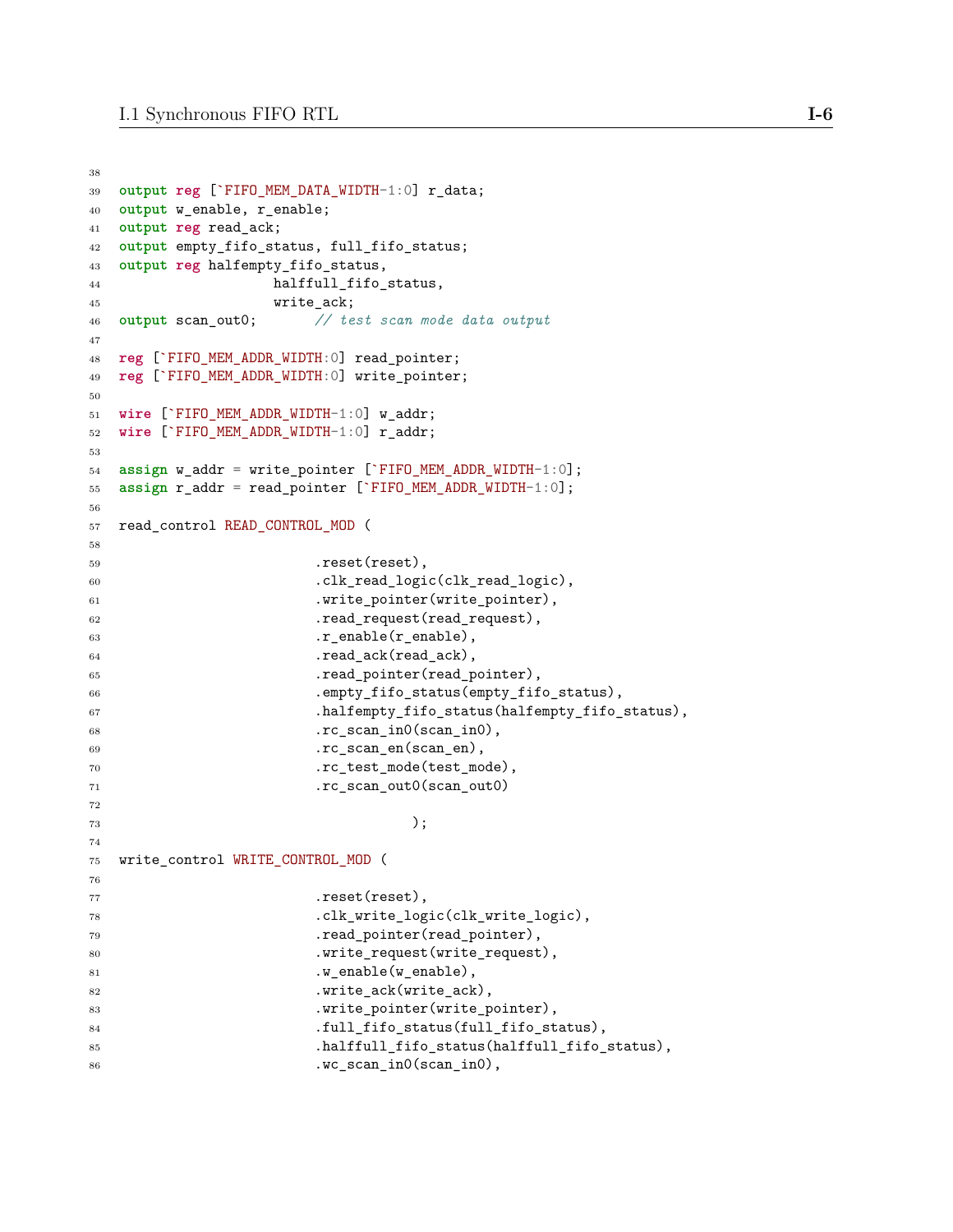```
output reg [`FIFO_MEM_DATA_WIDTH-1:0] r_data;
output w_enable, r_enable;
output reg read_ack;
output empty_fifo_status, full_fifo_status;
output reg halfempty_fifo_status,
                   halffull_fifo_status,
                   write_ack;
output scan_out0;       // test scan mode data output

reg [`FIFO_MEM_ADDR_WIDTH:0] read_pointer;
reg [`FIFO_MEM_ADDR_WIDTH:0] write_pointer;

wire [`FIFO_MEM_ADDR_WIDTH-1:0] w_addr;
wire [`FIFO_MEM_ADDR_WIDTH-1:0] r_addr;

assign w_addr = write_pointer [`FIFO_MEM_ADDR_WIDTH-1:0];
assign r_addr = read_pointer [`FIFO_MEM_ADDR_WIDTH-1:0];

read_control READ_CONTROL_MOD (

                        .reset(reset),
                        .clk_read_logic(clk_read_logic),
                        .write_pointer(write_pointer),
                        .read_request(read_request),
                        .r_enable(r_enable),
                        .read_ack(read_ack),
                        .read_pointer(read_pointer),
                        .empty_fifo_status(empty_fifo_status),
                        .halfempty_fifo_status(halfempty_fifo_status),
                        .rc_scan_in0(scan_in0),
                        .rc_scan_en(scan_en),
                        .rc_test_mode(test_mode),
                        .rc_scan_out0(scan_out0)

                                    );

write_control WRITE_CONTROL_MOD (

                        .reset(reset),
                        .clk_write_logic(clk_write_logic),
                        .read_pointer(read_pointer),
                        .write_request(write_request),
                        .w_enable(w_enable),
                        .write_ack(write_ack),
                        .write_pointer(write_pointer),
                        .full_fifo_status(full_fifo_status),
                        .halffull_fifo_status(halffull_fifo_status),
                        .wc_scan_in0(scan_in0),
```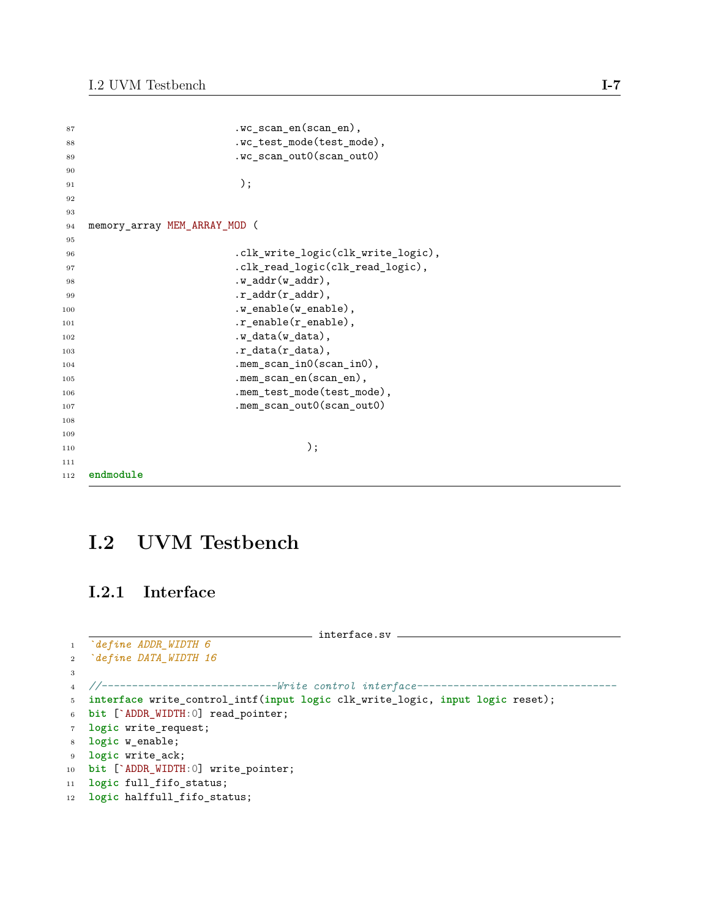```
                        .wc_scan_en(scan_en),
                        .wc_test_mode(test_mode),
                        .wc_scan_out0(scan_out0)

                         );


memory_array MEM_ARRAY_MOD (

                        .clk_write_logic(clk_write_logic),
                        .clk_read_logic(clk_read_logic),
                        .w_addr(w_addr),
                        .r_addr(r_addr),
                        .w_enable(w_enable),
                        .r_enable(r_enable),
                        .w_data(w_data),
                        .r_data(r_data),
                        .mem_scan_in0(scan_in0),
                        .mem_scan_en(scan_en),
                        .mem_test_mode(test_mode),
                        .mem_scan_out0(scan_out0)


                                    );

endmodule
```

## I.2 UVM Testbench

### I.2.1 Interface

interface.sv

```
`define ADDR_WIDTH 6
`define DATA_WIDTH 16

//----------------------------Write control interface---------------------------------
interface write_control_intf(input logic clk_write_logic, input logic reset);
bit [`ADDR_WIDTH:0] read_pointer;
logic write_request;
logic w_enable;
logic write_ack;
bit [`ADDR_WIDTH:0] write_pointer;
logic full_fifo_status;
logic halffull_fifo_status;
```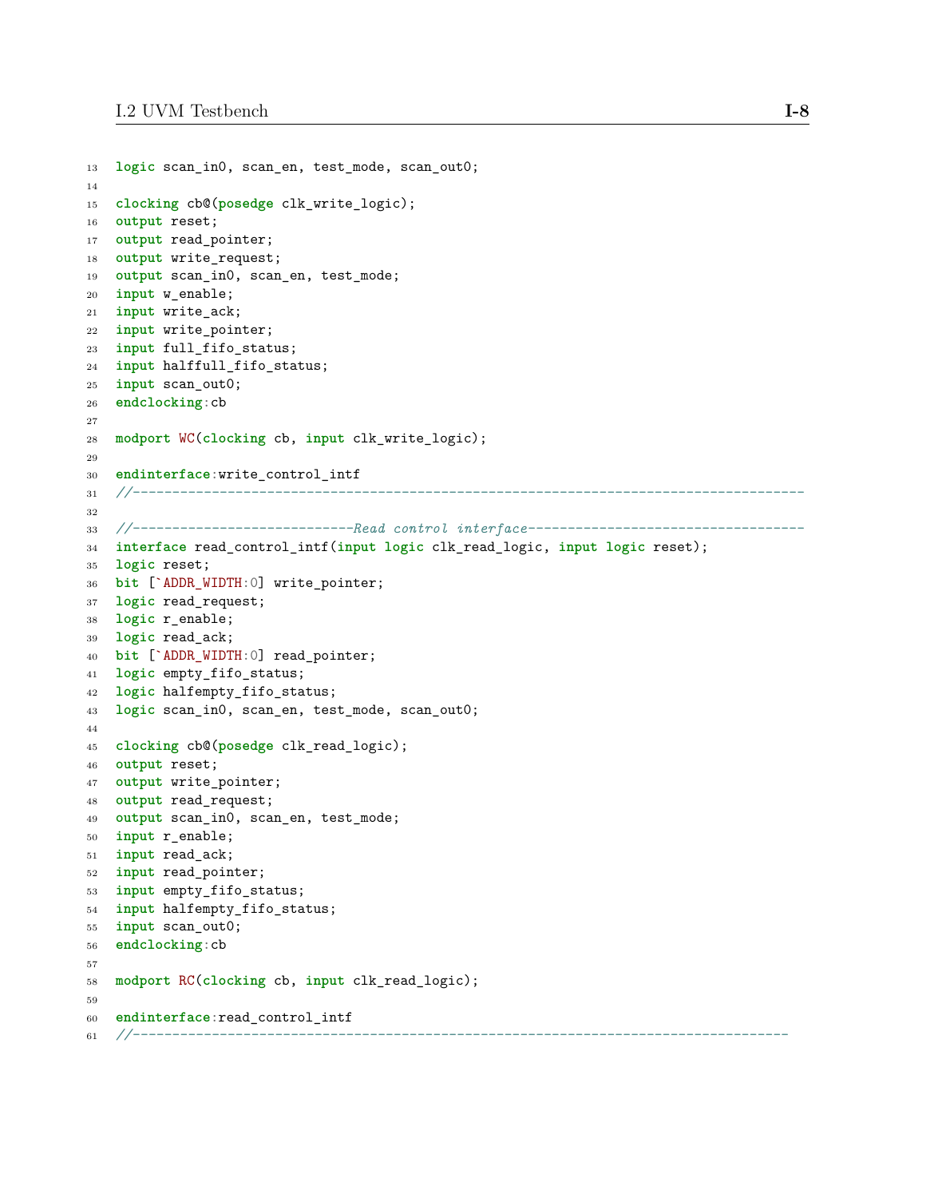```
logic scan_in0, scan_en, test_mode, scan_out0;

clocking cb@(posedge clk_write_logic);
output reset;
output read_pointer;
output write_request;
output scan_in0, scan_en, test_mode;
input w_enable;
input write_ack;
input write_pointer;
input full_fifo_status;
input halffull_fifo_status;
input scan_out0;
endclocking:cb

modport WC(clocking cb, input clk_write_logic);

endinterface:write_control_intf
//--------------------------------------------------------------------------------

//---------------------------Read control interface----------------------------------
interface read_control_intf(input logic clk_read_logic, input logic reset);
logic reset;
bit [`ADDR_WIDTH:0] write_pointer;
logic read_request;
logic r_enable;
logic read_ack;
bit [`ADDR_WIDTH:0] read_pointer;
logic empty_fifo_status;
logic halfempty_fifo_status;
logic scan_in0, scan_en, test_mode, scan_out0;

clocking cb@(posedge clk_read_logic);
output reset;
output write_pointer;
output read_request;
output scan_in0, scan_en, test_mode;
input r_enable;
input read_ack;
input read_pointer;
input empty_fifo_status;
input halfempty_fifo_status;
input scan_out0;
endclocking:cb

modport RC(clocking cb, input clk_read_logic);

endinterface:read_control_intf
//-------------------------------------------------------------------------------
```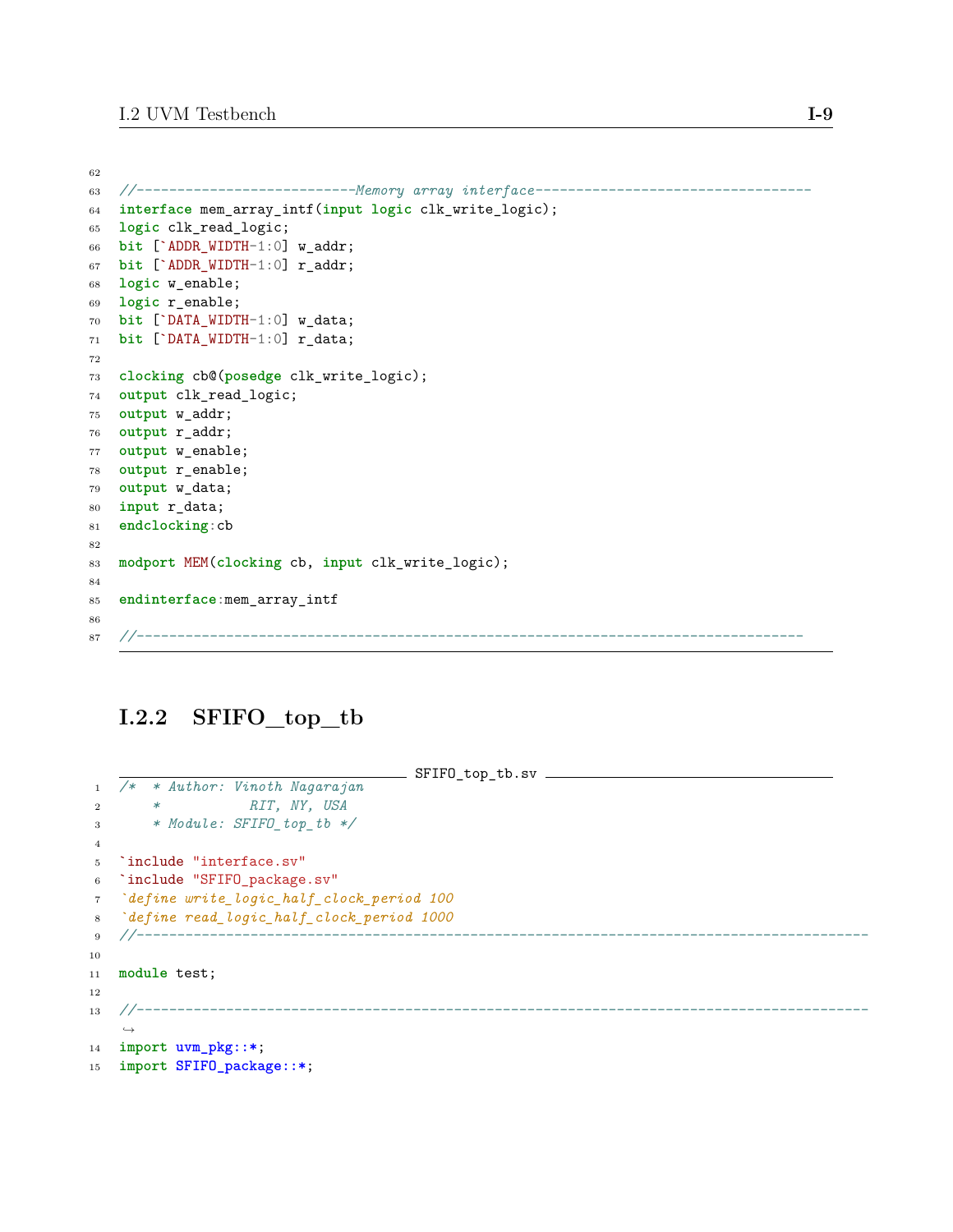```
//--------------------------Memory array interface---------------------------------
interface mem_array_intf(input logic clk_write_logic);
logic clk_read_logic;
bit [`ADDR_WIDTH-1:0] w_addr;
bit [`ADDR_WIDTH-1:0] r_addr;
logic w_enable;
logic r_enable;
bit [`DATA_WIDTH-1:0] w_data;
bit [`DATA_WIDTH-1:0] r_data;

clocking cb@(posedge clk_write_logic);
output clk_read_logic;
output w_addr;
output r_addr;
output w_enable;
output r_enable;
output w_data;
input r_data;
endclocking:cb

modport MEM(clocking cb, input clk_write_logic);

endinterface:mem_array_intf

//--------------------------------------------------------------------------------
```

### I.2.2 SFIFO_top_tb

SFIFO_top_tb.sv

```
/*  * Author: Vinoth Nagarajan
    *          RIT, NY, USA
    * Module: SFIFO_top_tb */

`include "interface.sv"
`include "SFIFO_package.sv"
`define write_logic_half_clock_period 100
`define read_logic_half_clock_period 1000
//-------------------------------------------------------------------------------------

module test;

//-------------------------------------------------------------------------------------
import uvm_pkg::*;
import SFIFO_package::*;
```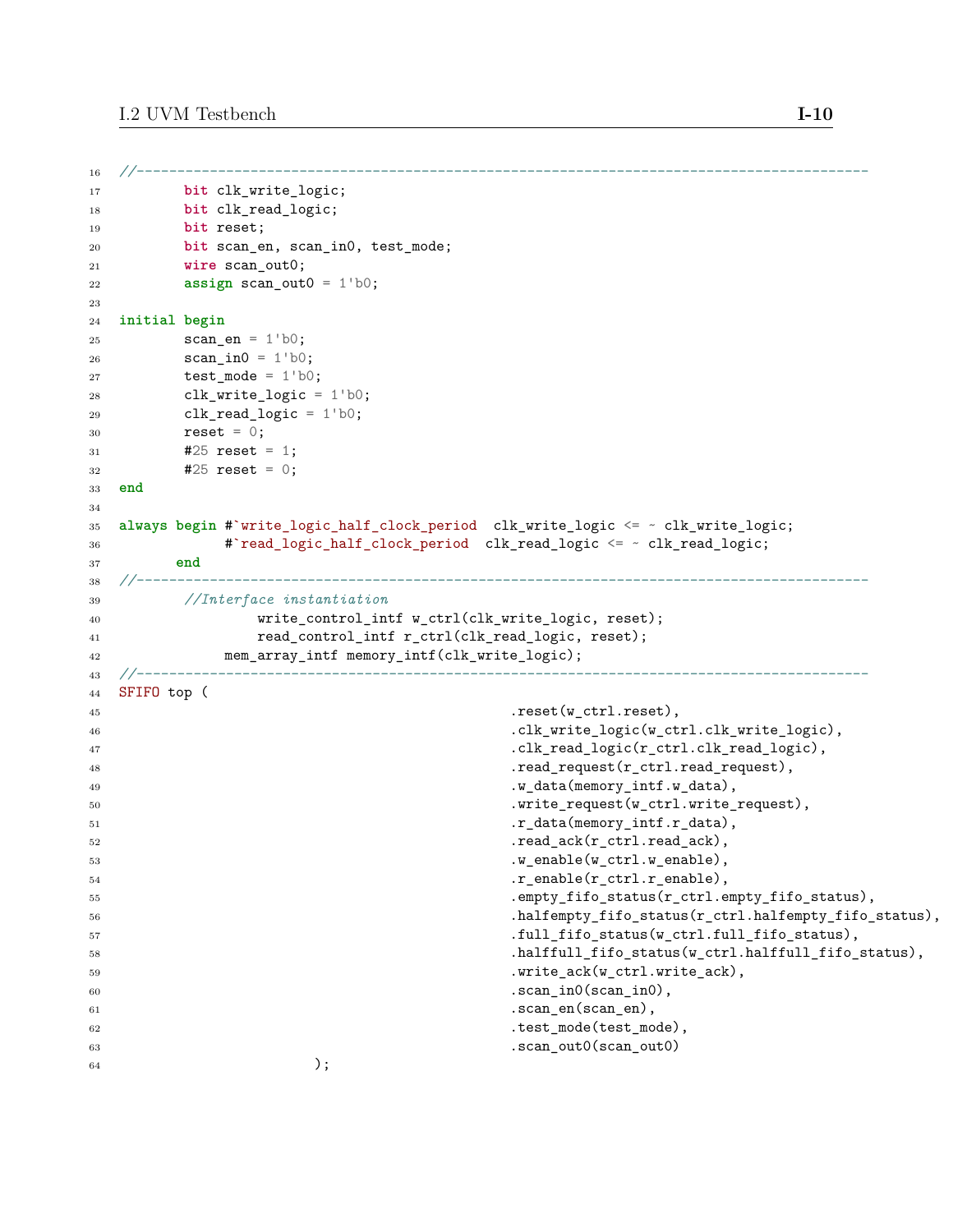```
//----------------------------------------------------------------------------------------
        bit clk_write_logic;
        bit clk_read_logic;
        bit reset;
        bit scan_en, scan_in0, test_mode;
        wire scan_out0;
        assign scan_out0 = 1'b0;

initial begin
        scan_en = 1'b0;
        scan_in0 = 1'b0;
        test_mode = 1'b0;
        clk_write_logic = 1'b0;
        clk_read_logic = 1'b0;
        reset = 0;
        #25 reset = 1;
        #25 reset = 0;
end

always begin #`write_logic_half_clock_period  clk_write_logic <= ~ clk_write_logic;
             #`read_logic_half_clock_period  clk_read_logic <= ~ clk_read_logic;
       end
//----------------------------------------------------------------------------------------
        //Interface instantiation
                 write_control_intf w_ctrl(clk_write_logic, reset);
                 read_control_intf r_ctrl(clk_read_logic, reset);
             mem_array_intf memory_intf(clk_write_logic);
//----------------------------------------------------------------------------------------
SFIFO top (
                                                .reset(w_ctrl.reset),
                                                .clk_write_logic(w_ctrl.clk_write_logic),
                                                .clk_read_logic(r_ctrl.clk_read_logic),
                                                .read_request(r_ctrl.read_request),
                                                .w_data(memory_intf.w_data),
                                                .write_request(w_ctrl.write_request),
                                                .r_data(memory_intf.r_data),
                                                .read_ack(r_ctrl.read_ack),
                                                .w_enable(w_ctrl.w_enable),
                                                .r_enable(r_ctrl.r_enable),
                                                .empty_fifo_status(r_ctrl.empty_fifo_status),
                                                .halfempty_fifo_status(r_ctrl.halfempty_fifo_status),
                                                .full_fifo_status(w_ctrl.full_fifo_status),
                                                .halffull_fifo_status(w_ctrl.halffull_fifo_status),
                                                .write_ack(w_ctrl.write_ack),
                                                .scan_in0(scan_in0),
                                                .scan_en(scan_en),
                                                .test_mode(test_mode),
                                                .scan_out0(scan_out0)
                        );
```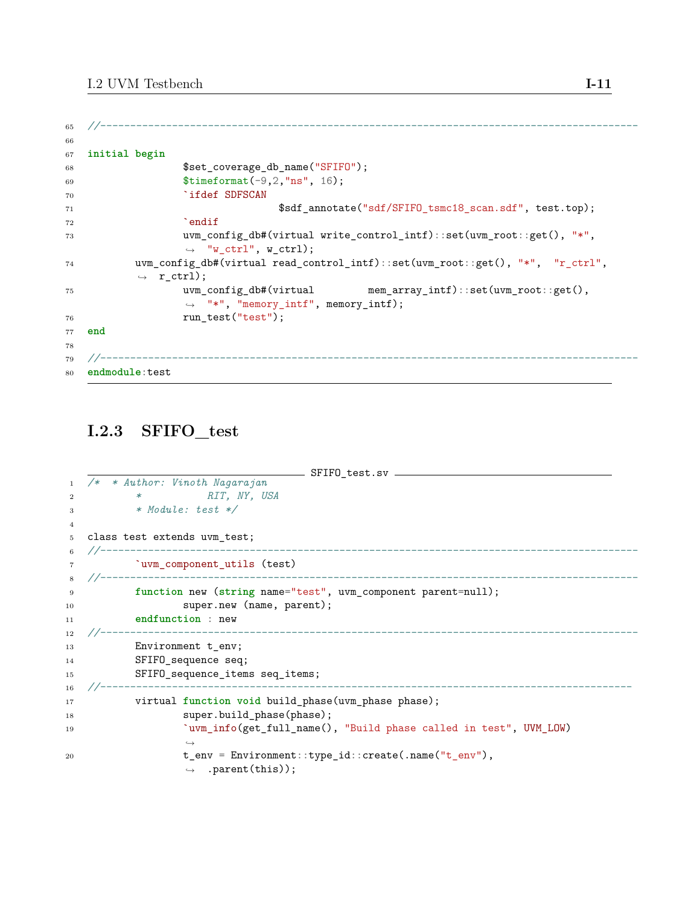```
//------------------------------------------------------------------------------------------

initial begin
                $set_coverage_db_name("SFIFO");
                $timeformat(-9,2,"ns", 16);
                `ifdef SDFSCAN
                                $sdf_annotate("sdf/SFIFO_tsmc18_scan.sdf", test.top);
                `endif
                uvm_config_db#(virtual write_control_intf)::set(uvm_root::get(), "*",
                 "w_ctrl", w_ctrl);
        uvm_config_db#(virtual read_control_intf)::set(uvm_root::get(), "*",  "r_ctrl",
         r_ctrl);
                uvm_config_db#(virtual         mem_array_intf)::set(uvm_root::get(),
                 "*", "memory_intf", memory_intf);
                run_test("test");
end

//------------------------------------------------------------------------------------------
endmodule:test
```

### I.2.3 SFIFO_test

SFIFO_test.sv

```
/*  * Author: Vinoth Nagarajan
        *           RIT, NY, USA
        * Module: test */

class test extends uvm_test;
//------------------------------------------------------------------------------------------
        `uvm_component_utils (test)
//------------------------------------------------------------------------------------------
        function new (string name="test", uvm_component parent=null);
                super.new (name, parent);
        endfunction : new
//------------------------------------------------------------------------------------------
        Environment t_env;
        SFIFO_sequence seq;
        SFIFO_sequence_items seq_items;
//-----------------------------------------------------------------------------------------
        virtual function void build_phase(uvm_phase phase);
                super.build_phase(phase);
                `uvm_info(get_full_name(), "Build phase called in test", UVM_LOW)
                
                t_env = Environment::type_id::create(.name("t_env"),
                 .parent(this));
```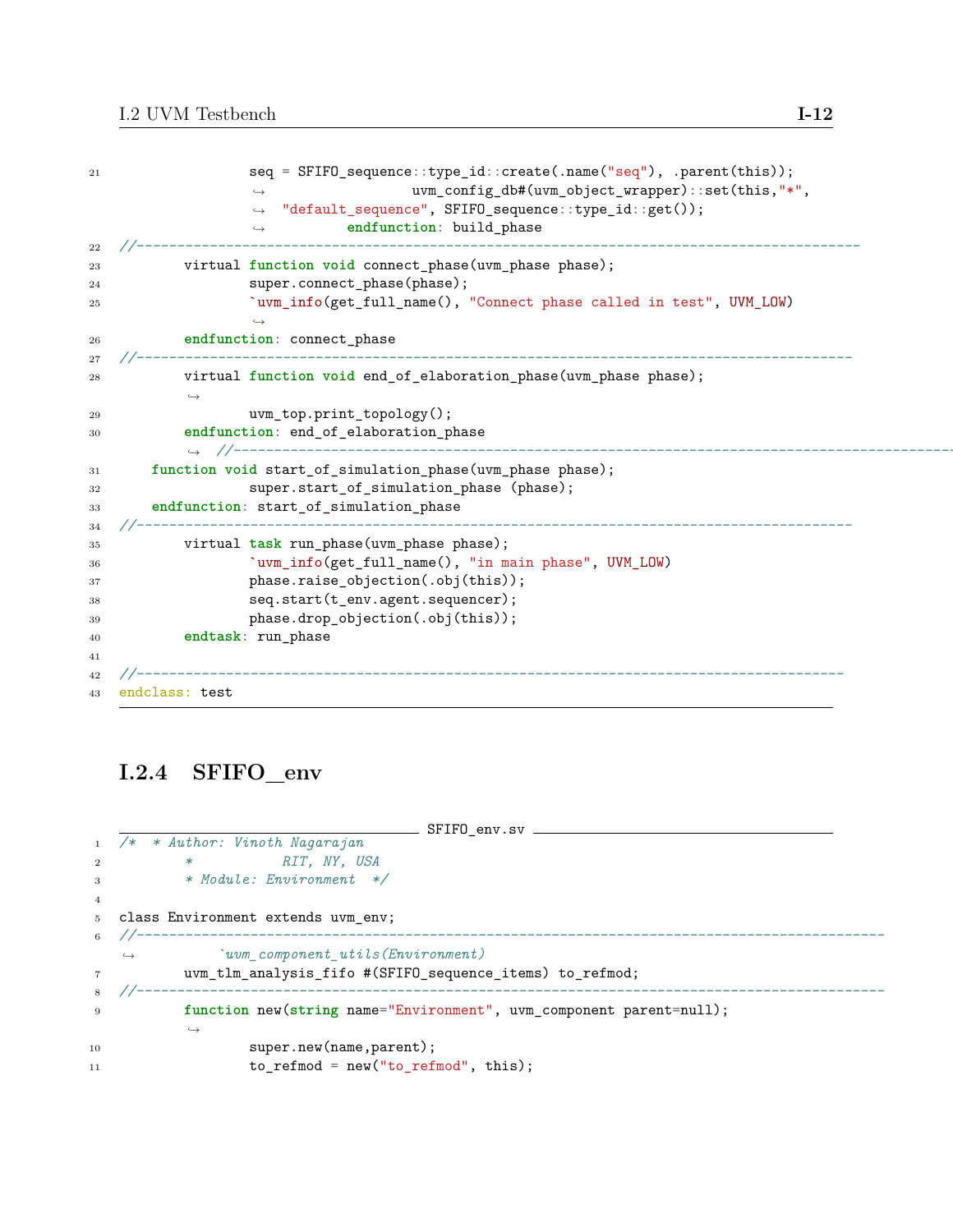```
21                  seq = SFIFO_sequence::type_id::create(.name("seq"), .parent(this));
                    ↪                   uvm_config_db#(uvm_object_wrapper)::set(this,"*",
                    ↪  "default_sequence", SFIFO_sequence::type_id::get());
                    ↪          endfunction: build_phase
22  //-------------------------------------------------------------------------------------
23          virtual function void connect_phase(uvm_phase phase);
24                  super.connect_phase(phase);
25                  `uvm_info(get_full_name(), "Connect phase called in test", UVM_LOW)
                    ↪
26          endfunction: connect_phase
27  //-------------------------------------------------------------------------------------
28          virtual function void end_of_elaboration_phase(uvm_phase phase);
            ↪
29                  uvm_top.print_topology();
30          endfunction: end_of_elaboration_phase
            ↪  //-------------------------------------------------------------------------------------
31      function void start_of_simulation_phase(uvm_phase phase);
32                  super.start_of_simulation_phase (phase);
33      endfunction: start_of_simulation_phase
34  //-------------------------------------------------------------------------------------
35          virtual task run_phase(uvm_phase phase);
36                  `uvm_info(get_full_name(), "in main phase", UVM_LOW)
37                  phase.raise_objection(.obj(this));
38                  seq.start(t_env.agent.sequencer);
39                  phase.drop_objection(.obj(this));
40          endtask: run_phase
41
42  //-------------------------------------------------------------------------------------
43  endclass: test
```

### I.2.4 SFIFO_env

SFIFO_env.sv

```
1   /*  * Author: Vinoth Nagarajan
2           *           RIT, NY, USA
3           * Module: Environment  */
4
5   class Environment extends uvm_env;
6   //------------------------------------------------------------------------------------------
    ↪           `uvm_component_utils(Environment)
7           uvm_tlm_analysis_fifo #(SFIFO_sequence_items) to_refmod;
8   //------------------------------------------------------------------------------------------
9           function new(string name="Environment", uvm_component parent=null);
            ↪
10                  super.new(name,parent);
11                  to_refmod = new("to_refmod", this);
```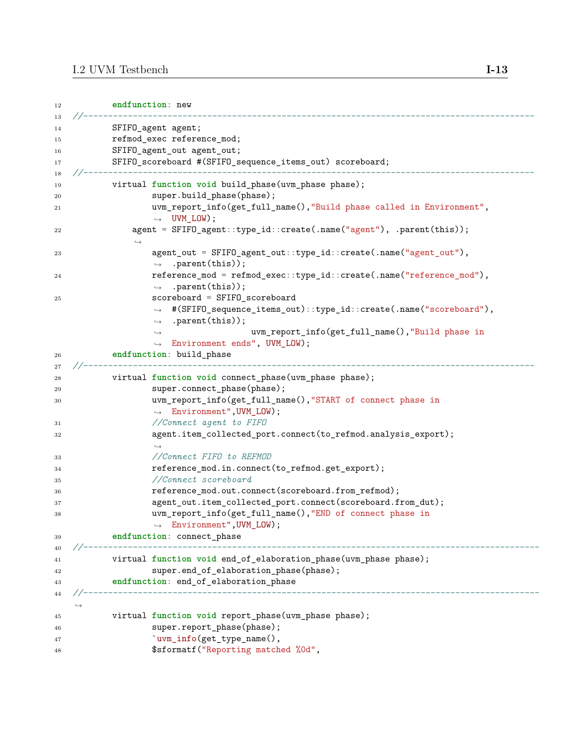```
12        endfunction: new
13  //-----------------------------------------------------------------------------------------
14        SFIFO_agent agent;
15        refmod_exec reference_mod;
16        SFIFO_agent_out agent_out;
17        SFIFO_scoreboard #(SFIFO_sequence_items_out) scoreboard;
18  //-----------------------------------------------------------------------------------------
19        virtual function void build_phase(uvm_phase phase);
20              super.build_phase(phase);
21              uvm_report_info(get_full_name(),"Build phase called in Environment",
                ↪  UVM_LOW);
22            agent = SFIFO_agent::type_id::create(.name("agent"), .parent(this));
              ↪
23              agent_out = SFIFO_agent_out::type_id::create(.name("agent_out"),
                ↪  .parent(this));
24              reference_mod = refmod_exec::type_id::create(.name("reference_mod"),
                ↪  .parent(this));
25              scoreboard = SFIFO_scoreboard
                ↪  #(SFIFO_sequence_items_out)::type_id::create(.name("scoreboard"),
                ↪  .parent(this));
                ↪                 uvm_report_info(get_full_name(),"Build phase in
                ↪  Environment ends", UVM_LOW);
26        endfunction: build_phase
27  //-----------------------------------------------------------------------------------------
28        virtual function void connect_phase(uvm_phase phase);
29              super.connect_phase(phase);
30              uvm_report_info(get_full_name(),"START of connect phase in
                ↪  Environment",UVM_LOW);
31              //Connect agent to FIFO
32              agent.item_collected_port.connect(to_refmod.analysis_export);
                ↪
33              //Connect FIFO to REFMOD
34              reference_mod.in.connect(to_refmod.get_export);
35              //Connect scoreboard
36              reference_mod.out.connect(scoreboard.from_refmod);
37              agent_out.item_collected_port.connect(scoreboard.from_dut);
38              uvm_report_info(get_full_name(),"END of connect phase in
                ↪  Environment",UVM_LOW);
39        endfunction: connect_phase
40  //------------------------------------------------------------------------------------------
41        virtual function void end_of_elaboration_phase(uvm_phase phase);
42              super.end_of_elaboration_phase(phase);
43        endfunction: end_of_elaboration_phase
44  //------------------------------------------------------------------------------------------
    ↪
45        virtual function void report_phase(uvm_phase phase);
46              super.report_phase(phase);
47              `uvm_info(get_type_name(),
48              $sformatf("Reporting matched %0d",
```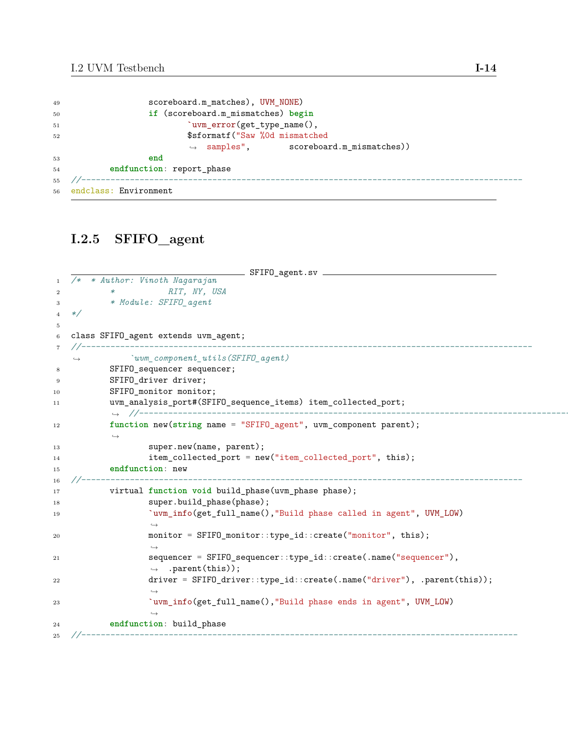```
                scoreboard.m_matches), UVM_NONE)
                if (scoreboard.m_mismatches) begin
                        `uvm_error(get_type_name(),
                        $sformatf("Saw %0d mismatched
                         samples",        scoreboard.m_mismatches))
                end
        endfunction: report_phase
//------------------------------------------------------------------------------------------
endclass: Environment
```

### I.2.5 SFIFO_agent

SFIFO_agent.sv

```
/*  * Author: Vinoth Nagarajan
        *           RIT, NY, USA
        * Module: SFIFO_agent
*/

class SFIFO_agent extends uvm_agent;
//------------------------------------------------------------------------------------------
          `uvm_component_utils(SFIFO_agent)
        SFIFO_sequencer sequencer;
        SFIFO_driver driver;
        SFIFO_monitor monitor;
        uvm_analysis_port#(SFIFO_sequence_items) item_collected_port;
         //------------------------------------------------------------------------------------------
        function new(string name = "SFIFO_agent", uvm_component parent);

                super.new(name, parent);
                item_collected_port = new("item_collected_port", this);
        endfunction: new
//------------------------------------------------------------------------------------------
        virtual function void build_phase(uvm_phase phase);
                super.build_phase(phase);
                `uvm_info(get_full_name(),"Build phase called in agent", UVM_LOW)

                monitor = SFIFO_monitor::type_id::create("monitor", this);

                sequencer = SFIFO_sequencer::type_id::create(.name("sequencer"),
                 .parent(this));
                driver = SFIFO_driver::type_id::create(.name("driver"), .parent(this));

                `uvm_info(get_full_name(),"Build phase ends in agent", UVM_LOW)

        endfunction: build_phase
//------------------------------------------------------------------------------------------
```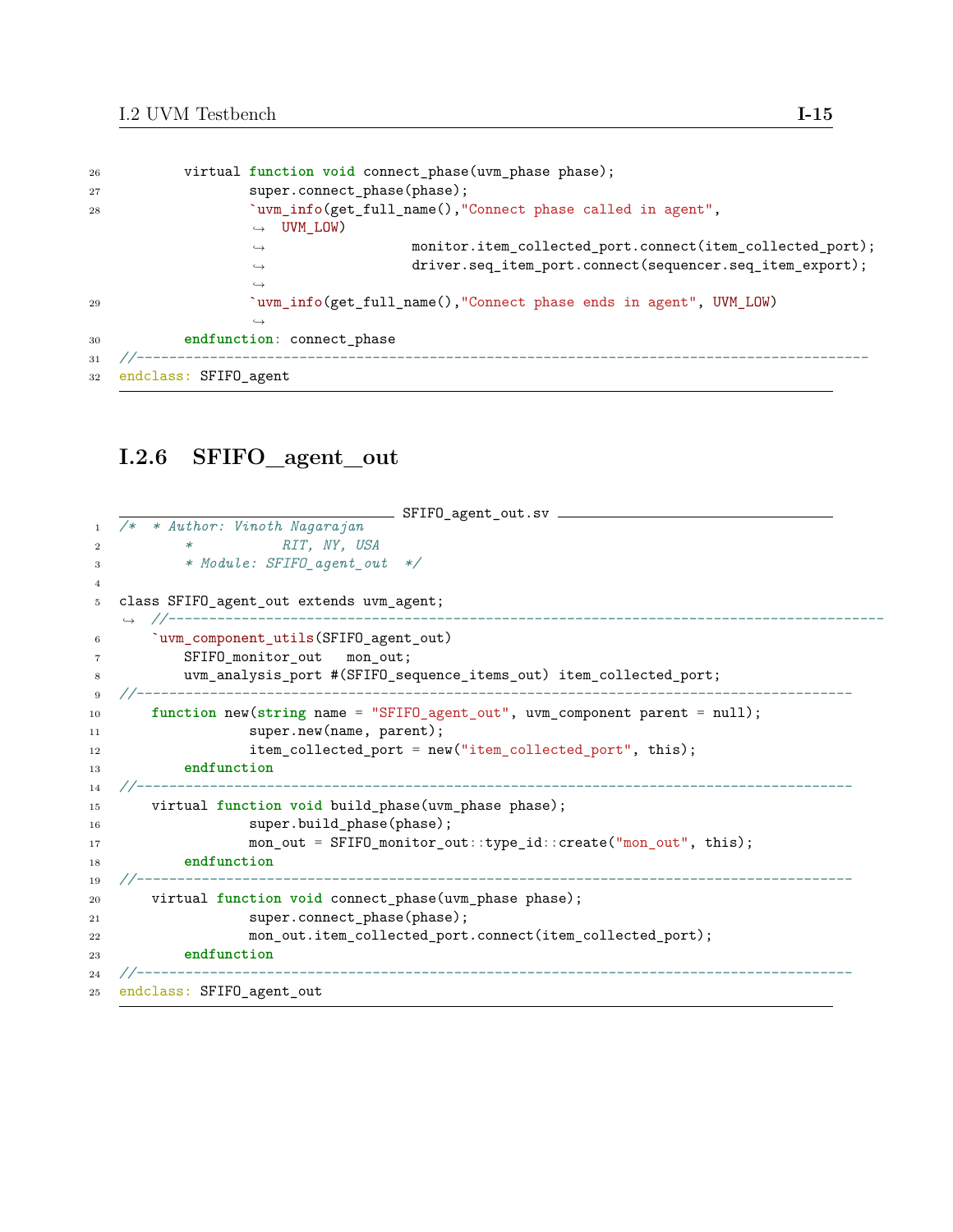```
	virtual function void connect_phase(uvm_phase phase);
		super.connect_phase(phase);
		`uvm_info(get_full_name(),"Connect phase called in agent",
		↪  UVM_LOW)
		↪			monitor.item_collected_port.connect(item_collected_port);
		↪			driver.seq_item_port.connect(sequencer.seq_item_export);
		↪
		`uvm_info(get_full_name(),"Connect phase ends in agent", UVM_LOW)
		↪
	endfunction: connect_phase
//---------------------------------------------------------------------------------------
endclass: SFIFO_agent
```

### I.2.6 SFIFO_agent_out

SFIFO_agent_out.sv

```
/*  * Author: Vinoth Nagarajan
	*           RIT, NY, USA
	* Module: SFIFO_agent_out  */

class SFIFO_agent_out extends uvm_agent;
↪  //---------------------------------------------------------------------------------------
	`uvm_component_utils(SFIFO_agent_out)
		SFIFO_monitor_out   mon_out;
		uvm_analysis_port #(SFIFO_sequence_items_out) item_collected_port;
//---------------------------------------------------------------------------------------
	function new(string name = "SFIFO_agent_out", uvm_component parent = null);
		super.new(name, parent);
		item_collected_port = new("item_collected_port", this);
	endfunction
//---------------------------------------------------------------------------------------
	virtual function void build_phase(uvm_phase phase);
		super.build_phase(phase);
		mon_out = SFIFO_monitor_out::type_id::create("mon_out", this);
	endfunction
//---------------------------------------------------------------------------------------
	virtual function void connect_phase(uvm_phase phase);
		super.connect_phase(phase);
		mon_out.item_collected_port.connect(item_collected_port);
	endfunction
//---------------------------------------------------------------------------------------
endclass: SFIFO_agent_out
```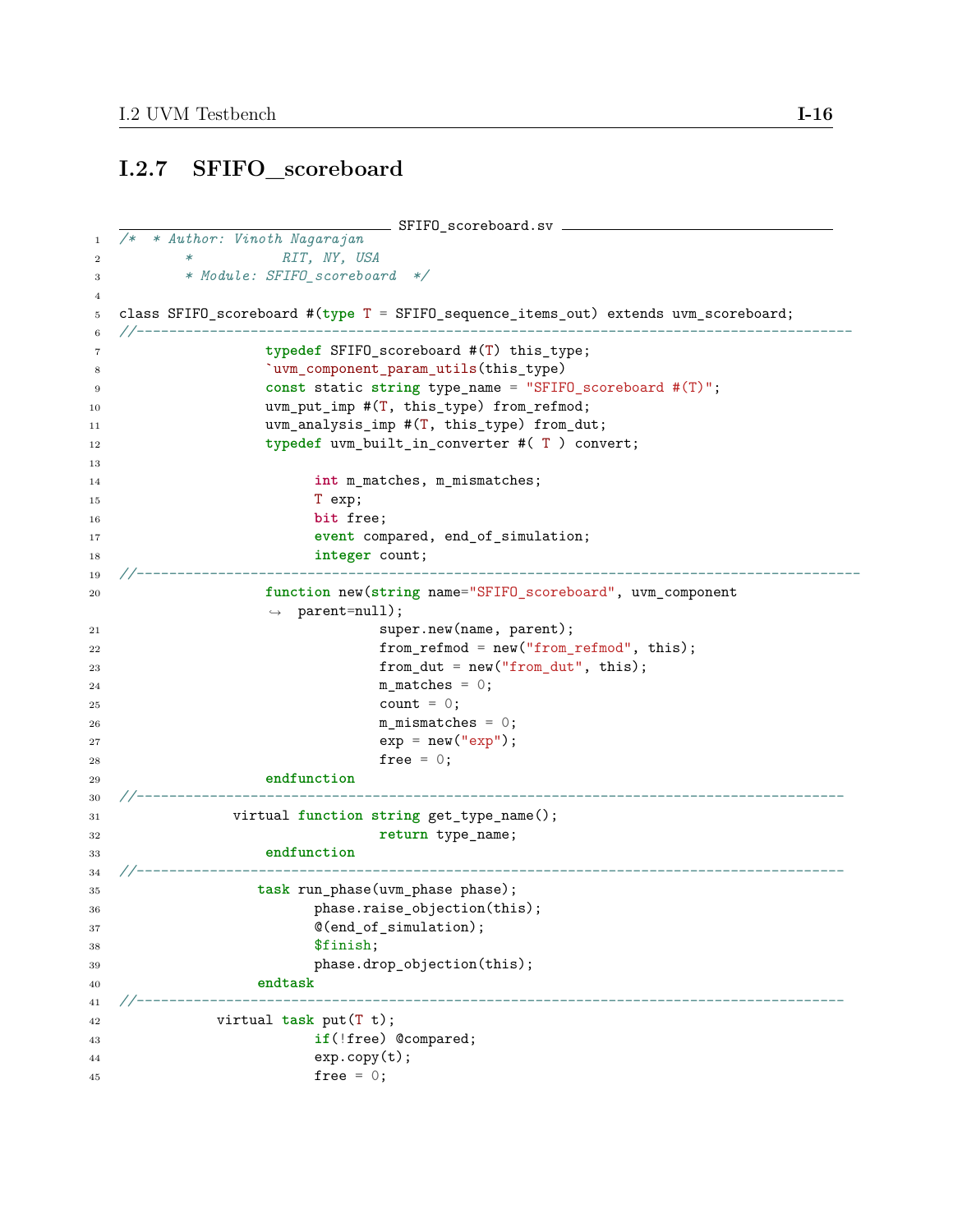### I.2.7 SFIFO_scoreboard

SFIFO_scoreboard.sv

```
/*  * Author: Vinoth Nagarajan
        *           RIT, NY, USA
        * Module: SFIFO_scoreboard  */

class SFIFO_scoreboard #(type T = SFIFO_sequence_items_out) extends uvm_scoreboard;
//-----------------------------------------------------------------------------------------
                  typedef SFIFO_scoreboard #(T) this_type;
                  `uvm_component_param_utils(this_type)
                  const static string type_name = "SFIFO_scoreboard #(T)";
                  uvm_put_imp #(T, this_type) from_refmod;
                  uvm_analysis_imp #(T, this_type) from_dut;
                  typedef uvm_built_in_converter #( T ) convert;

                        int m_matches, m_mismatches;
                        T exp;
                        bit free;
                        event compared, end_of_simulation;
                        integer count;
//------------------------------------------------------------------------------------------
                  function new(string name="SFIFO_scoreboard", uvm_component
                   parent=null);
                               super.new(name, parent);
                               from_refmod = new("from_refmod", this);
                               from_dut = new("from_dut", this);
                               m_matches = 0;
                               count = 0;
                               m_mismatches = 0;
                               exp = new("exp");
                               free = 0;
                  endfunction
//-----------------------------------------------------------------------------------------
              virtual function string get_type_name();
                               return type_name;
                  endfunction
//-----------------------------------------------------------------------------------------
                 task run_phase(uvm_phase phase);
                        phase.raise_objection(this);
                        @(end_of_simulation);
                        $finish;
                        phase.drop_objection(this);
                 endtask
//-----------------------------------------------------------------------------------------
            virtual task put(T t);
                        if(!free) @compared;
                        exp.copy(t);
                        free = 0;
```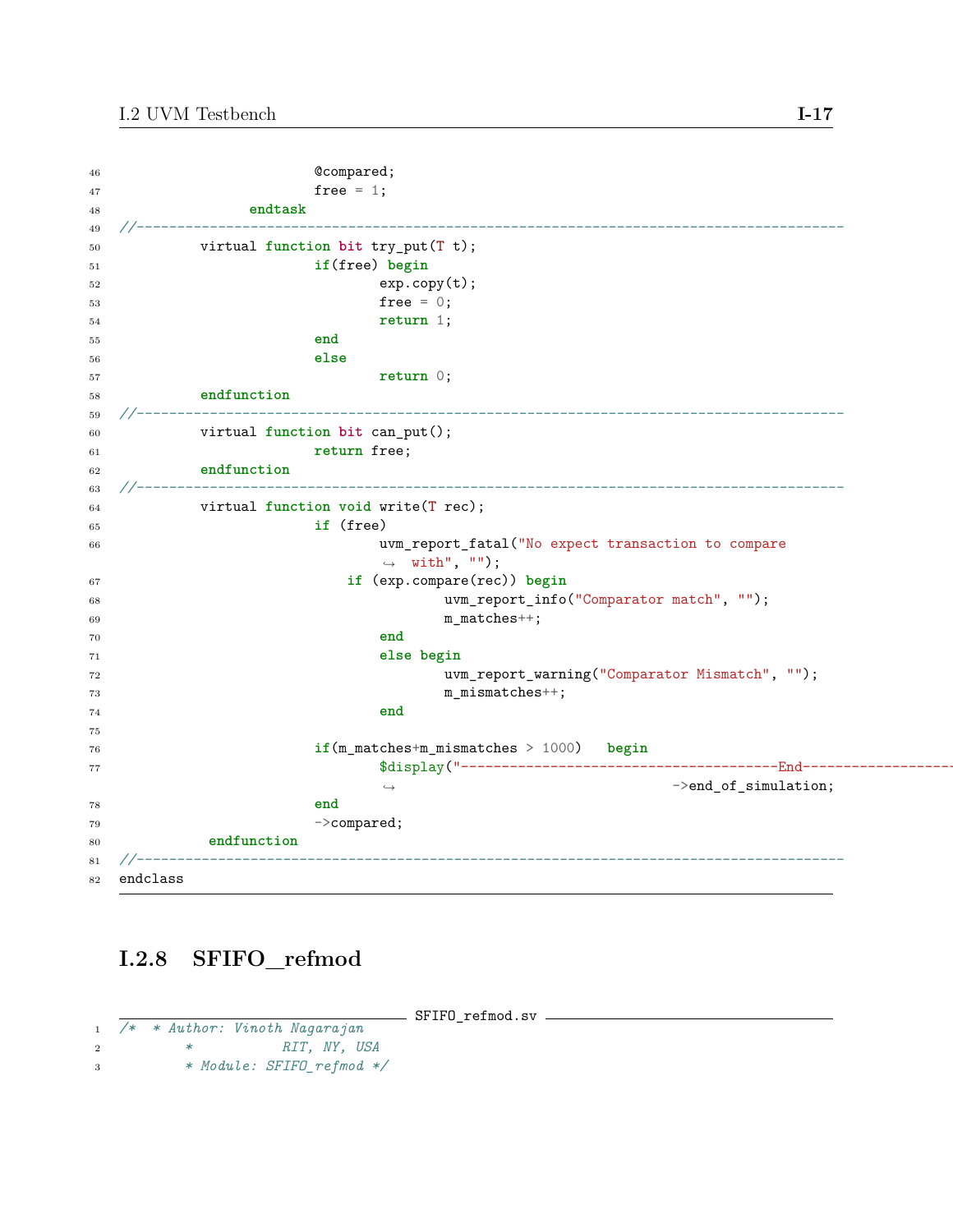```
                        @compared;
                        free = 1;
                endtask
//-------------------------------------------------------------------------------------
        virtual function bit try_put(T t);
                        if(free) begin
                                exp.copy(t);
                                free = 0;
                                return 1;
                        end
                        else
                                return 0;
        endfunction
//-------------------------------------------------------------------------------------
        virtual function bit can_put();
                        return free;
        endfunction
//-------------------------------------------------------------------------------------
        virtual function void write(T rec);
                        if (free)
                                uvm_report_fatal("No expect transaction to compare
                                 with", "");
                            if (exp.compare(rec)) begin
                                        uvm_report_info("Comparator match", "");
                                        m_matches++;
                                end
                                else begin
                                        uvm_report_warning("Comparator Mismatch", "");
                                        m_mismatches++;
                                end

                        if(m_matches+m_mismatches > 1000)   begin
                                $display("--------------------------------------End-------------------
                                                                    ->end_of_simulation;
                        end
                        ->compared;
         endfunction
//-------------------------------------------------------------------------------------
endclass
```

### I.2.8 SFIFO_refmod

SFIFO_refmod.sv

```
/*  * Author: Vinoth Nagarajan
        *           RIT, NY, USA
        * Module: SFIFO_refmod */
```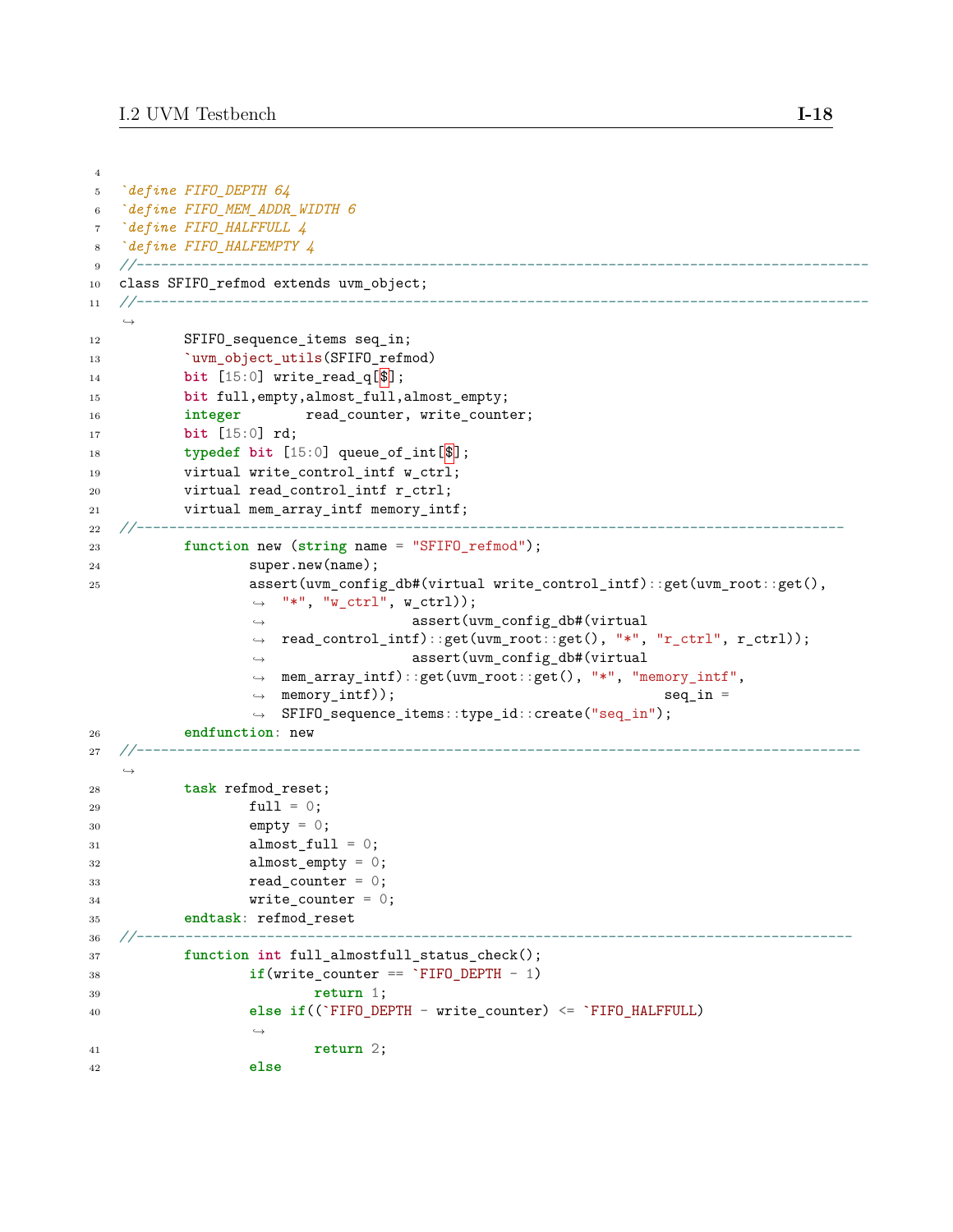```
`define FIFO_DEPTH 64
`define FIFO_MEM_ADDR_WIDTH 6
`define FIFO_HALFFULL 4
`define FIFO_HALFEMPTY 4
//-----------------------------------------------------------------------------------------
class SFIFO_refmod extends uvm_object;
//-----------------------------------------------------------------------------------------
        SFIFO_sequence_items seq_in;
        `uvm_object_utils(SFIFO_refmod)
        bit [15:0] write_read_q[$];
        bit full,empty,almost_full,almost_empty;
        integer        read_counter, write_counter;
        bit [15:0] rd;
        typedef bit [15:0] queue_of_int[$];
        virtual write_control_intf w_ctrl;
        virtual read_control_intf r_ctrl;
        virtual mem_array_intf memory_intf;
//---------------------------------------------------------------------------------------
        function new (string name = "SFIFO_refmod");
                super.new(name);
                assert(uvm_config_db#(virtual write_control_intf)::get(uvm_root::get(),
                 "*", "w_ctrl", w_ctrl));
                                  assert(uvm_config_db#(virtual
                 read_control_intf)::get(uvm_root::get(), "*", "r_ctrl", r_ctrl));
                                  assert(uvm_config_db#(virtual
                 mem_array_intf)::get(uvm_root::get(), "*", "memory_intf",
                 memory_intf));                                  seq_in =
                 SFIFO_sequence_items::type_id::create("seq_in");
        endfunction: new
//----------------------------------------------------------------------------------------

        task refmod_reset;
                full = 0;
                empty = 0;
                almost_full = 0;
                almost_empty = 0;
                read_counter = 0;
                write_counter = 0;
        endtask: refmod_reset
//----------------------------------------------------------------------------------------
        function int full_almostfull_status_check();
                if(write_counter == `FIFO_DEPTH - 1)
                        return 1;
                else if((`FIFO_DEPTH - write_counter) <= `FIFO_HALFFULL)

                        return 2;
                else
```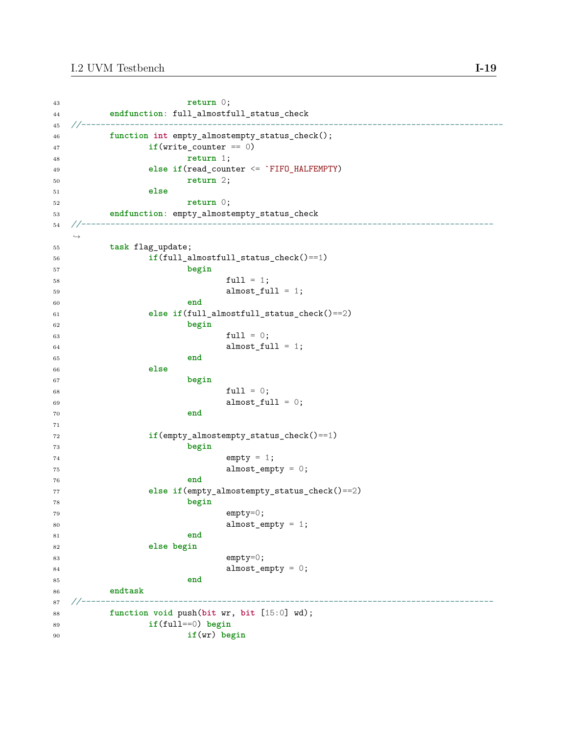```
                        return 0;
        endfunction: full_almostfull_status_check
//-----------------------------------------------------------------------------------
        function int empty_almostempty_status_check();
                if(write_counter == 0)
                        return 1;
                else if(read_counter <= `FIFO_HALFEMPTY)
                        return 2;
                else
                        return 0;
        endfunction: empty_almostempty_status_check
//-----------------------------------------------------------------------------------
↪
        task flag_update;
                if(full_almostfull_status_check()==1)
                        begin
                                full = 1;
                                almost_full = 1;
                        end
                else if(full_almostfull_status_check()==2)
                        begin
                                full = 0;
                                almost_full = 1;
                        end
                else
                        begin
                                full = 0;
                                almost_full = 0;
                        end

                if(empty_almostempty_status_check()==1)
                        begin
                                empty = 1;
                                almost_empty = 0;
                        end
                else if(empty_almostempty_status_check()==2)
                        begin
                                empty=0;
                                almost_empty = 1;
                        end
                else begin
                                empty=0;
                                almost_empty = 0;
                        end
        endtask
//-----------------------------------------------------------------------------------
        function void push(bit wr, bit [15:0] wd);
                if(full==0) begin
                        if(wr) begin
```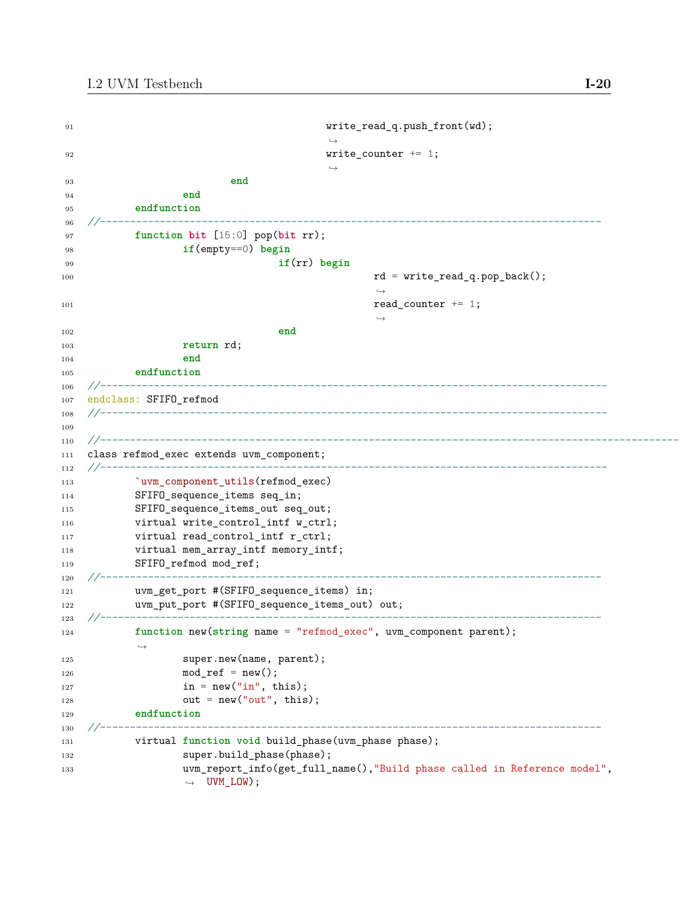```
91                                      write_read_q.push_front(wd);
                                        ↪
92                                      write_counter += 1;
                                        ↪
93                          end
94                  end
95          endfunction
96  //-----------------------------------------------------------------------------
97          function bit [15:0] pop(bit rr);
98                  if(empty==0) begin
99                                  if(rr) begin
100                                                 rd = write_read_q.pop_back();
                                                    ↪
101                                                 read_counter += 1;
                                                    ↪
102                                 end
103                 return rd;
104                 end
105         endfunction
106 //------------------------------------------------------------------------------
107 endclass: SFIFO_refmod
108 //------------------------------------------------------------------------------
109 
110 //------------------------------------------------------------------------------------------
111 class refmod_exec extends uvm_component;
112 //------------------------------------------------------------------------------
113         `uvm_component_utils(refmod_exec)
114         SFIFO_sequence_items seq_in;
115         SFIFO_sequence_items_out seq_out;
116         virtual write_control_intf w_ctrl;
117         virtual read_control_intf r_ctrl;
118         virtual mem_array_intf memory_intf;
119         SFIFO_refmod mod_ref;
120 //-----------------------------------------------------------------------------
121         uvm_get_port #(SFIFO_sequence_items) in;
122         uvm_put_port #(SFIFO_sequence_items_out) out;
123 //-----------------------------------------------------------------------------
124         function new(string name = "refmod_exec", uvm_component parent);
            ↪
125                 super.new(name, parent);
126                 mod_ref = new();
127                 in = new("in", this);
128                 out = new("out", this);
129         endfunction
130 //-----------------------------------------------------------------------------
131         virtual function void build_phase(uvm_phase phase);
132                 super.build_phase(phase);
133                 uvm_report_info(get_full_name(),"Build phase called in Reference model",
                    ↪  UVM_LOW);
```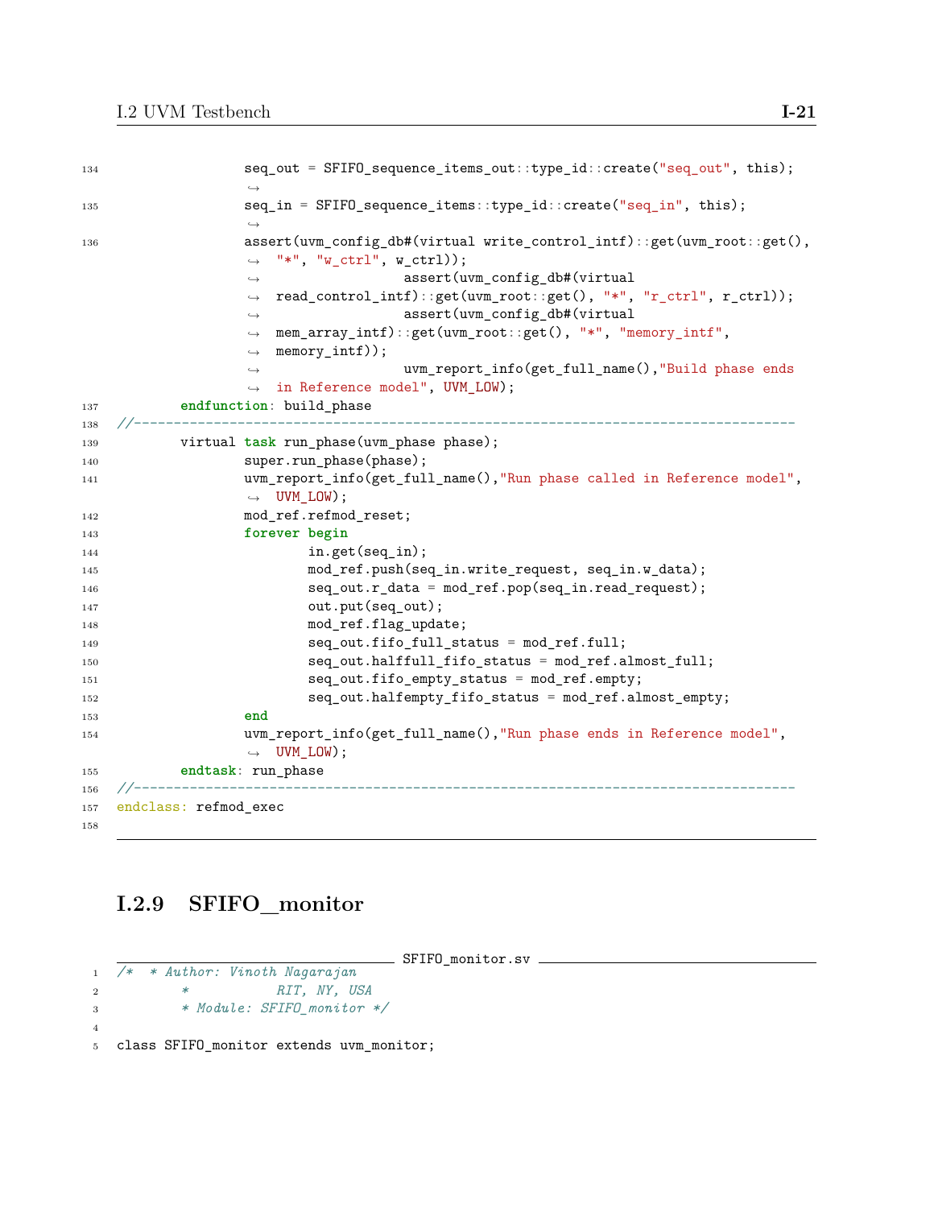```
134                 seq_out = SFIFO_sequence_items_out::type_id::create("seq_out", this);
135                 seq_in = SFIFO_sequence_items::type_id::create("seq_in", this);
136                 assert(uvm_config_db#(virtual write_control_intf)::get(uvm_root::get(),
                    "*", "w_ctrl", w_ctrl));
                                        assert(uvm_config_db#(virtual
                    read_control_intf)::get(uvm_root::get(), "*", "r_ctrl", r_ctrl));
                                        assert(uvm_config_db#(virtual
                    mem_array_intf)::get(uvm_root::get(), "*", "memory_intf",
                    memory_intf));
                                        uvm_report_info(get_full_name(),"Build phase ends
                    in Reference model", UVM_LOW);
137         endfunction: build_phase
138 //--------------------------------------------------------------------------------
139         virtual task run_phase(uvm_phase phase);
140                 super.run_phase(phase);
141                 uvm_report_info(get_full_name(),"Run phase called in Reference model",
                    UVM_LOW);
142                 mod_ref.refmod_reset;
143                 forever begin
144                         in.get(seq_in);
145                         mod_ref.push(seq_in.write_request, seq_in.w_data);
146                         seq_out.r_data = mod_ref.pop(seq_in.read_request);
147                         out.put(seq_out);
148                         mod_ref.flag_update;
149                         seq_out.fifo_full_status = mod_ref.full;
150                         seq_out.halffull_fifo_status = mod_ref.almost_full;
151                         seq_out.fifo_empty_status = mod_ref.empty;
152                         seq_out.halfempty_fifo_status = mod_ref.almost_empty;
153                 end
154                 uvm_report_info(get_full_name(),"Run phase ends in Reference model",
                    UVM_LOW);
155         endtask: run_phase
156 //--------------------------------------------------------------------------------
157 endclass: refmod_exec
158
```

### I.2.9 SFIFO_monitor

SFIFO_monitor.sv

```
1 /*  * Author: Vinoth Nagarajan
2           *           RIT, NY, USA
3           * Module: SFIFO_monitor */
4
5 class SFIFO_monitor extends uvm_monitor;
```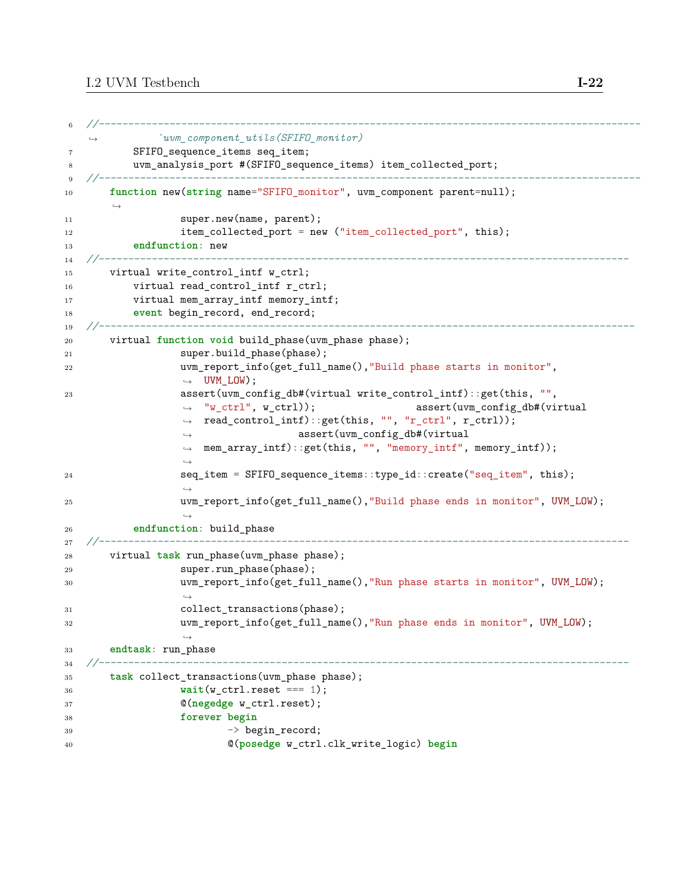```
6   //---------------------------------------------------------------------------------------
    ↪         `uvm_component_utils(SFIFO_monitor)
7         SFIFO_sequence_items seq_item;
8         uvm_analysis_port #(SFIFO_sequence_items) item_collected_port;
9   //---------------------------------------------------------------------------------------
10      function new(string name="SFIFO_monitor", uvm_component parent=null);
        ↪
11                super.new(name, parent);
12                item_collected_port = new ("item_collected_port", this);
13          endfunction: new
14  //--------------------------------------------------------------------------------------
15      virtual write_control_intf w_ctrl;
16          virtual read_control_intf r_ctrl;
17          virtual mem_array_intf memory_intf;
18          event begin_record, end_record;
19  //--------------------------------------------------------------------------------------
20      virtual function void build_phase(uvm_phase phase);
21                super.build_phase(phase);
22                uvm_report_info(get_full_name(),"Build phase starts in monitor",
                  ↪  UVM_LOW);
23                assert(uvm_config_db#(virtual write_control_intf)::get(this, "",
                  ↪  "w_ctrl", w_ctrl));                 assert(uvm_config_db#(virtual
                  ↪  read_control_intf)::get(this, "", "r_ctrl", r_ctrl));
                  ↪                  assert(uvm_config_db#(virtual
                  ↪  mem_array_intf)::get(this, "", "memory_intf", memory_intf));
                  ↪
24                seq_item = SFIFO_sequence_items::type_id::create("seq_item", this);
                  ↪
25                uvm_report_info(get_full_name(),"Build phase ends in monitor", UVM_LOW);
                  ↪
26          endfunction: build_phase
27  //--------------------------------------------------------------------------------------
28      virtual task run_phase(uvm_phase phase);
29                super.run_phase(phase);
30                uvm_report_info(get_full_name(),"Run phase starts in monitor", UVM_LOW);
                  ↪
31                collect_transactions(phase);
32                uvm_report_info(get_full_name(),"Run phase ends in monitor", UVM_LOW);
                  ↪
33      endtask: run_phase
34  //--------------------------------------------------------------------------------------
35      task collect_transactions(uvm_phase phase);
36                wait(w_ctrl.reset === 1);
37                @(negedge w_ctrl.reset);
38                forever begin
39                        -> begin_record;
40                        @(posedge w_ctrl.clk_write_logic) begin
```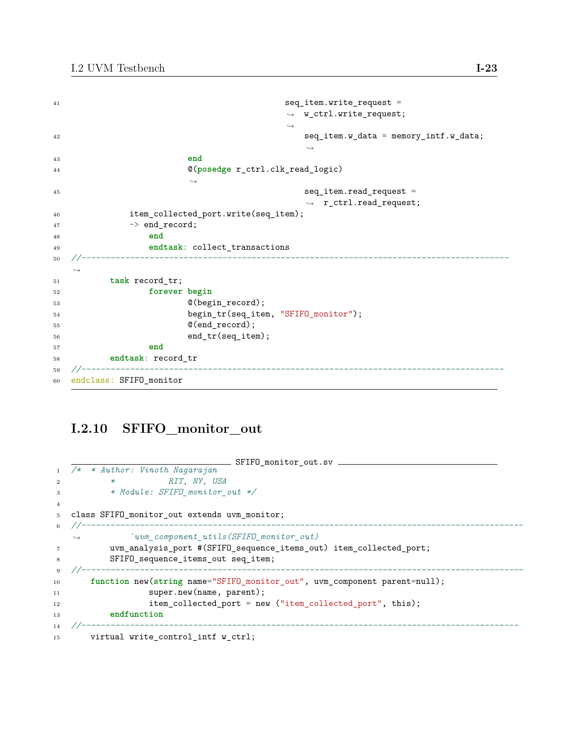```
                                        seq_item.write_request =
                                            w_ctrl.write_request;
                                            seq_item.w_data = memory_intf.w_data;
                        end
                        @(posedge r_ctrl.clk_read_logic)
                                            seq_item.read_request =
                                                r_ctrl.read_request;
            item_collected_port.write(seq_item);
            -> end_record;
                end
                endtask: collect_transactions
//------------------------------------------------------------------------------------------
        task record_tr;
                forever begin
                        @(begin_record);
                        begin_tr(seq_item, "SFIFO_monitor");
                        @(end_record);
                        end_tr(seq_item);
                end
        endtask: record_tr
//------------------------------------------------------------------------------------------
endclass: SFIFO_monitor
```

### I.2.10 SFIFO_monitor_out

SFIFO_monitor_out.sv

```
/*  * Author: Vinoth Nagarajan
        *           RIT, NY, USA
        * Module: SFIFO_monitor_out */

class SFIFO_monitor_out extends uvm_monitor;
//------------------------------------------------------------------------------------------
            `uvm_component_utils(SFIFO_monitor_out)
        uvm_analysis_port #(SFIFO_sequence_items_out) item_collected_port;
        SFIFO_sequence_items_out seq_item;
//------------------------------------------------------------------------------------------
    function new(string name="SFIFO_monitor_out", uvm_component parent=null);
                super.new(name, parent);
                item_collected_port = new ("item_collected_port", this);
        endfunction
//------------------------------------------------------------------------------------------
    virtual write_control_intf w_ctrl;
```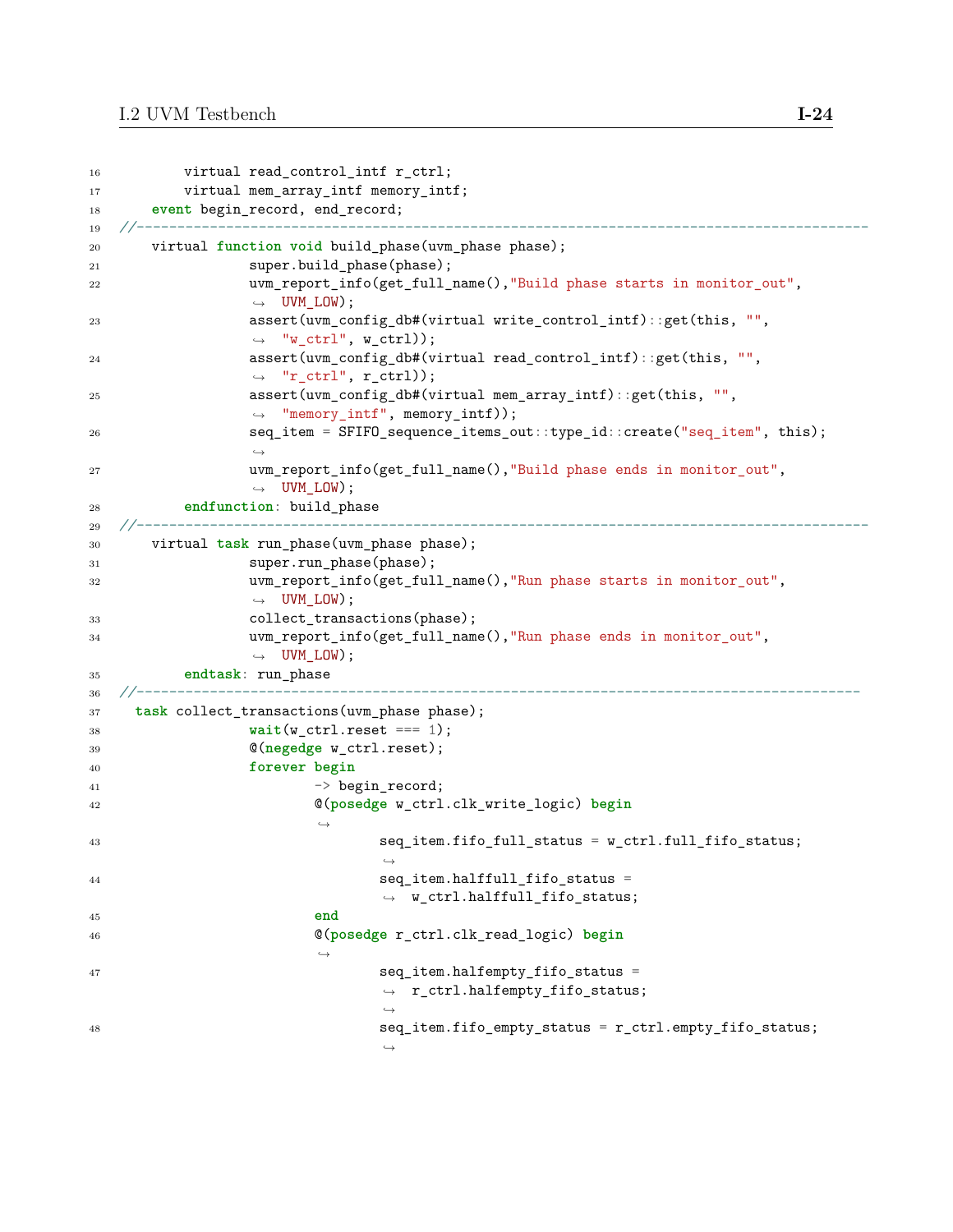```systemverilog
16          virtual read_control_intf r_ctrl;
17          virtual mem_array_intf memory_intf;
18      event begin_record, end_record;
19  //------------------------------------------------------------------------------------
20      virtual function void build_phase(uvm_phase phase);
21                  super.build_phase(phase);
22                  uvm_report_info(get_full_name(),"Build phase starts in monitor_out",
                    ↪  UVM_LOW);
23                  assert(uvm_config_db#(virtual write_control_intf)::get(this, "",
                    ↪  "w_ctrl", w_ctrl));
24                  assert(uvm_config_db#(virtual read_control_intf)::get(this, "",
                    ↪  "r_ctrl", r_ctrl));
25                  assert(uvm_config_db#(virtual mem_array_intf)::get(this, "",
                    ↪  "memory_intf", memory_intf));
26                  seq_item = SFIFO_sequence_items_out::type_id::create("seq_item", this);
                    ↪
27                  uvm_report_info(get_full_name(),"Build phase ends in monitor_out",
                    ↪  UVM_LOW);
28          endfunction: build_phase
29  //------------------------------------------------------------------------------------
30      virtual task run_phase(uvm_phase phase);
31                  super.run_phase(phase);
32                  uvm_report_info(get_full_name(),"Run phase starts in monitor_out",
                    ↪  UVM_LOW);
33                  collect_transactions(phase);
34                  uvm_report_info(get_full_name(),"Run phase ends in monitor_out",
                    ↪  UVM_LOW);
35          endtask: run_phase
36  //-----------------------------------------------------------------------------------
37    task collect_transactions(uvm_phase phase);
38                  wait(w_ctrl.reset === 1);
39                  @(negedge w_ctrl.reset);
40                  forever begin
41                          -> begin_record;
42                          @(posedge w_ctrl.clk_write_logic) begin
                            ↪
43                                  seq_item.fifo_full_status = w_ctrl.full_fifo_status;
                                    ↪
44                                  seq_item.halffull_fifo_status =
                                    ↪  w_ctrl.halffull_fifo_status;
45                          end
46                          @(posedge r_ctrl.clk_read_logic) begin
                            ↪
47                                  seq_item.halfempty_fifo_status =
                                    ↪  r_ctrl.halfempty_fifo_status;
                                    ↪
48                                  seq_item.fifo_empty_status = r_ctrl.empty_fifo_status;
                                    ↪
```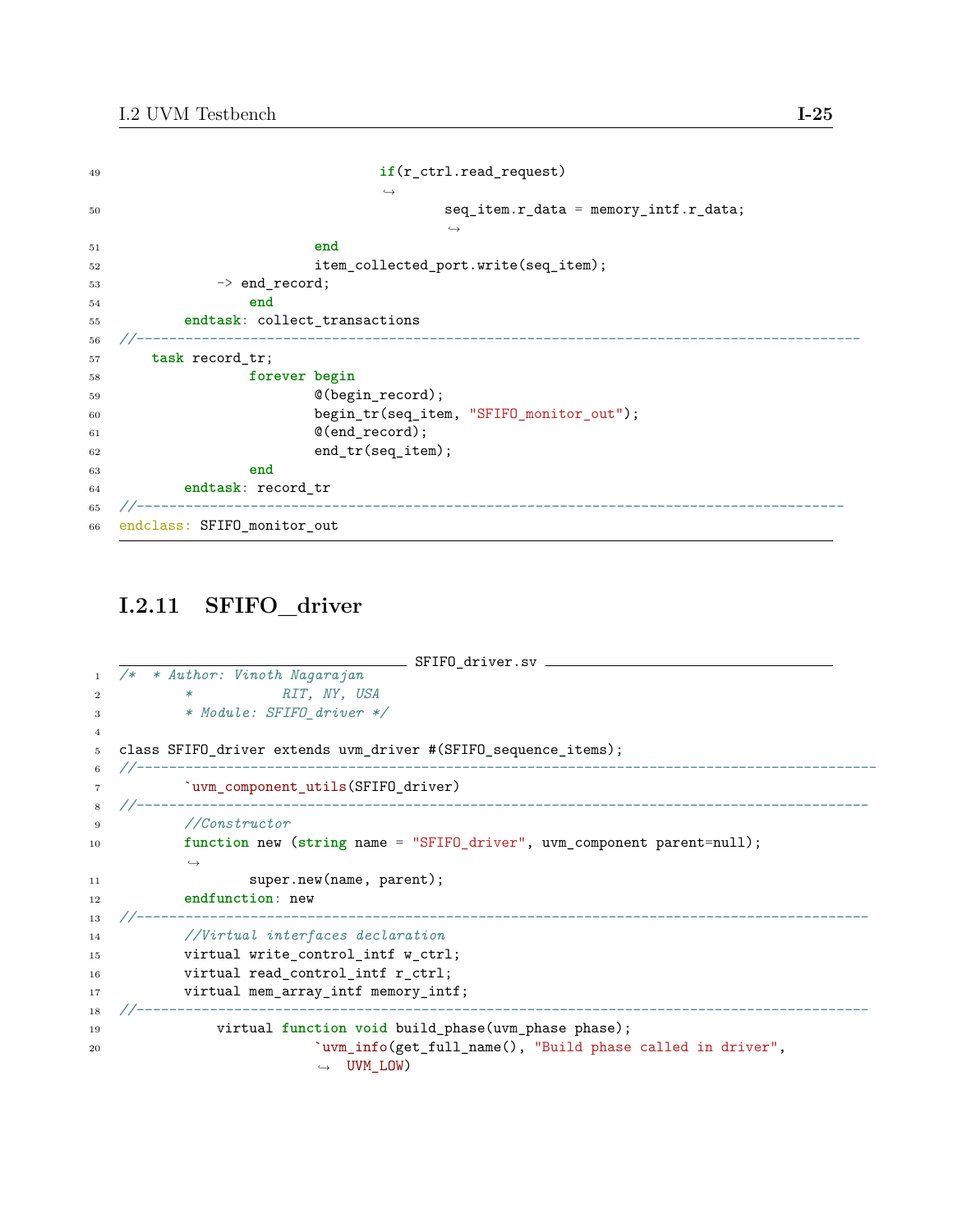```
                                if(r_ctrl.read_request)
                                        seq_item.r_data = memory_intf.r_data;
                        end
                        item_collected_port.write(seq_item);
            -> end_record;
                end
        endtask: collect_transactions
//----------------------------------------------------------------------------------------
    task record_tr;
                forever begin
                        @(begin_record);
                        begin_tr(seq_item, "SFIFO_monitor_out");
                        @(end_record);
                        end_tr(seq_item);
                end
        endtask: record_tr
//----------------------------------------------------------------------------------------
endclass: SFIFO_monitor_out
```

### I.2.11 SFIFO_driver

SFIFO_driver.sv

```
/*  * Author: Vinoth Nagarajan
        *           RIT, NY, USA
        * Module: SFIFO_driver */

class SFIFO_driver extends uvm_driver #(SFIFO_sequence_items);
//-----------------------------------------------------------------------------------------
        `uvm_component_utils(SFIFO_driver)
//-----------------------------------------------------------------------------------------
        //Constructor
        function new (string name = "SFIFO_driver", uvm_component parent=null);
                super.new(name, parent);
        endfunction: new
//-----------------------------------------------------------------------------------------
        //Virtual interfaces declaration
        virtual write_control_intf w_ctrl;
        virtual read_control_intf r_ctrl;
        virtual mem_array_intf memory_intf;
//-----------------------------------------------------------------------------------------
            virtual function void build_phase(uvm_phase phase);
                        `uvm_info(get_full_name(), "Build phase called in driver",
                           UVM_LOW)
```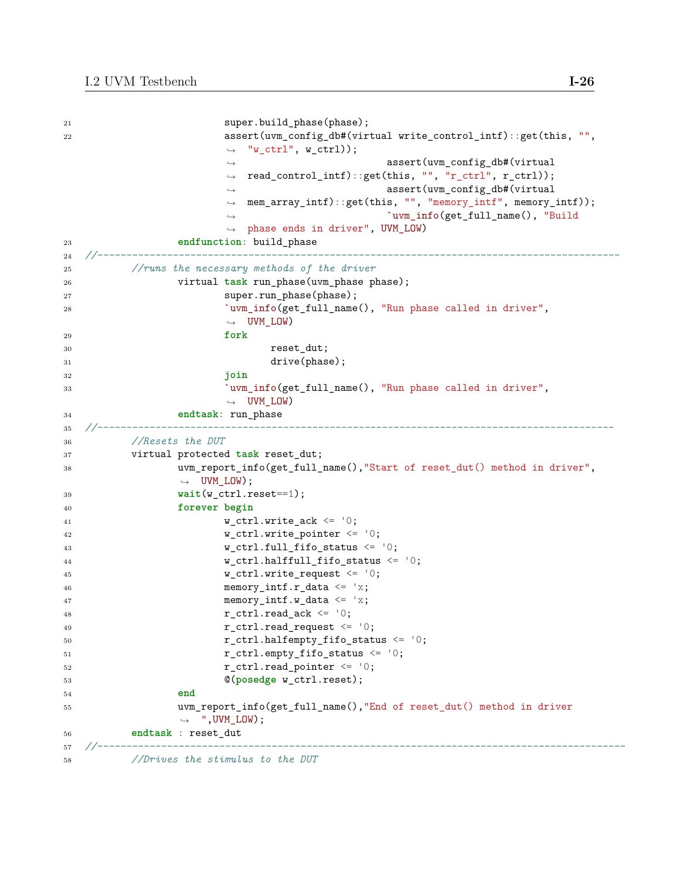```
21                          super.build_phase(phase);
22                          assert(uvm_config_db#(virtual write_control_intf)::get(this, "",
                             ↪  "w_ctrl", w_ctrl));
                             ↪                          assert(uvm_config_db#(virtual
                             ↪  read_control_intf)::get(this, "", "r_ctrl", r_ctrl));
                             ↪                          assert(uvm_config_db#(virtual
                             ↪  mem_array_intf)::get(this, "", "memory_intf", memory_intf));
                             ↪                          `uvm_info(get_full_name(), "Build
                             ↪  phase ends in driver", UVM_LOW)
23                  endfunction: build_phase
24  //-----------------------------------------------------------------------------------------
25          //runs the necessary methods of the driver
26                  virtual task run_phase(uvm_phase phase);
27                          super.run_phase(phase);
28                          `uvm_info(get_full_name(), "Run phase called in driver",
                             ↪  UVM_LOW)
29                          fork
30                                  reset_dut;
31                                  drive(phase);
32                          join
33                          `uvm_info(get_full_name(), "Run phase called in driver",
                             ↪  UVM_LOW)
34                  endtask: run_phase
35  //-----------------------------------------------------------------------------------------
36          //Resets the DUT
37          virtual protected task reset_dut;
38                  uvm_report_info(get_full_name(),"Start of reset_dut() method in driver",
                     ↪  UVM_LOW);
39                  wait(w_ctrl.reset==1);
40                  forever begin
41                          w_ctrl.write_ack <= '0;
42                          w_ctrl.write_pointer <= '0;
43                          w_ctrl.full_fifo_status <= '0;
44                          w_ctrl.halffull_fifo_status <= '0;
45                          w_ctrl.write_request <= '0;
46                          memory_intf.r_data <= 'x;
47                          memory_intf.w_data <= 'x;
48                          r_ctrl.read_ack <= '0;
49                          r_ctrl.read_request <= '0;
50                          r_ctrl.halfempty_fifo_status <= '0;
51                          r_ctrl.empty_fifo_status <= '0;
52                          r_ctrl.read_pointer <= '0;
53                          @(posedge w_ctrl.reset);
54                  end
55                  uvm_report_info(get_full_name(),"End of reset_dut() method in driver
                     ↪  ",UVM_LOW);
56          endtask : reset_dut
57  //-----------------------------------------------------------------------------------------
58          //Drives the stimulus to the DUT
```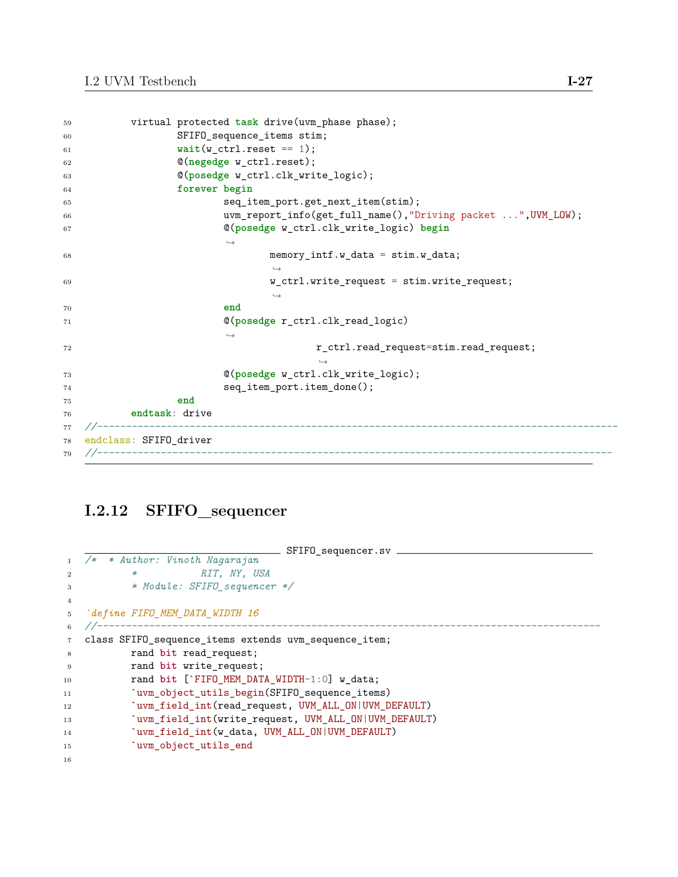```
        virtual protected task drive(uvm_phase phase);
                SFIFO_sequence_items stim;
                wait(w_ctrl.reset == 1);
                @(negedge w_ctrl.reset);
                @(posedge w_ctrl.clk_write_logic);
                forever begin
                        seq_item_port.get_next_item(stim);
                        uvm_report_info(get_full_name(),"Driving packet ...",UVM_LOW);
                        @(posedge w_ctrl.clk_write_logic) begin
                                memory_intf.w_data = stim.w_data;
                                w_ctrl.write_request = stim.write_request;
                        end
                        @(posedge r_ctrl.clk_read_logic)
                                        r_ctrl.read_request=stim.read_request;
                        @(posedge w_ctrl.clk_write_logic);
                        seq_item_port.item_done();
                end
        endtask: drive
//-----------------------------------------------------------------------------------------
endclass: SFIFO_driver
//----------------------------------------------------------------------------------------
```

### I.2.12 SFIFO_sequencer

SFIFO_sequencer.sv

```
/*  * Author: Vinoth Nagarajan
        *           RIT, NY, USA
        * Module: SFIFO_sequencer */

`define FIFO_MEM_DATA_WIDTH 16
//---------------------------------------------------------------------------------------
class SFIFO_sequence_items extends uvm_sequence_item;
        rand bit read_request;
        rand bit write_request;
        rand bit [`FIFO_MEM_DATA_WIDTH-1:0] w_data;
        `uvm_object_utils_begin(SFIFO_sequence_items)
        `uvm_field_int(read_request, UVM_ALL_ON|UVM_DEFAULT)
        `uvm_field_int(write_request, UVM_ALL_ON|UVM_DEFAULT)
        `uvm_field_int(w_data, UVM_ALL_ON|UVM_DEFAULT)
        `uvm_object_utils_end

```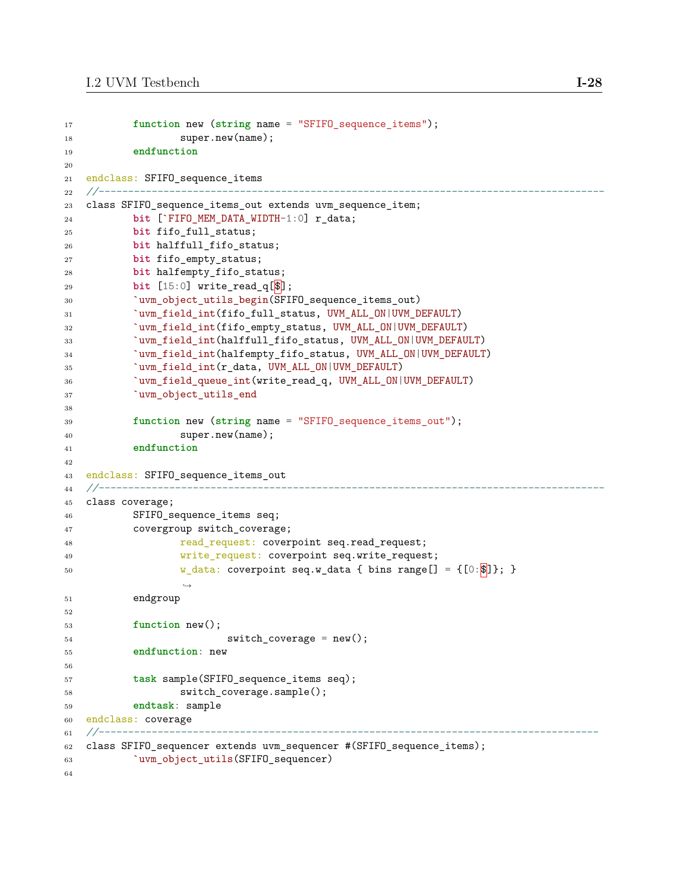```
17          function new (string name = "SFIFO_sequence_items");
18                  super.new(name);
19          endfunction
20
21  endclass: SFIFO_sequence_items
22  //------------------------------------------------------------------------------------
23  class SFIFO_sequence_items_out extends uvm_sequence_item;
24          bit [`FIFO_MEM_DATA_WIDTH-1:0] r_data;
25          bit fifo_full_status;
26          bit halffull_fifo_status;
27          bit fifo_empty_status;
28          bit halfempty_fifo_status;
29          bit [15:0] write_read_q[$];
30          `uvm_object_utils_begin(SFIFO_sequence_items_out)
31          `uvm_field_int(fifo_full_status, UVM_ALL_ON|UVM_DEFAULT)
32          `uvm_field_int(fifo_empty_status, UVM_ALL_ON|UVM_DEFAULT)
33          `uvm_field_int(halffull_fifo_status, UVM_ALL_ON|UVM_DEFAULT)
34          `uvm_field_int(halfempty_fifo_status, UVM_ALL_ON|UVM_DEFAULT)
35          `uvm_field_int(r_data, UVM_ALL_ON|UVM_DEFAULT)
36          `uvm_field_queue_int(write_read_q, UVM_ALL_ON|UVM_DEFAULT)
37          `uvm_object_utils_end
38
39          function new (string name = "SFIFO_sequence_items_out");
40                  super.new(name);
41          endfunction
42
43  endclass: SFIFO_sequence_items_out
44  //------------------------------------------------------------------------------------
45  class coverage;
46          SFIFO_sequence_items seq;
47          covergroup switch_coverage;
48                  read_request: coverpoint seq.read_request;
49                  write_request: coverpoint seq.write_request;
50                  w_data: coverpoint seq.w_data { bins range[] = {[0:$]}; }
                    ↪
51          endgroup
52
53          function new();
54                          switch_coverage = new();
55          endfunction: new
56
57          task sample(SFIFO_sequence_items seq);
58                  switch_coverage.sample();
59          endtask: sample
60  endclass: coverage
61  //-----------------------------------------------------------------------------------
62  class SFIFO_sequencer extends uvm_sequencer #(SFIFO_sequence_items);
63          `uvm_object_utils(SFIFO_sequencer)
64
```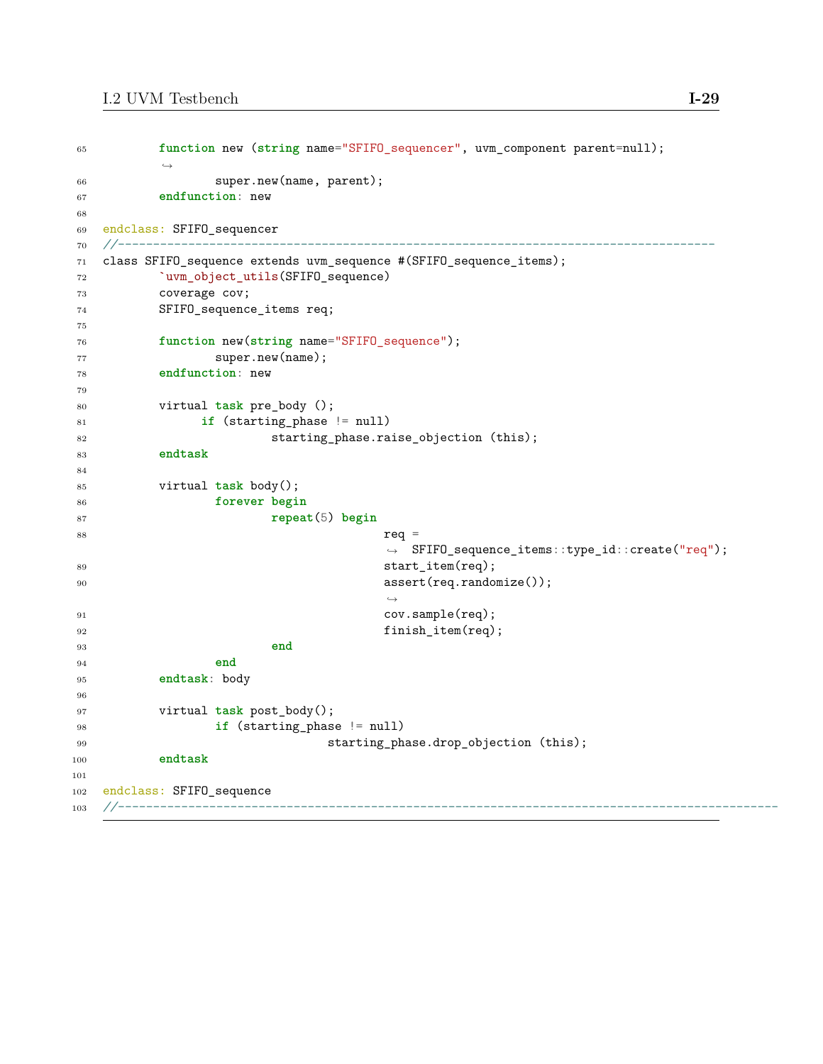```
        function new (string name="SFIFO_sequencer", uvm_component parent=null);
                super.new(name, parent);
        endfunction: new

endclass: SFIFO_sequencer
//-------------------------------------------------------------------------------
class SFIFO_sequence extends uvm_sequence #(SFIFO_sequence_items);
        `uvm_object_utils(SFIFO_sequence)
        coverage cov;
        SFIFO_sequence_items req;

        function new(string name="SFIFO_sequence");
                super.new(name);
        endfunction: new

        virtual task pre_body ();
             if (starting_phase != null)
                        starting_phase.raise_objection (this);
        endtask

        virtual task body();
                forever begin
                        repeat(5) begin
                                        req =
                                         SFIFO_sequence_items::type_id::create("req");
                                        start_item(req);
                                        assert(req.randomize());
                                        
                                        cov.sample(req);
                                        finish_item(req);
                        end
                end
        endtask: body

        virtual task post_body();
                if (starting_phase != null)
                                starting_phase.drop_objection (this);
        endtask

endclass: SFIFO_sequence
//---------------------------------------------------------------------------------------
```